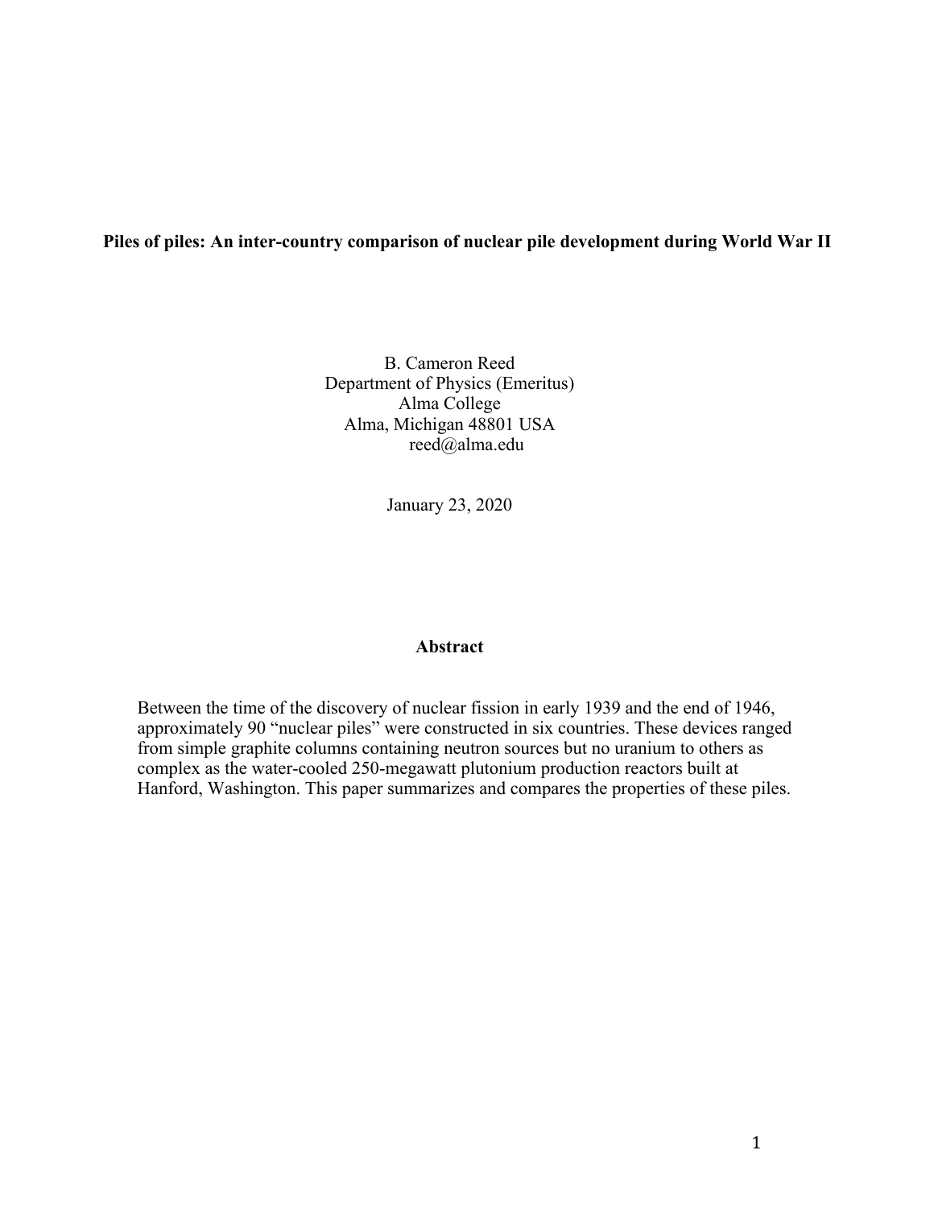# Piles of piles: An inter-country comparison of nuclear pile development during World War II

B. Cameron Reed
Department of Physics (Emeritus)
Alma College
Alma, Michigan 48801 USA
reed@alma.edu

January 23, 2020

## Abstract

Between the time of the discovery of nuclear fission in early 1939 and the end of 1946, approximately 90 "nuclear piles" were constructed in six countries. These devices ranged from simple graphite columns containing neutron sources but no uranium to others as complex as the water-cooled 250-megawatt plutonium production reactors built at Hanford, Washington. This paper summarizes and compares the properties of these piles.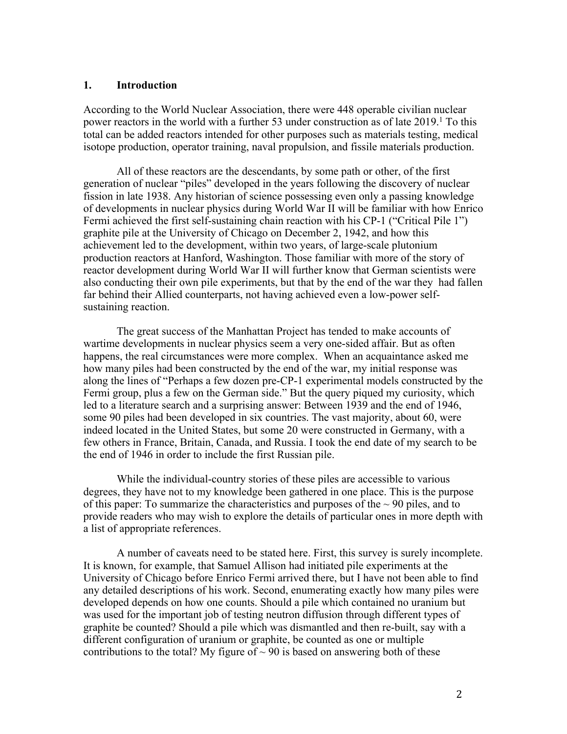## 1. Introduction

According to the World Nuclear Association, there were 448 operable civilian nuclear power reactors in the world with a further 53 under construction as of late 2019.[1] To this total can be added reactors intended for other purposes such as materials testing, medical isotope production, operator training, naval propulsion, and fissile materials production.

All of these reactors are the descendants, by some path or other, of the first generation of nuclear "piles" developed in the years following the discovery of nuclear fission in late 1938. Any historian of science possessing even only a passing knowledge of developments in nuclear physics during World War II will be familiar with how Enrico Fermi achieved the first self-sustaining chain reaction with his CP-1 ("Critical Pile 1") graphite pile at the University of Chicago on December 2, 1942, and how this achievement led to the development, within two years, of large-scale plutonium production reactors at Hanford, Washington. Those familiar with more of the story of reactor development during World War II will further know that German scientists were also conducting their own pile experiments, but that by the end of the war they had fallen far behind their Allied counterparts, not having achieved even a low-power self-sustaining reaction.

The great success of the Manhattan Project has tended to make accounts of wartime developments in nuclear physics seem a very one-sided affair. But as often happens, the real circumstances were more complex. When an acquaintance asked me how many piles had been constructed by the end of the war, my initial response was along the lines of "Perhaps a few dozen pre-CP-1 experimental models constructed by the Fermi group, plus a few on the German side." But the query piqued my curiosity, which led to a literature search and a surprising answer: Between 1939 and the end of 1946, some 90 piles had been developed in six countries. The vast majority, about 60, were indeed located in the United States, but some 20 were constructed in Germany, with a few others in France, Britain, Canada, and Russia. I took the end date of my search to be the end of 1946 in order to include the first Russian pile.

While the individual-country stories of these piles are accessible to various degrees, they have not to my knowledge been gathered in one place. This is the purpose of this paper: To summarize the characteristics and purposes of the ~ 90 piles, and to provide readers who may wish to explore the details of particular ones in more depth with a list of appropriate references.

A number of caveats need to be stated here. First, this survey is surely incomplete. It is known, for example, that Samuel Allison had initiated pile experiments at the University of Chicago before Enrico Fermi arrived there, but I have not been able to find any detailed descriptions of his work. Second, enumerating exactly how many piles were developed depends on how one counts. Should a pile which contained no uranium but was used for the important job of testing neutron diffusion through different types of graphite be counted? Should a pile which was dismantled and then re-built, say with a different configuration of uranium or graphite, be counted as one or multiple contributions to the total? My figure of ~ 90 is based on answering both of these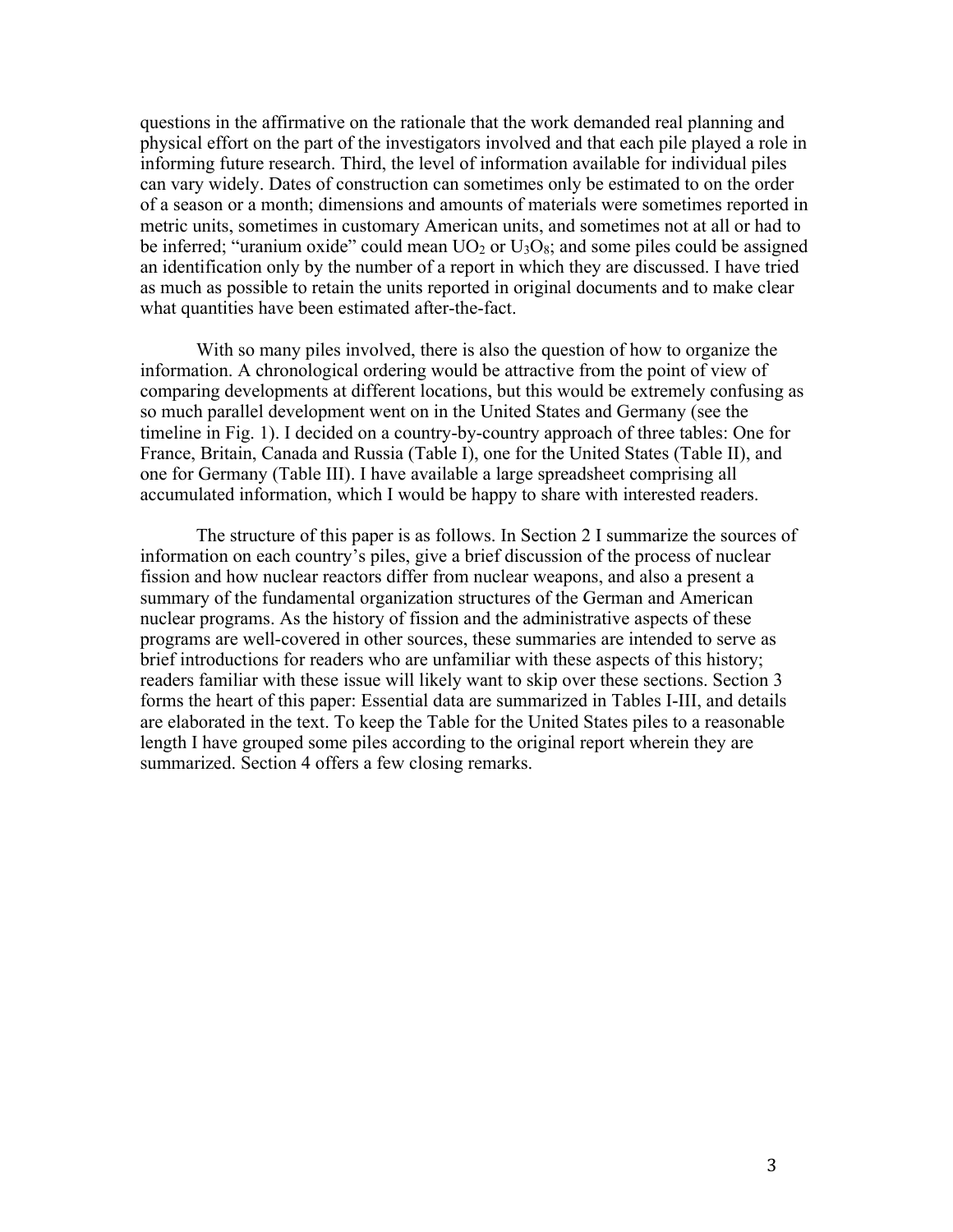questions in the affirmative on the rationale that the work demanded real planning and physical effort on the part of the investigators involved and that each pile played a role in informing future research. Third, the level of information available for individual piles can vary widely. Dates of construction can sometimes only be estimated to on the order of a season or a month; dimensions and amounts of materials were sometimes reported in metric units, sometimes in customary American units, and sometimes not at all or had to be inferred; "uranium oxide" could mean $UO_2$ or $U_3O_8$; and some piles could be assigned an identification only by the number of a report in which they are discussed. I have tried as much as possible to retain the units reported in original documents and to make clear what quantities have been estimated after-the-fact.

With so many piles involved, there is also the question of how to organize the information. A chronological ordering would be attractive from the point of view of comparing developments at different locations, but this would be extremely confusing as so much parallel development went on in the United States and Germany (see the timeline in Fig. 1). I decided on a country-by-country approach of three tables: One for France, Britain, Canada and Russia (Table I), one for the United States (Table II), and one for Germany (Table III). I have available a large spreadsheet comprising all accumulated information, which I would be happy to share with interested readers.

The structure of this paper is as follows. In Section 2 I summarize the sources of information on each country's piles, give a brief discussion of the process of nuclear fission and how nuclear reactors differ from nuclear weapons, and also a present a summary of the fundamental organization structures of the German and American nuclear programs. As the history of fission and the administrative aspects of these programs are well-covered in other sources, these summaries are intended to serve as brief introductions for readers who are unfamiliar with these aspects of this history; readers familiar with these issue will likely want to skip over these sections. Section 3 forms the heart of this paper: Essential data are summarized in Tables I-III, and details are elaborated in the text. To keep the Table for the United States piles to a reasonable length I have grouped some piles according to the original report wherein they are summarized. Section 4 offers a few closing remarks.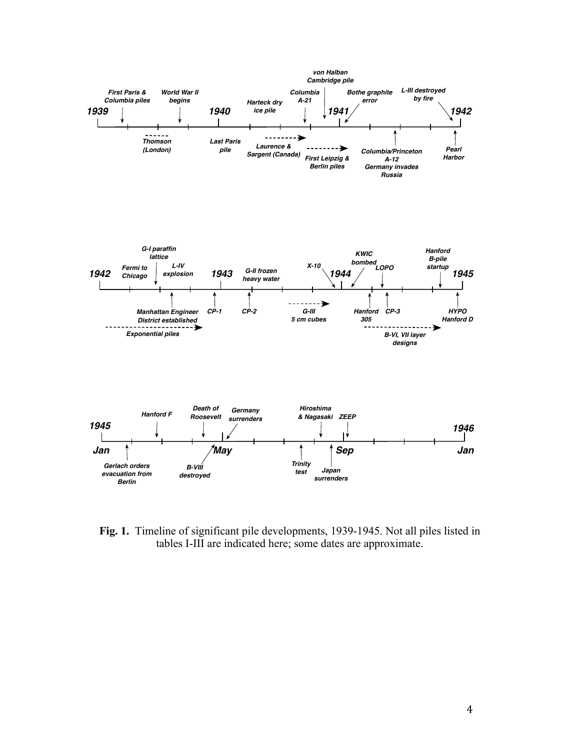**Fig. 1.** Timeline of significant pile developments, 1939-1945. Not all piles listed in tables I-III are indicated here; some dates are approximate.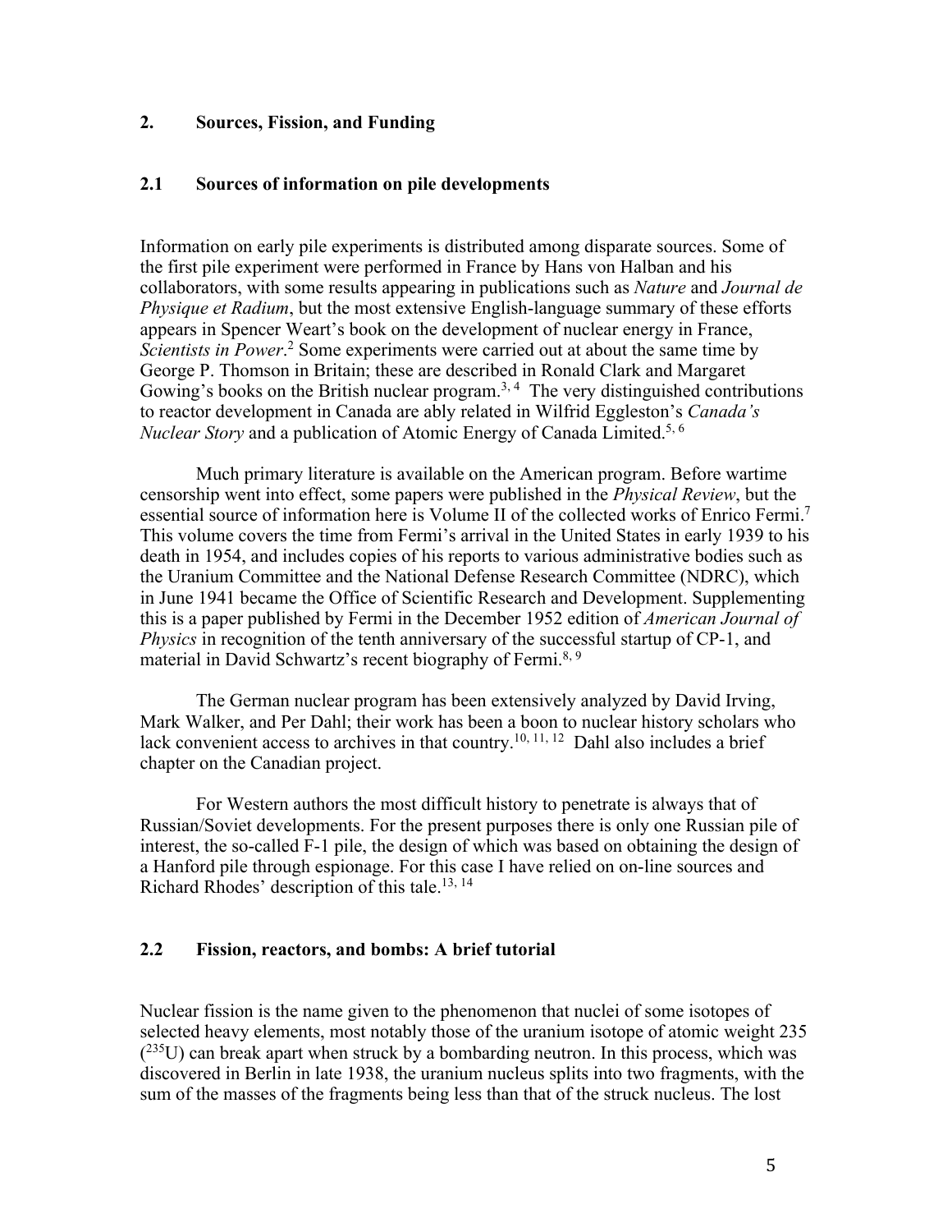## 2. Sources, Fission, and Funding

### 2.1 Sources of information on pile developments

Information on early pile experiments is distributed among disparate sources. Some of the first pile experiment were performed in France by Hans von Halban and his collaborators, with some results appearing in publications such as *Nature* and *Journal de Physique et Radium*, but the most extensive English-language summary of these efforts appears in Spencer Weart's book on the development of nuclear energy in France, *Scientists in Power*.[2] Some experiments were carried out at about the same time by George P. Thomson in Britain; these are described in Ronald Clark and Margaret Gowing's books on the British nuclear program.[3, 4] The very distinguished contributions to reactor development in Canada are ably related in Wilfrid Eggleston's *Canada's Nuclear Story* and a publication of Atomic Energy of Canada Limited.[5, 6]

Much primary literature is available on the American program. Before wartime censorship went into effect, some papers were published in the *Physical Review*, but the essential source of information here is Volume II of the collected works of Enrico Fermi.[7] This volume covers the time from Fermi's arrival in the United States in early 1939 to his death in 1954, and includes copies of his reports to various administrative bodies such as the Uranium Committee and the National Defense Research Committee (NDRC), which in June 1941 became the Office of Scientific Research and Development. Supplementing this is a paper published by Fermi in the December 1952 edition of *American Journal of Physics* in recognition of the tenth anniversary of the successful startup of CP-1, and material in David Schwartz's recent biography of Fermi.[8, 9]

The German nuclear program has been extensively analyzed by David Irving, Mark Walker, and Per Dahl; their work has been a boon to nuclear history scholars who lack convenient access to archives in that country.[10, 11, 12] Dahl also includes a brief chapter on the Canadian project.

For Western authors the most difficult history to penetrate is always that of Russian/Soviet developments. For the present purposes there is only one Russian pile of interest, the so-called F-1 pile, the design of which was based on obtaining the design of a Hanford pile through espionage. For this case I have relied on on-line sources and Richard Rhodes' description of this tale.[13, 14]

### 2.2 Fission, reactors, and bombs: A brief tutorial

Nuclear fission is the name given to the phenomenon that nuclei of some isotopes of selected heavy elements, most notably those of the uranium isotope of atomic weight 235 ($^{235}$U) can break apart when struck by a bombarding neutron. In this process, which was discovered in Berlin in late 1938, the uranium nucleus splits into two fragments, with the sum of the masses of the fragments being less than that of the struck nucleus. The lost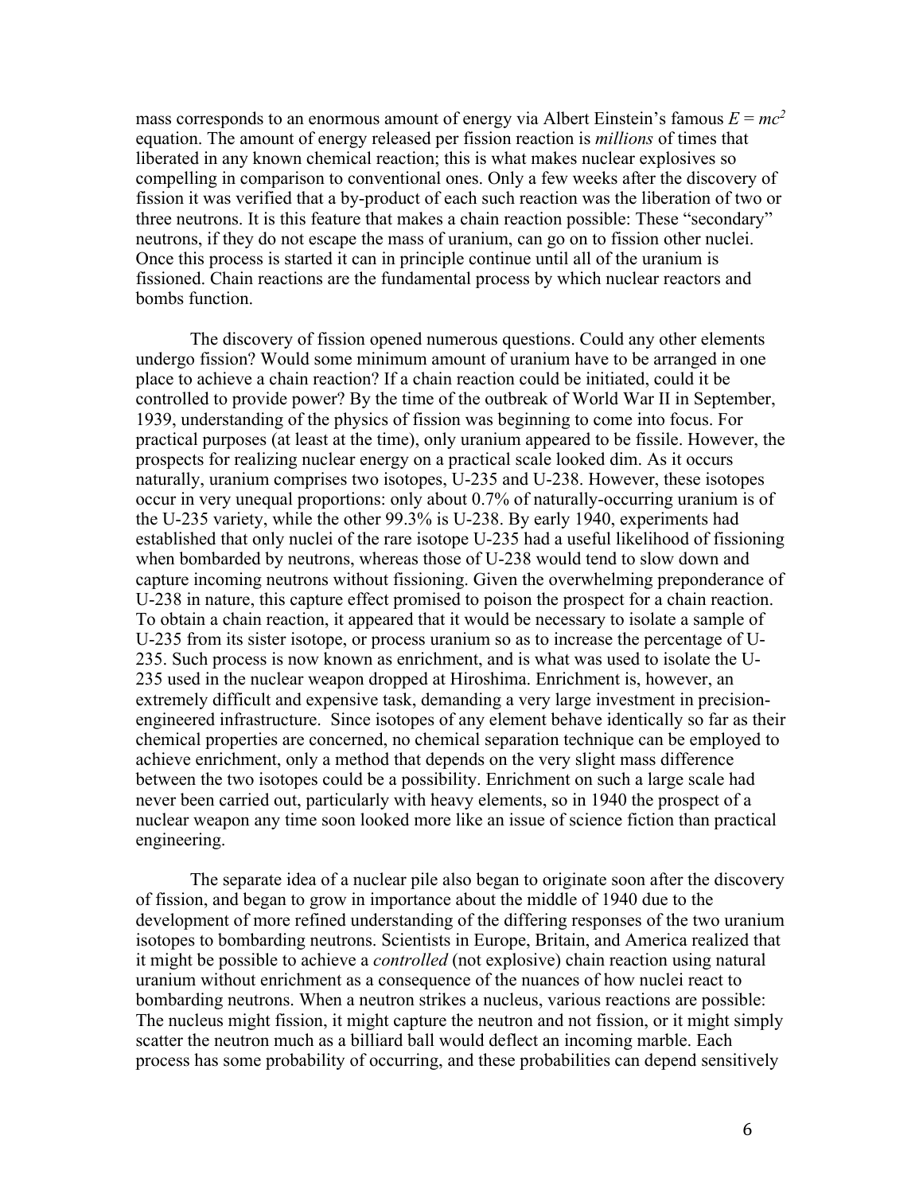mass corresponds to an enormous amount of energy via Albert Einstein's famous $E = mc^2$ equation. The amount of energy released per fission reaction is *millions* of times that liberated in any known chemical reaction; this is what makes nuclear explosives so compelling in comparison to conventional ones. Only a few weeks after the discovery of fission it was verified that a by-product of each such reaction was the liberation of two or three neutrons. It is this feature that makes a chain reaction possible: These "secondary" neutrons, if they do not escape the mass of uranium, can go on to fission other nuclei. Once this process is started it can in principle continue until all of the uranium is fissioned. Chain reactions are the fundamental process by which nuclear reactors and bombs function.

The discovery of fission opened numerous questions. Could any other elements undergo fission? Would some minimum amount of uranium have to be arranged in one place to achieve a chain reaction? If a chain reaction could be initiated, could it be controlled to provide power? By the time of the outbreak of World War II in September, 1939, understanding of the physics of fission was beginning to come into focus. For practical purposes (at least at the time), only uranium appeared to be fissile. However, the prospects for realizing nuclear energy on a practical scale looked dim. As it occurs naturally, uranium comprises two isotopes, U-235 and U-238. However, these isotopes occur in very unequal proportions: only about 0.7% of naturally-occurring uranium is of the U-235 variety, while the other 99.3% is U-238. By early 1940, experiments had established that only nuclei of the rare isotope U-235 had a useful likelihood of fissioning when bombarded by neutrons, whereas those of U-238 would tend to slow down and capture incoming neutrons without fissioning. Given the overwhelming preponderance of U-238 in nature, this capture effect promised to poison the prospect for a chain reaction. To obtain a chain reaction, it appeared that it would be necessary to isolate a sample of U-235 from its sister isotope, or process uranium so as to increase the percentage of U-235. Such process is now known as enrichment, and is what was used to isolate the U-235 used in the nuclear weapon dropped at Hiroshima. Enrichment is, however, an extremely difficult and expensive task, demanding a very large investment in precision-engineered infrastructure. Since isotopes of any element behave identically so far as their chemical properties are concerned, no chemical separation technique can be employed to achieve enrichment, only a method that depends on the very slight mass difference between the two isotopes could be a possibility. Enrichment on such a large scale had never been carried out, particularly with heavy elements, so in 1940 the prospect of a nuclear weapon any time soon looked more like an issue of science fiction than practical engineering.

The separate idea of a nuclear pile also began to originate soon after the discovery of fission, and began to grow in importance about the middle of 1940 due to the development of more refined understanding of the differing responses of the two uranium isotopes to bombarding neutrons. Scientists in Europe, Britain, and America realized that it might be possible to achieve a *controlled* (not explosive) chain reaction using natural uranium without enrichment as a consequence of the nuances of how nuclei react to bombarding neutrons. When a neutron strikes a nucleus, various reactions are possible: The nucleus might fission, it might capture the neutron and not fission, or it might simply scatter the neutron much as a billiard ball would deflect an incoming marble. Each process has some probability of occurring, and these probabilities can depend sensitively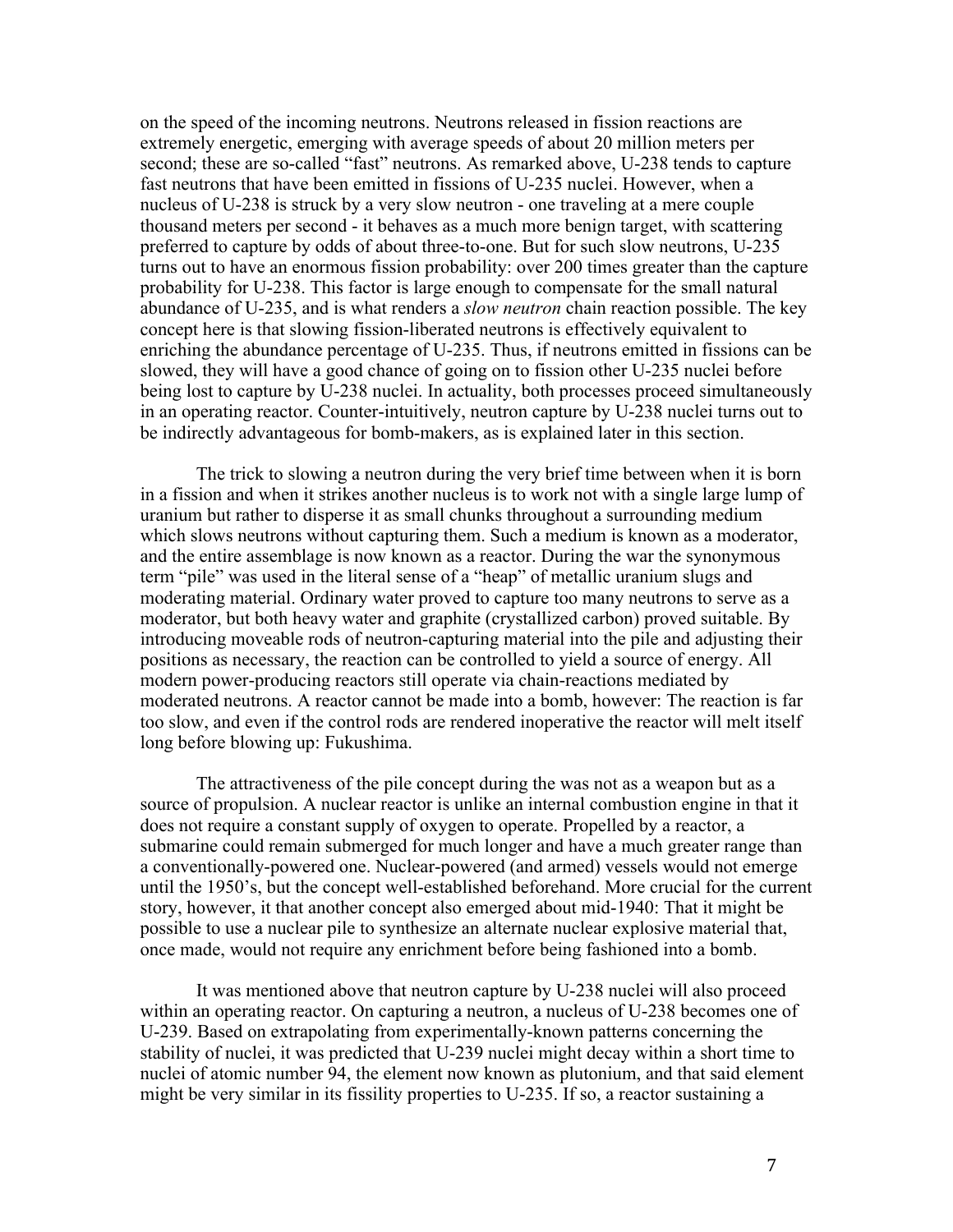on the speed of the incoming neutrons. Neutrons released in fission reactions are extremely energetic, emerging with average speeds of about 20 million meters per second; these are so-called "fast" neutrons. As remarked above, U-238 tends to capture fast neutrons that have been emitted in fissions of U-235 nuclei. However, when a nucleus of U-238 is struck by a very slow neutron - one traveling at a mere couple thousand meters per second - it behaves as a much more benign target, with scattering preferred to capture by odds of about three-to-one. But for such slow neutrons, U-235 turns out to have an enormous fission probability: over 200 times greater than the capture probability for U-238. This factor is large enough to compensate for the small natural abundance of U-235, and is what renders a *slow neutron* chain reaction possible. The key concept here is that slowing fission-liberated neutrons is effectively equivalent to enriching the abundance percentage of U-235. Thus, if neutrons emitted in fissions can be slowed, they will have a good chance of going on to fission other U-235 nuclei before being lost to capture by U-238 nuclei. In actuality, both processes proceed simultaneously in an operating reactor. Counter-intuitively, neutron capture by U-238 nuclei turns out to be indirectly advantageous for bomb-makers, as is explained later in this section.

The trick to slowing a neutron during the very brief time between when it is born in a fission and when it strikes another nucleus is to work not with a single large lump of uranium but rather to disperse it as small chunks throughout a surrounding medium which slows neutrons without capturing them. Such a medium is known as a moderator, and the entire assemblage is now known as a reactor. During the war the synonymous term "pile" was used in the literal sense of a "heap" of metallic uranium slugs and moderating material. Ordinary water proved to capture too many neutrons to serve as a moderator, but both heavy water and graphite (crystallized carbon) proved suitable. By introducing moveable rods of neutron-capturing material into the pile and adjusting their positions as necessary, the reaction can be controlled to yield a source of energy. All modern power-producing reactors still operate via chain-reactions mediated by moderated neutrons. A reactor cannot be made into a bomb, however: The reaction is far too slow, and even if the control rods are rendered inoperative the reactor will melt itself long before blowing up: Fukushima.

The attractiveness of the pile concept during the was not as a weapon but as a source of propulsion. A nuclear reactor is unlike an internal combustion engine in that it does not require a constant supply of oxygen to operate. Propelled by a reactor, a submarine could remain submerged for much longer and have a much greater range than a conventionally-powered one. Nuclear-powered (and armed) vessels would not emerge until the 1950's, but the concept well-established beforehand. More crucial for the current story, however, it that another concept also emerged about mid-1940: That it might be possible to use a nuclear pile to synthesize an alternate nuclear explosive material that, once made, would not require any enrichment before being fashioned into a bomb.

It was mentioned above that neutron capture by U-238 nuclei will also proceed within an operating reactor. On capturing a neutron, a nucleus of U-238 becomes one of U-239. Based on extrapolating from experimentally-known patterns concerning the stability of nuclei, it was predicted that U-239 nuclei might decay within a short time to nuclei of atomic number 94, the element now known as plutonium, and that said element might be very similar in its fissility properties to U-235. If so, a reactor sustaining a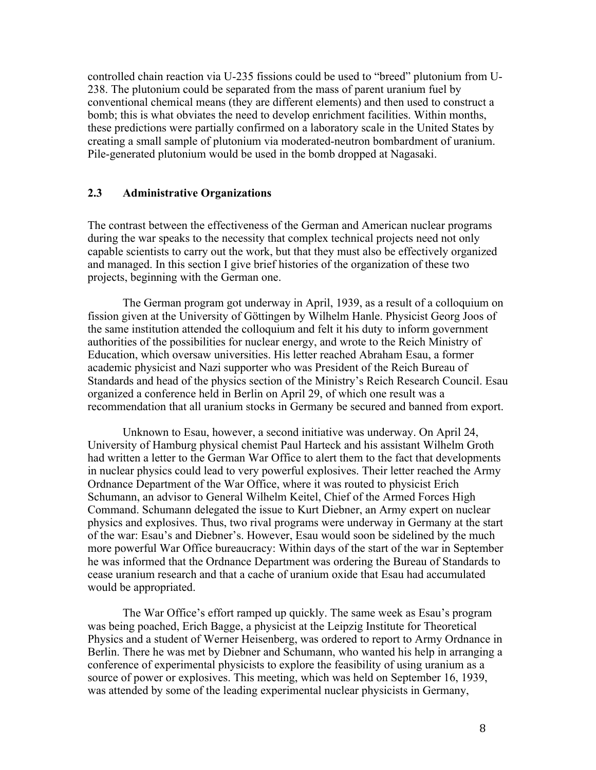controlled chain reaction via U-235 fissions could be used to "breed" plutonium from U-238. The plutonium could be separated from the mass of parent uranium fuel by conventional chemical means (they are different elements) and then used to construct a bomb; this is what obviates the need to develop enrichment facilities. Within months, these predictions were partially confirmed on a laboratory scale in the United States by creating a small sample of plutonium via moderated-neutron bombardment of uranium. Pile-generated plutonium would be used in the bomb dropped at Nagasaki.

## 2.3 Administrative Organizations

The contrast between the effectiveness of the German and American nuclear programs during the war speaks to the necessity that complex technical projects need not only capable scientists to carry out the work, but that they must also be effectively organized and managed. In this section I give brief histories of the organization of these two projects, beginning with the German one.

The German program got underway in April, 1939, as a result of a colloquium on fission given at the University of Göttingen by Wilhelm Hanle. Physicist Georg Joos of the same institution attended the colloquium and felt it his duty to inform government authorities of the possibilities for nuclear energy, and wrote to the Reich Ministry of Education, which oversaw universities. His letter reached Abraham Esau, a former academic physicist and Nazi supporter who was President of the Reich Bureau of Standards and head of the physics section of the Ministry's Reich Research Council. Esau organized a conference held in Berlin on April 29, of which one result was a recommendation that all uranium stocks in Germany be secured and banned from export.

Unknown to Esau, however, a second initiative was underway. On April 24, University of Hamburg physical chemist Paul Harteck and his assistant Wilhelm Groth had written a letter to the German War Office to alert them to the fact that developments in nuclear physics could lead to very powerful explosives. Their letter reached the Army Ordnance Department of the War Office, where it was routed to physicist Erich Schumann, an advisor to General Wilhelm Keitel, Chief of the Armed Forces High Command. Schumann delegated the issue to Kurt Diebner, an Army expert on nuclear physics and explosives. Thus, two rival programs were underway in Germany at the start of the war: Esau's and Diebner's. However, Esau would soon be sidelined by the much more powerful War Office bureaucracy: Within days of the start of the war in September he was informed that the Ordnance Department was ordering the Bureau of Standards to cease uranium research and that a cache of uranium oxide that Esau had accumulated would be appropriated.

The War Office's effort ramped up quickly. The same week as Esau's program was being poached, Erich Bagge, a physicist at the Leipzig Institute for Theoretical Physics and a student of Werner Heisenberg, was ordered to report to Army Ordnance in Berlin. There he was met by Diebner and Schumann, who wanted his help in arranging a conference of experimental physicists to explore the feasibility of using uranium as a source of power or explosives. This meeting, which was held on September 16, 1939, was attended by some of the leading experimental nuclear physicists in Germany,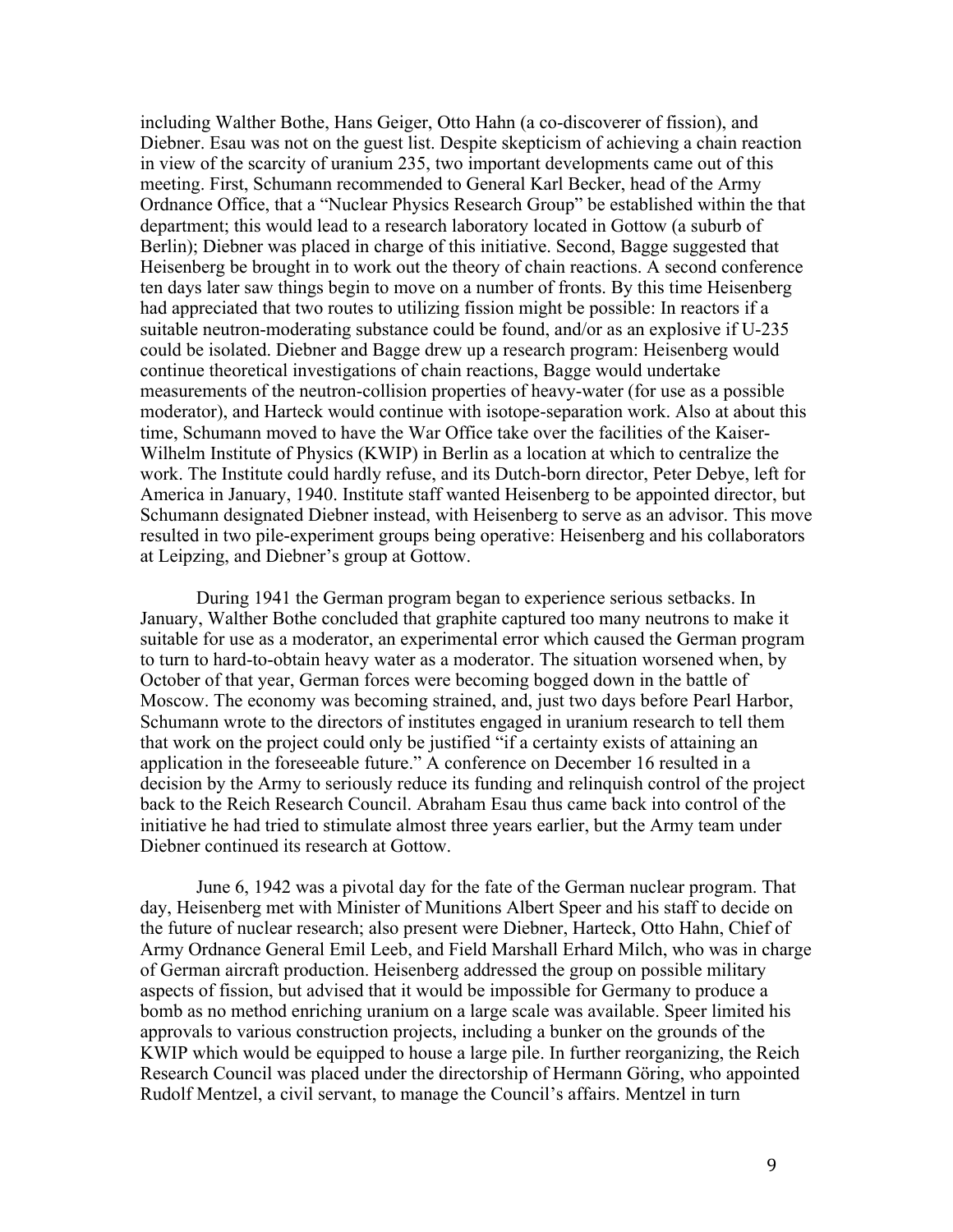including Walther Bothe, Hans Geiger, Otto Hahn (a co-discoverer of fission), and Diebner. Esau was not on the guest list. Despite skepticism of achieving a chain reaction in view of the scarcity of uranium 235, two important developments came out of this meeting. First, Schumann recommended to General Karl Becker, head of the Army Ordnance Office, that a "Nuclear Physics Research Group" be established within the that department; this would lead to a research laboratory located in Gottow (a suburb of Berlin); Diebner was placed in charge of this initiative. Second, Bagge suggested that Heisenberg be brought in to work out the theory of chain reactions. A second conference ten days later saw things begin to move on a number of fronts. By this time Heisenberg had appreciated that two routes to utilizing fission might be possible: In reactors if a suitable neutron-moderating substance could be found, and/or as an explosive if U-235 could be isolated. Diebner and Bagge drew up a research program: Heisenberg would continue theoretical investigations of chain reactions, Bagge would undertake measurements of the neutron-collision properties of heavy-water (for use as a possible moderator), and Harteck would continue with isotope-separation work. Also at about this time, Schumann moved to have the War Office take over the facilities of the Kaiser-Wilhelm Institute of Physics (KWIP) in Berlin as a location at which to centralize the work. The Institute could hardly refuse, and its Dutch-born director, Peter Debye, left for America in January, 1940. Institute staff wanted Heisenberg to be appointed director, but Schumann designated Diebner instead, with Heisenberg to serve as an advisor. This move resulted in two pile-experiment groups being operative: Heisenberg and his collaborators at Leipzing, and Diebner's group at Gottow.

During 1941 the German program began to experience serious setbacks. In January, Walther Bothe concluded that graphite captured too many neutrons to make it suitable for use as a moderator, an experimental error which caused the German program to turn to hard-to-obtain heavy water as a moderator. The situation worsened when, by October of that year, German forces were becoming bogged down in the battle of Moscow. The economy was becoming strained, and, just two days before Pearl Harbor, Schumann wrote to the directors of institutes engaged in uranium research to tell them that work on the project could only be justified "if a certainty exists of attaining an application in the foreseeable future." A conference on December 16 resulted in a decision by the Army to seriously reduce its funding and relinquish control of the project back to the Reich Research Council. Abraham Esau thus came back into control of the initiative he had tried to stimulate almost three years earlier, but the Army team under Diebner continued its research at Gottow.

June 6, 1942 was a pivotal day for the fate of the German nuclear program. That day, Heisenberg met with Minister of Munitions Albert Speer and his staff to decide on the future of nuclear research; also present were Diebner, Harteck, Otto Hahn, Chief of Army Ordnance General Emil Leeb, and Field Marshall Erhard Milch, who was in charge of German aircraft production. Heisenberg addressed the group on possible military aspects of fission, but advised that it would be impossible for Germany to produce a bomb as no method enriching uranium on a large scale was available. Speer limited his approvals to various construction projects, including a bunker on the grounds of the KWIP which would be equipped to house a large pile. In further reorganizing, the Reich Research Council was placed under the directorship of Hermann Göring, who appointed Rudolf Mentzel, a civil servant, to manage the Council's affairs. Mentzel in turn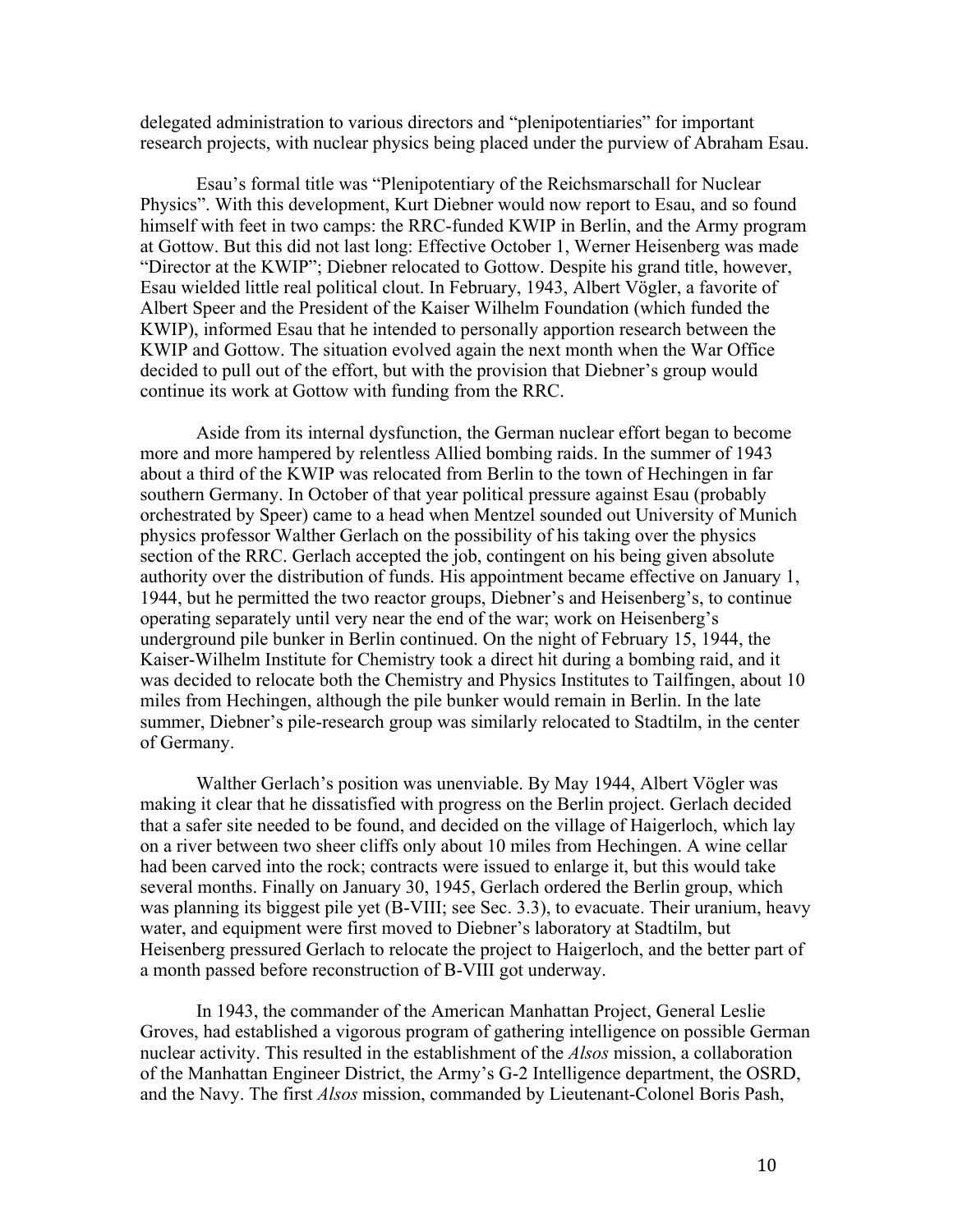delegated administration to various directors and "plenipotentiaries" for important research projects, with nuclear physics being placed under the purview of Abraham Esau.

Esau's formal title was "Plenipotentiary of the Reichsmarschall for Nuclear Physics". With this development, Kurt Diebner would now report to Esau, and so found himself with feet in two camps: the RRC-funded KWIP in Berlin, and the Army program at Gottow. But this did not last long: Effective October 1, Werner Heisenberg was made "Director at the KWIP"; Diebner relocated to Gottow. Despite his grand title, however, Esau wielded little real political clout. In February, 1943, Albert Vögler, a favorite of Albert Speer and the President of the Kaiser Wilhelm Foundation (which funded the KWIP), informed Esau that he intended to personally apportion research between the KWIP and Gottow. The situation evolved again the next month when the War Office decided to pull out of the effort, but with the provision that Diebner's group would continue its work at Gottow with funding from the RRC.

Aside from its internal dysfunction, the German nuclear effort began to become more and more hampered by relentless Allied bombing raids. In the summer of 1943 about a third of the KWIP was relocated from Berlin to the town of Hechingen in far southern Germany. In October of that year political pressure against Esau (probably orchestrated by Speer) came to a head when Mentzel sounded out University of Munich physics professor Walther Gerlach on the possibility of his taking over the physics section of the RRC. Gerlach accepted the job, contingent on his being given absolute authority over the distribution of funds. His appointment became effective on January 1, 1944, but he permitted the two reactor groups, Diebner's and Heisenberg's, to continue operating separately until very near the end of the war; work on Heisenberg's underground pile bunker in Berlin continued. On the night of February 15, 1944, the Kaiser-Wilhelm Institute for Chemistry took a direct hit during a bombing raid, and it was decided to relocate both the Chemistry and Physics Institutes to Tailfingen, about 10 miles from Hechingen, although the pile bunker would remain in Berlin. In the late summer, Diebner's pile-research group was similarly relocated to Stadtilm, in the center of Germany.

Walther Gerlach's position was unenviable. By May 1944, Albert Vögler was making it clear that he dissatisfied with progress on the Berlin project. Gerlach decided that a safer site needed to be found, and decided on the village of Haigerloch, which lay on a river between two sheer cliffs only about 10 miles from Hechingen. A wine cellar had been carved into the rock; contracts were issued to enlarge it, but this would take several months. Finally on January 30, 1945, Gerlach ordered the Berlin group, which was planning its biggest pile yet (B-VIII; see Sec. 3.3), to evacuate. Their uranium, heavy water, and equipment were first moved to Diebner's laboratory at Stadtilm, but Heisenberg pressured Gerlach to relocate the project to Haigerloch, and the better part of a month passed before reconstruction of B-VIII got underway.

In 1943, the commander of the American Manhattan Project, General Leslie Groves, had established a vigorous program of gathering intelligence on possible German nuclear activity. This resulted in the establishment of the *Alsos* mission, a collaboration of the Manhattan Engineer District, the Army's G-2 Intelligence department, the OSRD, and the Navy. The first *Alsos* mission, commanded by Lieutenant-Colonel Boris Pash,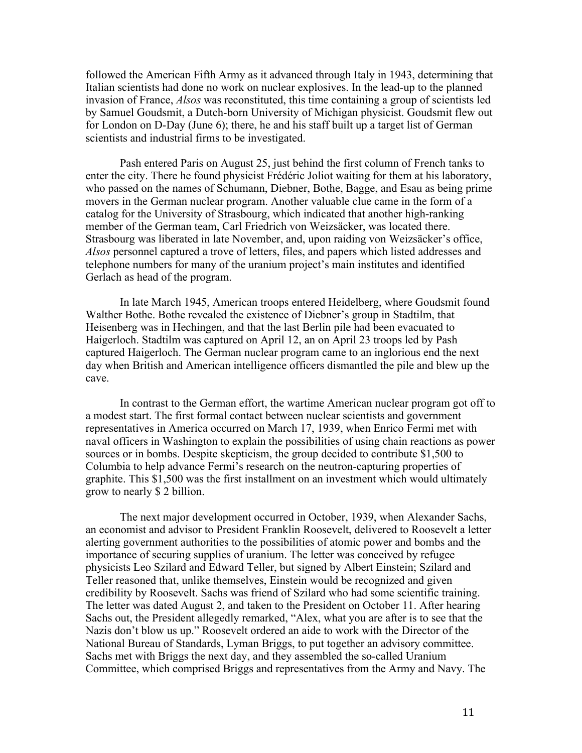followed the American Fifth Army as it advanced through Italy in 1943, determining that Italian scientists had done no work on nuclear explosives. In the lead-up to the planned invasion of France, *Alsos* was reconstituted, this time containing a group of scientists led by Samuel Goudsmit, a Dutch-born University of Michigan physicist. Goudsmit flew out for London on D-Day (June 6); there, he and his staff built up a target list of German scientists and industrial firms to be investigated.

Pash entered Paris on August 25, just behind the first column of French tanks to enter the city. There he found physicist Frédéric Joliot waiting for them at his laboratory, who passed on the names of Schumann, Diebner, Bothe, Bagge, and Esau as being prime movers in the German nuclear program. Another valuable clue came in the form of a catalog for the University of Strasbourg, which indicated that another high-ranking member of the German team, Carl Friedrich von Weizsäcker, was located there. Strasbourg was liberated in late November, and, upon raiding von Weizsäcker's office, *Alsos* personnel captured a trove of letters, files, and papers which listed addresses and telephone numbers for many of the uranium project's main institutes and identified Gerlach as head of the program.

In late March 1945, American troops entered Heidelberg, where Goudsmit found Walther Bothe. Bothe revealed the existence of Diebner's group in Stadtilm, that Heisenberg was in Hechingen, and that the last Berlin pile had been evacuated to Haigerloch. Stadtilm was captured on April 12, an on April 23 troops led by Pash captured Haigerloch. The German nuclear program came to an inglorious end the next day when British and American intelligence officers dismantled the pile and blew up the cave.

In contrast to the German effort, the wartime American nuclear program got off to a modest start. The first formal contact between nuclear scientists and government representatives in America occurred on March 17, 1939, when Enrico Fermi met with naval officers in Washington to explain the possibilities of using chain reactions as power sources or in bombs. Despite skepticism, the group decided to contribute $1,500 to Columbia to help advance Fermi's research on the neutron-capturing properties of graphite. This $1,500 was the first installment on an investment which would ultimately grow to nearly $ 2 billion.

The next major development occurred in October, 1939, when Alexander Sachs, an economist and advisor to President Franklin Roosevelt, delivered to Roosevelt a letter alerting government authorities to the possibilities of atomic power and bombs and the importance of securing supplies of uranium. The letter was conceived by refugee physicists Leo Szilard and Edward Teller, but signed by Albert Einstein; Szilard and Teller reasoned that, unlike themselves, Einstein would be recognized and given credibility by Roosevelt. Sachs was friend of Szilard who had some scientific training. The letter was dated August 2, and taken to the President on October 11. After hearing Sachs out, the President allegedly remarked, "Alex, what you are after is to see that the Nazis don't blow us up." Roosevelt ordered an aide to work with the Director of the National Bureau of Standards, Lyman Briggs, to put together an advisory committee. Sachs met with Briggs the next day, and they assembled the so-called Uranium Committee, which comprised Briggs and representatives from the Army and Navy. The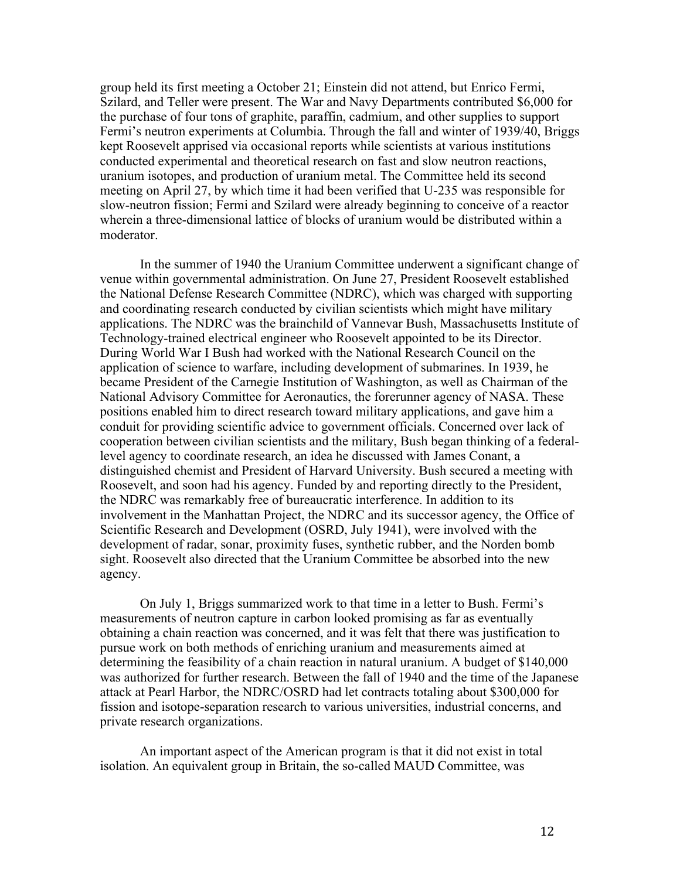group held its first meeting a October 21; Einstein did not attend, but Enrico Fermi, Szilard, and Teller were present. The War and Navy Departments contributed $6,000 for the purchase of four tons of graphite, paraffin, cadmium, and other supplies to support Fermi's neutron experiments at Columbia. Through the fall and winter of 1939/40, Briggs kept Roosevelt apprised via occasional reports while scientists at various institutions conducted experimental and theoretical research on fast and slow neutron reactions, uranium isotopes, and production of uranium metal. The Committee held its second meeting on April 27, by which time it had been verified that U-235 was responsible for slow-neutron fission; Fermi and Szilard were already beginning to conceive of a reactor wherein a three-dimensional lattice of blocks of uranium would be distributed within a moderator.

In the summer of 1940 the Uranium Committee underwent a significant change of venue within governmental administration. On June 27, President Roosevelt established the National Defense Research Committee (NDRC), which was charged with supporting and coordinating research conducted by civilian scientists which might have military applications. The NDRC was the brainchild of Vannevar Bush, Massachusetts Institute of Technology-trained electrical engineer who Roosevelt appointed to be its Director. During World War I Bush had worked with the National Research Council on the application of science to warfare, including development of submarines. In 1939, he became President of the Carnegie Institution of Washington, as well as Chairman of the National Advisory Committee for Aeronautics, the forerunner agency of NASA. These positions enabled him to direct research toward military applications, and gave him a conduit for providing scientific advice to government officials. Concerned over lack of cooperation between civilian scientists and the military, Bush began thinking of a federal-level agency to coordinate research, an idea he discussed with James Conant, a distinguished chemist and President of Harvard University. Bush secured a meeting with Roosevelt, and soon had his agency. Funded by and reporting directly to the President, the NDRC was remarkably free of bureaucratic interference. In addition to its involvement in the Manhattan Project, the NDRC and its successor agency, the Office of Scientific Research and Development (OSRD, July 1941), were involved with the development of radar, sonar, proximity fuses, synthetic rubber, and the Norden bomb sight. Roosevelt also directed that the Uranium Committee be absorbed into the new agency.

On July 1, Briggs summarized work to that time in a letter to Bush. Fermi's measurements of neutron capture in carbon looked promising as far as eventually obtaining a chain reaction was concerned, and it was felt that there was justification to pursue work on both methods of enriching uranium and measurements aimed at determining the feasibility of a chain reaction in natural uranium. A budget of $140,000 was authorized for further research. Between the fall of 1940 and the time of the Japanese attack at Pearl Harbor, the NDRC/OSRD had let contracts totaling about $300,000 for fission and isotope-separation research to various universities, industrial concerns, and private research organizations.

An important aspect of the American program is that it did not exist in total isolation. An equivalent group in Britain, the so-called MAUD Committee, was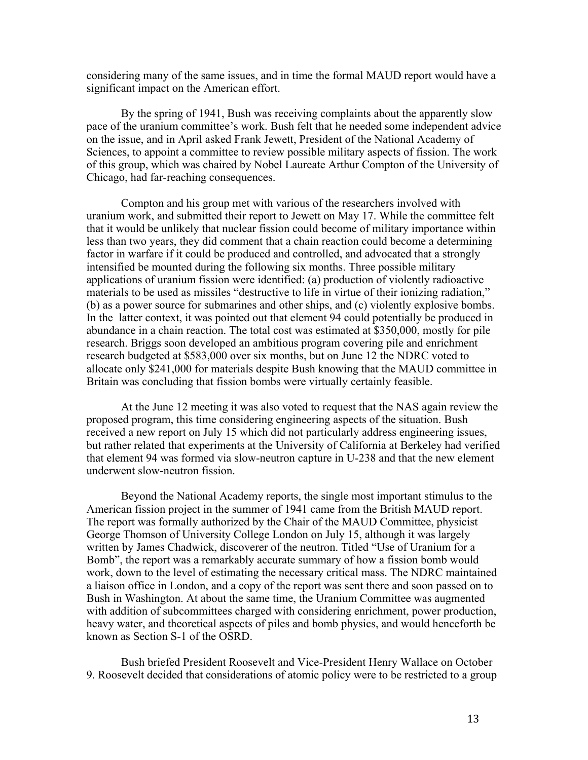considering many of the same issues, and in time the formal MAUD report would have a significant impact on the American effort.

By the spring of 1941, Bush was receiving complaints about the apparently slow pace of the uranium committee's work. Bush felt that he needed some independent advice on the issue, and in April asked Frank Jewett, President of the National Academy of Sciences, to appoint a committee to review possible military aspects of fission. The work of this group, which was chaired by Nobel Laureate Arthur Compton of the University of Chicago, had far-reaching consequences.

Compton and his group met with various of the researchers involved with uranium work, and submitted their report to Jewett on May 17. While the committee felt that it would be unlikely that nuclear fission could become of military importance within less than two years, they did comment that a chain reaction could become a determining factor in warfare if it could be produced and controlled, and advocated that a strongly intensified be mounted during the following six months. Three possible military applications of uranium fission were identified: (a) production of violently radioactive materials to be used as missiles "destructive to life in virtue of their ionizing radiation," (b) as a power source for submarines and other ships, and (c) violently explosive bombs. In the latter context, it was pointed out that element 94 could potentially be produced in abundance in a chain reaction. The total cost was estimated at \$350,000, mostly for pile research. Briggs soon developed an ambitious program covering pile and enrichment research budgeted at \$583,000 over six months, but on June 12 the NDRC voted to allocate only \$241,000 for materials despite Bush knowing that the MAUD committee in Britain was concluding that fission bombs were virtually certainly feasible.

At the June 12 meeting it was also voted to request that the NAS again review the proposed program, this time considering engineering aspects of the situation. Bush received a new report on July 15 which did not particularly address engineering issues, but rather related that experiments at the University of California at Berkeley had verified that element 94 was formed via slow-neutron capture in U-238 and that the new element underwent slow-neutron fission.

Beyond the National Academy reports, the single most important stimulus to the American fission project in the summer of 1941 came from the British MAUD report. The report was formally authorized by the Chair of the MAUD Committee, physicist George Thomson of University College London on July 15, although it was largely written by James Chadwick, discoverer of the neutron. Titled "Use of Uranium for a Bomb", the report was a remarkably accurate summary of how a fission bomb would work, down to the level of estimating the necessary critical mass. The NDRC maintained a liaison office in London, and a copy of the report was sent there and soon passed on to Bush in Washington. At about the same time, the Uranium Committee was augmented with addition of subcommittees charged with considering enrichment, power production, heavy water, and theoretical aspects of piles and bomb physics, and would henceforth be known as Section S-1 of the OSRD.

Bush briefed President Roosevelt and Vice-President Henry Wallace on October 9. Roosevelt decided that considerations of atomic policy were to be restricted to a group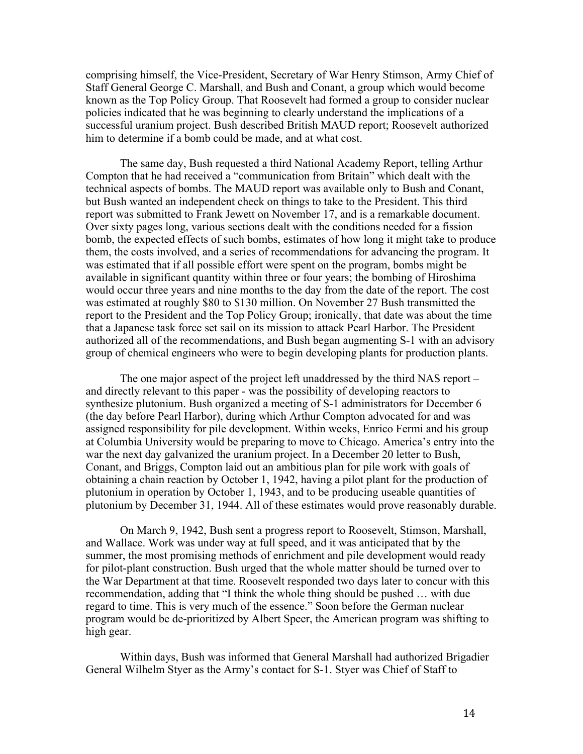comprising himself, the Vice-President, Secretary of War Henry Stimson, Army Chief of Staff General George C. Marshall, and Bush and Conant, a group which would become known as the Top Policy Group. That Roosevelt had formed a group to consider nuclear policies indicated that he was beginning to clearly understand the implications of a successful uranium project. Bush described British MAUD report; Roosevelt authorized him to determine if a bomb could be made, and at what cost.

The same day, Bush requested a third National Academy Report, telling Arthur Compton that he had received a "communication from Britain" which dealt with the technical aspects of bombs. The MAUD report was available only to Bush and Conant, but Bush wanted an independent check on things to take to the President. This third report was submitted to Frank Jewett on November 17, and is a remarkable document. Over sixty pages long, various sections dealt with the conditions needed for a fission bomb, the expected effects of such bombs, estimates of how long it might take to produce them, the costs involved, and a series of recommendations for advancing the program. It was estimated that if all possible effort were spent on the program, bombs might be available in significant quantity within three or four years; the bombing of Hiroshima would occur three years and nine months to the day from the date of the report. The cost was estimated at roughly \$80 to \$130 million. On November 27 Bush transmitted the report to the President and the Top Policy Group; ironically, that date was about the time that a Japanese task force set sail on its mission to attack Pearl Harbor. The President authorized all of the recommendations, and Bush began augmenting S-1 with an advisory group of chemical engineers who were to begin developing plants for production plants.

The one major aspect of the project left unaddressed by the third NAS report – and directly relevant to this paper - was the possibility of developing reactors to synthesize plutonium. Bush organized a meeting of S-1 administrators for December 6 (the day before Pearl Harbor), during which Arthur Compton advocated for and was assigned responsibility for pile development. Within weeks, Enrico Fermi and his group at Columbia University would be preparing to move to Chicago. America's entry into the war the next day galvanized the uranium project. In a December 20 letter to Bush, Conant, and Briggs, Compton laid out an ambitious plan for pile work with goals of obtaining a chain reaction by October 1, 1942, having a pilot plant for the production of plutonium in operation by October 1, 1943, and to be producing useable quantities of plutonium by December 31, 1944. All of these estimates would prove reasonably durable.

On March 9, 1942, Bush sent a progress report to Roosevelt, Stimson, Marshall, and Wallace. Work was under way at full speed, and it was anticipated that by the summer, the most promising methods of enrichment and pile development would ready for pilot-plant construction. Bush urged that the whole matter should be turned over to the War Department at that time. Roosevelt responded two days later to concur with this recommendation, adding that "I think the whole thing should be pushed … with due regard to time. This is very much of the essence." Soon before the German nuclear program would be de-prioritized by Albert Speer, the American program was shifting to high gear.

Within days, Bush was informed that General Marshall had authorized Brigadier General Wilhelm Styer as the Army's contact for S-1. Styer was Chief of Staff to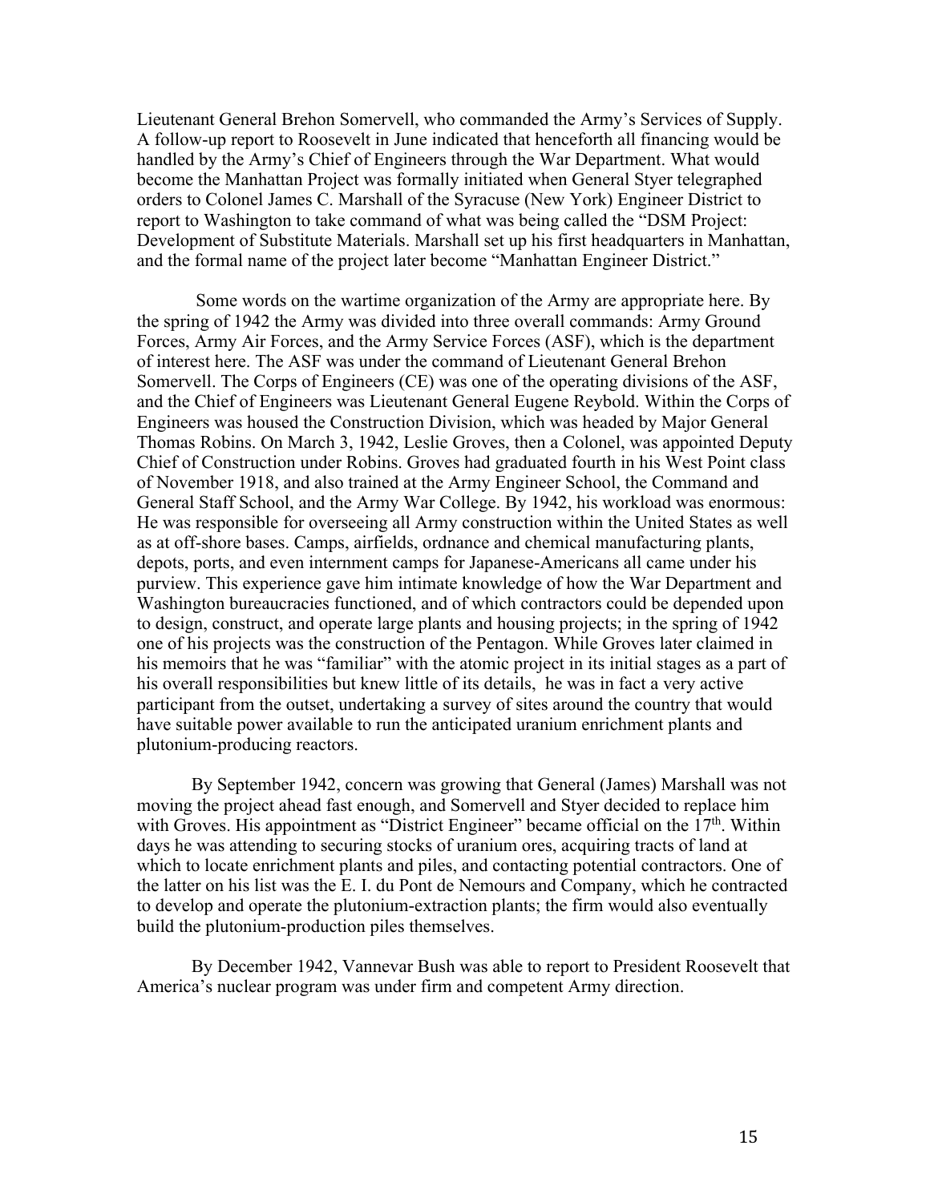Lieutenant General Brehon Somervell, who commanded the Army's Services of Supply. A follow-up report to Roosevelt in June indicated that henceforth all financing would be handled by the Army's Chief of Engineers through the War Department. What would become the Manhattan Project was formally initiated when General Styer telegraphed orders to Colonel James C. Marshall of the Syracuse (New York) Engineer District to report to Washington to take command of what was being called the "DSM Project: Development of Substitute Materials. Marshall set up his first headquarters in Manhattan, and the formal name of the project later become "Manhattan Engineer District."

Some words on the wartime organization of the Army are appropriate here. By the spring of 1942 the Army was divided into three overall commands: Army Ground Forces, Army Air Forces, and the Army Service Forces (ASF), which is the department of interest here. The ASF was under the command of Lieutenant General Brehon Somervell. The Corps of Engineers (CE) was one of the operating divisions of the ASF, and the Chief of Engineers was Lieutenant General Eugene Reybold. Within the Corps of Engineers was housed the Construction Division, which was headed by Major General Thomas Robins. On March 3, 1942, Leslie Groves, then a Colonel, was appointed Deputy Chief of Construction under Robins. Groves had graduated fourth in his West Point class of November 1918, and also trained at the Army Engineer School, the Command and General Staff School, and the Army War College. By 1942, his workload was enormous: He was responsible for overseeing all Army construction within the United States as well as at off-shore bases. Camps, airfields, ordnance and chemical manufacturing plants, depots, ports, and even internment camps for Japanese-Americans all came under his purview. This experience gave him intimate knowledge of how the War Department and Washington bureaucracies functioned, and of which contractors could be depended upon to design, construct, and operate large plants and housing projects; in the spring of 1942 one of his projects was the construction of the Pentagon. While Groves later claimed in his memoirs that he was "familiar" with the atomic project in its initial stages as a part of his overall responsibilities but knew little of its details, he was in fact a very active participant from the outset, undertaking a survey of sites around the country that would have suitable power available to run the anticipated uranium enrichment plants and plutonium-producing reactors.

By September 1942, concern was growing that General (James) Marshall was not moving the project ahead fast enough, and Somervell and Styer decided to replace him with Groves. His appointment as "District Engineer" became official on the 17th. Within days he was attending to securing stocks of uranium ores, acquiring tracts of land at which to locate enrichment plants and piles, and contacting potential contractors. One of the latter on his list was the E. I. du Pont de Nemours and Company, which he contracted to develop and operate the plutonium-extraction plants; the firm would also eventually build the plutonium-production piles themselves.

By December 1942, Vannevar Bush was able to report to President Roosevelt that America's nuclear program was under firm and competent Army direction.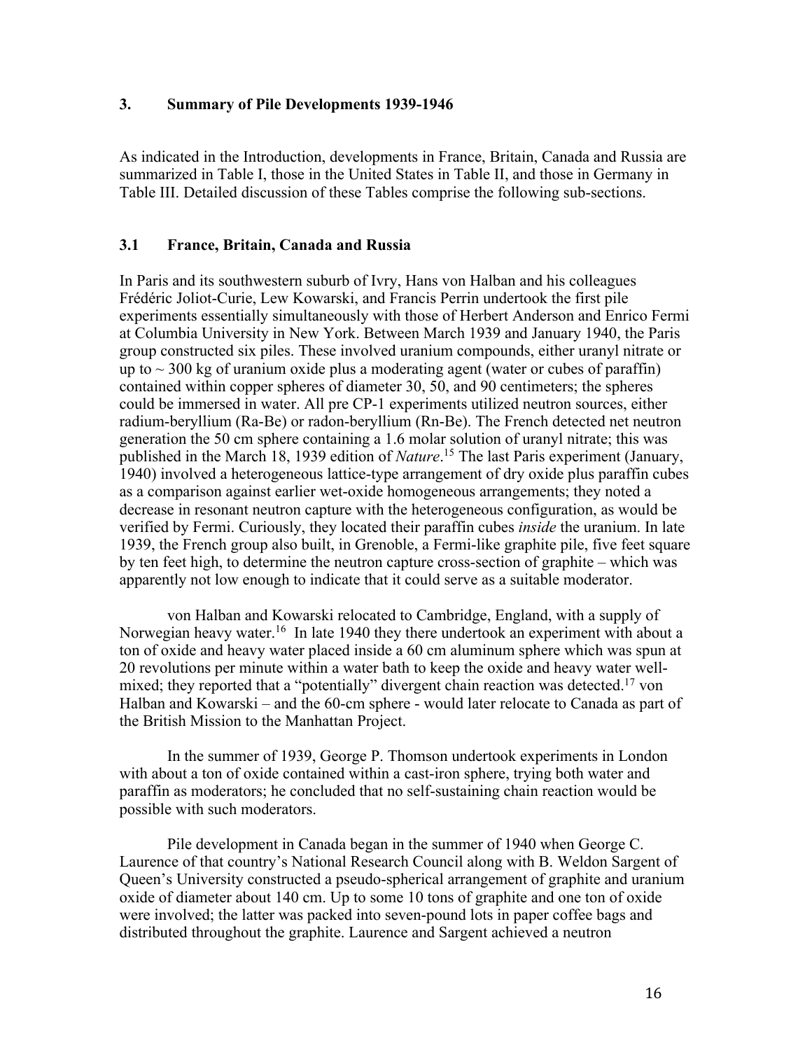## 3. Summary of Pile Developments 1939-1946

As indicated in the Introduction, developments in France, Britain, Canada and Russia are summarized in Table I, those in the United States in Table II, and those in Germany in Table III. Detailed discussion of these Tables comprise the following sub-sections.

### 3.1 France, Britain, Canada and Russia

In Paris and its southwestern suburb of Ivry, Hans von Halban and his colleagues Frédéric Joliot-Curie, Lew Kowarski, and Francis Perrin undertook the first pile experiments essentially simultaneously with those of Herbert Anderson and Enrico Fermi at Columbia University in New York. Between March 1939 and January 1940, the Paris group constructed six piles. These involved uranium compounds, either uranyl nitrate or up to ~ 300 kg of uranium oxide plus a moderating agent (water or cubes of paraffin) contained within copper spheres of diameter 30, 50, and 90 centimeters; the spheres could be immersed in water. All pre CP-1 experiments utilized neutron sources, either radium-beryllium (Ra-Be) or radon-beryllium (Rn-Be). The French detected net neutron generation the 50 cm sphere containing a 1.6 molar solution of uranyl nitrate; this was published in the March 18, 1939 edition of *Nature*.[15] The last Paris experiment (January, 1940) involved a heterogeneous lattice-type arrangement of dry oxide plus paraffin cubes as a comparison against earlier wet-oxide homogeneous arrangements; they noted a decrease in resonant neutron capture with the heterogeneous configuration, as would be verified by Fermi. Curiously, they located their paraffin cubes *inside* the uranium. In late 1939, the French group also built, in Grenoble, a Fermi-like graphite pile, five feet square by ten feet high, to determine the neutron capture cross-section of graphite – which was apparently not low enough to indicate that it could serve as a suitable moderator.

von Halban and Kowarski relocated to Cambridge, England, with a supply of Norwegian heavy water.[16] In late 1940 they there undertook an experiment with about a ton of oxide and heavy water placed inside a 60 cm aluminum sphere which was spun at 20 revolutions per minute within a water bath to keep the oxide and heavy water well-mixed; they reported that a "potentially" divergent chain reaction was detected.[17] von Halban and Kowarski – and the 60-cm sphere - would later relocate to Canada as part of the British Mission to the Manhattan Project.

In the summer of 1939, George P. Thomson undertook experiments in London with about a ton of oxide contained within a cast-iron sphere, trying both water and paraffin as moderators; he concluded that no self-sustaining chain reaction would be possible with such moderators.

Pile development in Canada began in the summer of 1940 when George C. Laurence of that country's National Research Council along with B. Weldon Sargent of Queen's University constructed a pseudo-spherical arrangement of graphite and uranium oxide of diameter about 140 cm. Up to some 10 tons of graphite and one ton of oxide were involved; the latter was packed into seven-pound lots in paper coffee bags and distributed throughout the graphite. Laurence and Sargent achieved a neutron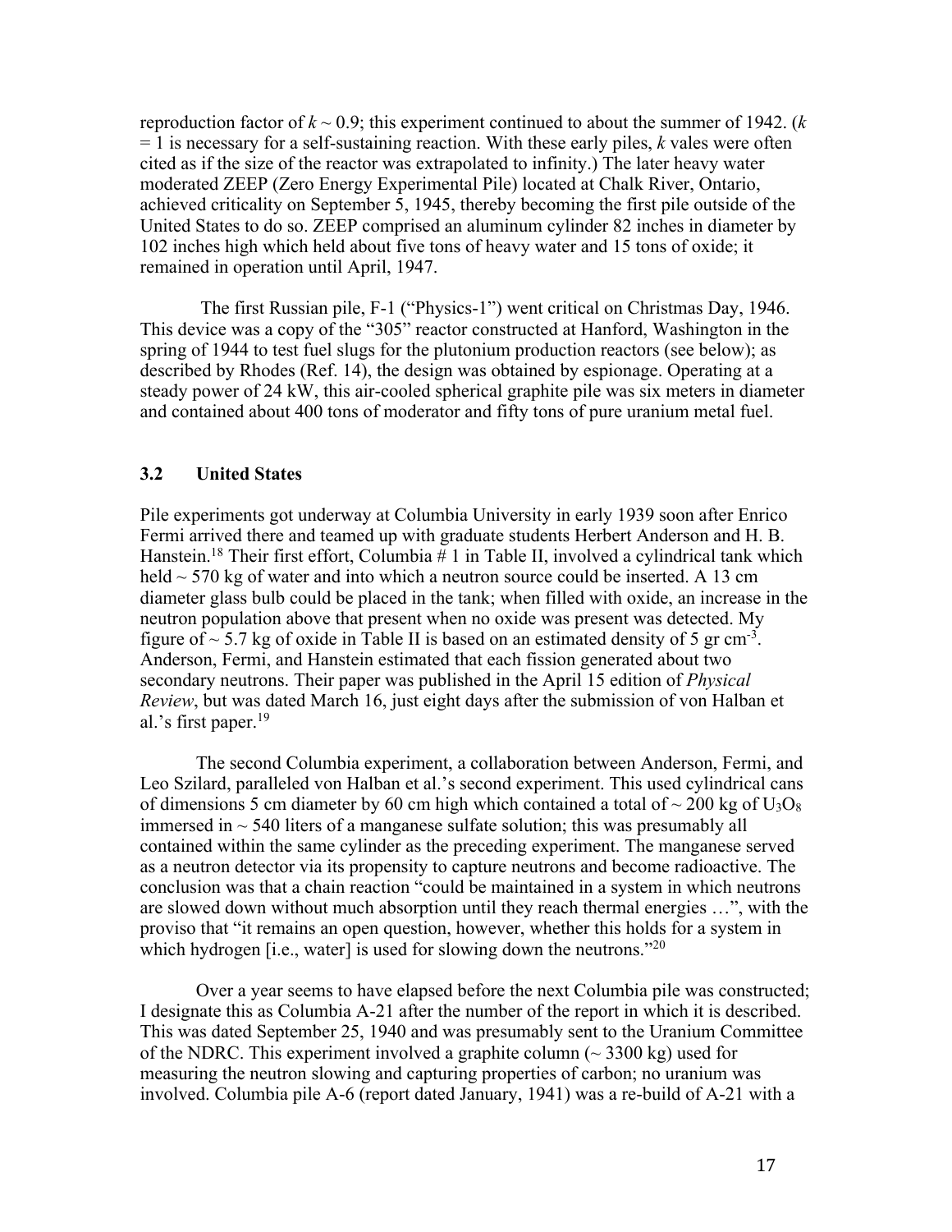reproduction factor of $k \sim 0.9$; this experiment continued to about the summer of 1942. ($k = 1$ is necessary for a self-sustaining reaction. With these early piles, $k$ vales were often cited as if the size of the reactor was extrapolated to infinity.) The later heavy water moderated ZEEP (Zero Energy Experimental Pile) located at Chalk River, Ontario, achieved criticality on September 5, 1945, thereby becoming the first pile outside of the United States to do so. ZEEP comprised an aluminum cylinder 82 inches in diameter by 102 inches high which held about five tons of heavy water and 15 tons of oxide; it remained in operation until April, 1947.

The first Russian pile, F-1 ("Physics-1") went critical on Christmas Day, 1946. This device was a copy of the "305" reactor constructed at Hanford, Washington in the spring of 1944 to test fuel slugs for the plutonium production reactors (see below); as described by Rhodes (Ref. 14), the design was obtained by espionage. Operating at a steady power of 24 kW, this air-cooled spherical graphite pile was six meters in diameter and contained about 400 tons of moderator and fifty tons of pure uranium metal fuel.

### 3.2 United States

Pile experiments got underway at Columbia University in early 1939 soon after Enrico Fermi arrived there and teamed up with graduate students Herbert Anderson and H. B. Hanstein.[18] Their first effort, Columbia # 1 in Table II, involved a cylindrical tank which held ~ 570 kg of water and into which a neutron source could be inserted. A 13 cm diameter glass bulb could be placed in the tank; when filled with oxide, an increase in the neutron population above that present when no oxide was present was detected. My figure of ~ 5.7 kg of oxide in Table II is based on an estimated density of 5 gr $cm^{-3}$. Anderson, Fermi, and Hanstein estimated that each fission generated about two secondary neutrons. Their paper was published in the April 15 edition of *Physical Review*, but was dated March 16, just eight days after the submission of von Halban et al.'s first paper.[19]

The second Columbia experiment, a collaboration between Anderson, Fermi, and Leo Szilard, paralleled von Halban et al.'s second experiment. This used cylindrical cans of dimensions 5 cm diameter by 60 cm high which contained a total of ~ 200 kg of $U_3O_8$ immersed in ~ 540 liters of a manganese sulfate solution; this was presumably all contained within the same cylinder as the preceding experiment. The manganese served as a neutron detector via its propensity to capture neutrons and become radioactive. The conclusion was that a chain reaction "could be maintained in a system in which neutrons are slowed down without much absorption until they reach thermal energies …", with the proviso that "it remains an open question, however, whether this holds for a system in which hydrogen [i.e., water] is used for slowing down the neutrons."[20]

Over a year seems to have elapsed before the next Columbia pile was constructed; I designate this as Columbia A-21 after the number of the report in which it is described. This was dated September 25, 1940 and was presumably sent to the Uranium Committee of the NDRC. This experiment involved a graphite column (~ 3300 kg) used for measuring the neutron slowing and capturing properties of carbon; no uranium was involved. Columbia pile A-6 (report dated January, 1941) was a re-build of A-21 with a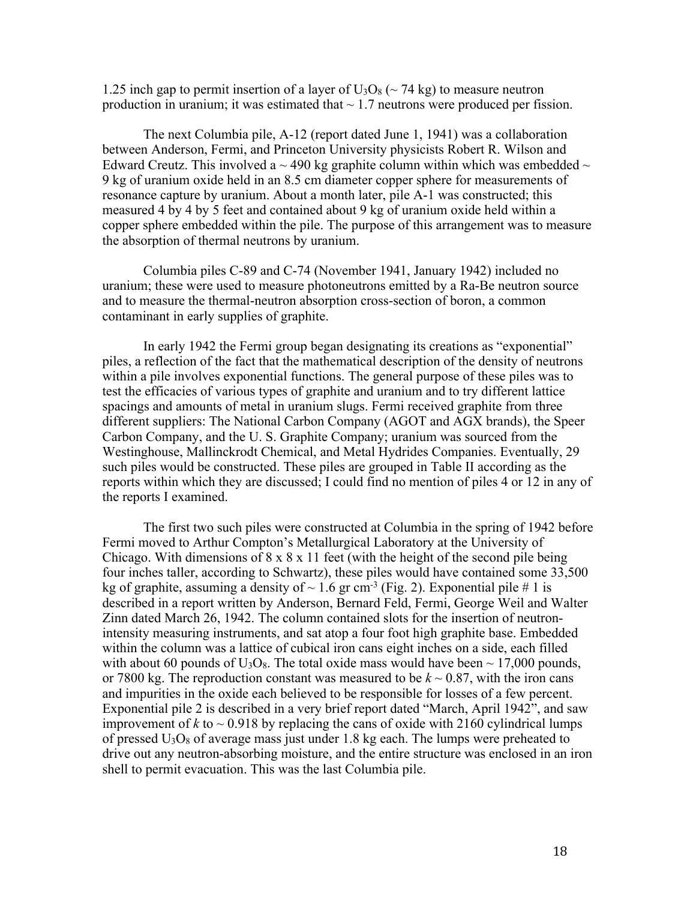1.25 inch gap to permit insertion of a layer of $U_3O_8$ (~ 74 kg) to measure neutron production in uranium; it was estimated that ~ 1.7 neutrons were produced per fission.

The next Columbia pile, A-12 (report dated June 1, 1941) was a collaboration between Anderson, Fermi, and Princeton University physicists Robert R. Wilson and Edward Creutz. This involved a ~ 490 kg graphite column within which was embedded ~ 9 kg of uranium oxide held in an 8.5 cm diameter copper sphere for measurements of resonance capture by uranium. About a month later, pile A-1 was constructed; this measured 4 by 4 by 5 feet and contained about 9 kg of uranium oxide held within a copper sphere embedded within the pile. The purpose of this arrangement was to measure the absorption of thermal neutrons by uranium.

Columbia piles C-89 and C-74 (November 1941, January 1942) included no uranium; these were used to measure photoneutrons emitted by a Ra-Be neutron source and to measure the thermal-neutron absorption cross-section of boron, a common contaminant in early supplies of graphite.

In early 1942 the Fermi group began designating its creations as "exponential" piles, a reflection of the fact that the mathematical description of the density of neutrons within a pile involves exponential functions. The general purpose of these piles was to test the efficacies of various types of graphite and uranium and to try different lattice spacings and amounts of metal in uranium slugs. Fermi received graphite from three different suppliers: The National Carbon Company (AGOT and AGX brands), the Speer Carbon Company, and the U. S. Graphite Company; uranium was sourced from the Westinghouse, Mallinckrodt Chemical, and Metal Hydrides Companies. Eventually, 29 such piles would be constructed. These piles are grouped in Table II according as the reports within which they are discussed; I could find no mention of piles 4 or 12 in any of the reports I examined.

The first two such piles were constructed at Columbia in the spring of 1942 before Fermi moved to Arthur Compton's Metallurgical Laboratory at the University of Chicago. With dimensions of 8 x 8 x 11 feet (with the height of the second pile being four inches taller, according to Schwartz), these piles would have contained some 33,500 kg of graphite, assuming a density of ~ 1.6 gr $cm^{-3}$ (Fig. 2). Exponential pile # 1 is described in a report written by Anderson, Bernard Feld, Fermi, George Weil and Walter Zinn dated March 26, 1942. The column contained slots for the insertion of neutron-intensity measuring instruments, and sat atop a four foot high graphite base. Embedded within the column was a lattice of cubical iron cans eight inches on a side, each filled with about 60 pounds of $U_3O_8$. The total oxide mass would have been ~ 17,000 pounds, or 7800 kg. The reproduction constant was measured to be $k \sim 0.87$, with the iron cans and impurities in the oxide each believed to be responsible for losses of a few percent. Exponential pile 2 is described in a very brief report dated "March, April 1942", and saw improvement of $k$ to ~ 0.918 by replacing the cans of oxide with 2160 cylindrical lumps of pressed $U_3O_8$ of average mass just under 1.8 kg each. The lumps were preheated to drive out any neutron-absorbing moisture, and the entire structure was enclosed in an iron shell to permit evacuation. This was the last Columbia pile.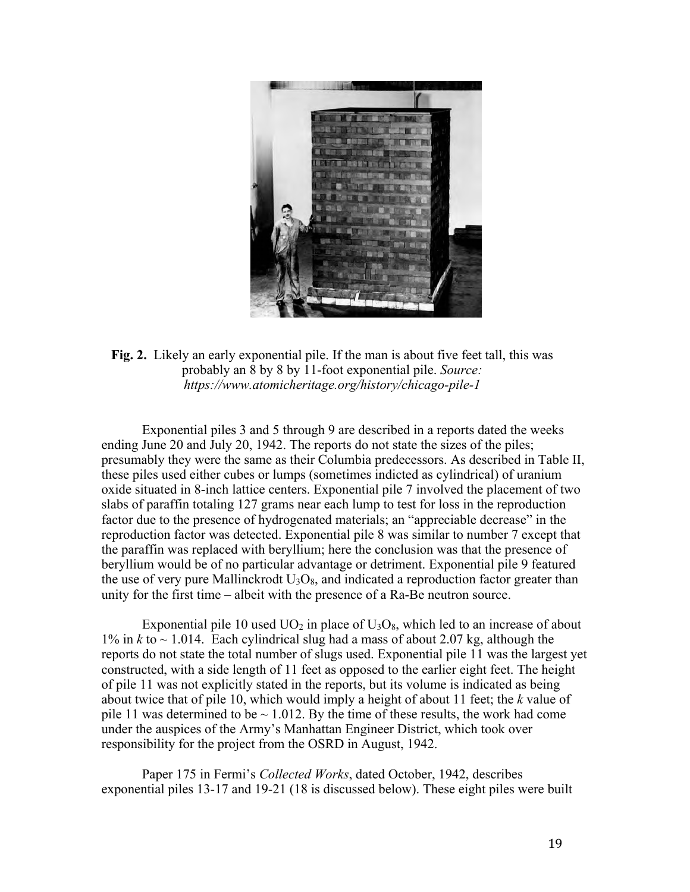**Fig. 2.** Likely an early exponential pile. If the man is about five feet tall, this was probably an 8 by 8 by 11-foot exponential pile. *Source: https://www.atomicheritage.org/history/chicago-pile-1*

Exponential piles 3 and 5 through 9 are described in a reports dated the weeks ending June 20 and July 20, 1942. The reports do not state the sizes of the piles; presumably they were the same as their Columbia predecessors. As described in Table II, these piles used either cubes or lumps (sometimes indicted as cylindrical) of uranium oxide situated in 8-inch lattice centers. Exponential pile 7 involved the placement of two slabs of paraffin totaling 127 grams near each lump to test for loss in the reproduction factor due to the presence of hydrogenated materials; an "appreciable decrease" in the reproduction factor was detected. Exponential pile 8 was similar to number 7 except that the paraffin was replaced with beryllium; here the conclusion was that the presence of beryllium would be of no particular advantage or detriment. Exponential pile 9 featured the use of very pure Mallinckrodt $U_3O_8$, and indicated a reproduction factor greater than unity for the first time – albeit with the presence of a Ra-Be neutron source.

Exponential pile 10 used $UO_2$ in place of $U_3O_8$, which led to an increase of about 1% in *k* to ~ 1.014. Each cylindrical slug had a mass of about 2.07 kg, although the reports do not state the total number of slugs used. Exponential pile 11 was the largest yet constructed, with a side length of 11 feet as opposed to the earlier eight feet. The height of pile 11 was not explicitly stated in the reports, but its volume is indicated as being about twice that of pile 10, which would imply a height of about 11 feet; the *k* value of pile 11 was determined to be ~ 1.012. By the time of these results, the work had come under the auspices of the Army's Manhattan Engineer District, which took over responsibility for the project from the OSRD in August, 1942.

Paper 175 in Fermi's *Collected Works*, dated October, 1942, describes exponential piles 13-17 and 19-21 (18 is discussed below). These eight piles were built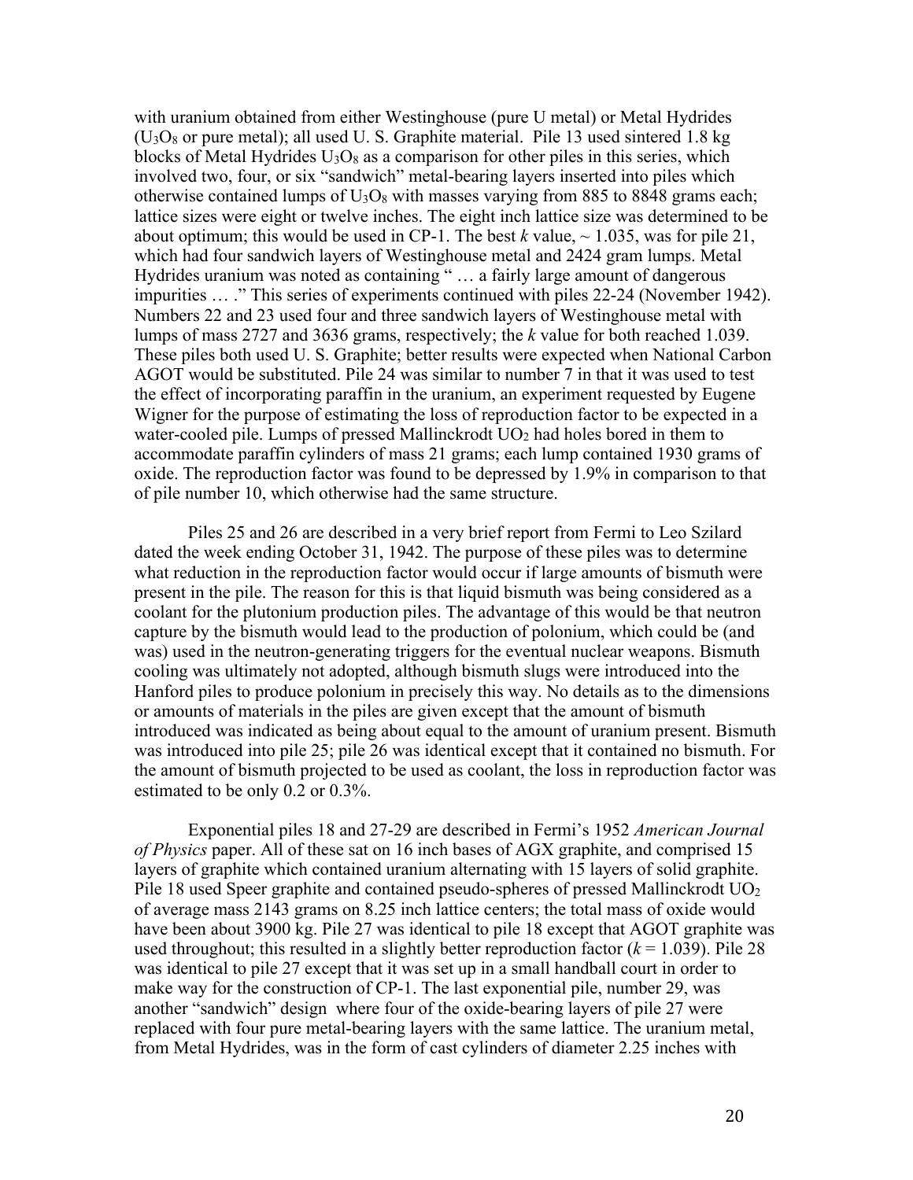with uranium obtained from either Westinghouse (pure U metal) or Metal Hydrides ($U_3O_8$ or pure metal); all used U. S. Graphite material. Pile 13 used sintered 1.8 kg blocks of Metal Hydrides $U_3O_8$ as a comparison for other piles in this series, which involved two, four, or six "sandwich" metal-bearing layers inserted into piles which otherwise contained lumps of $U_3O_8$ with masses varying from 885 to 8848 grams each; lattice sizes were eight or twelve inches. The eight inch lattice size was determined to be about optimum; this would be used in CP-1. The best *k* value, ~ 1.035, was for pile 21, which had four sandwich layers of Westinghouse metal and 2424 gram lumps. Metal Hydrides uranium was noted as containing " … a fairly large amount of dangerous impurities … ." This series of experiments continued with piles 22-24 (November 1942). Numbers 22 and 23 used four and three sandwich layers of Westinghouse metal with lumps of mass 2727 and 3636 grams, respectively; the *k* value for both reached 1.039. These piles both used U. S. Graphite; better results were expected when National Carbon AGOT would be substituted. Pile 24 was similar to number 7 in that it was used to test the effect of incorporating paraffin in the uranium, an experiment requested by Eugene Wigner for the purpose of estimating the loss of reproduction factor to be expected in a water-cooled pile. Lumps of pressed Mallinckrodt $UO_2$ had holes bored in them to accommodate paraffin cylinders of mass 21 grams; each lump contained 1930 grams of oxide. The reproduction factor was found to be depressed by 1.9% in comparison to that of pile number 10, which otherwise had the same structure.

Piles 25 and 26 are described in a very brief report from Fermi to Leo Szilard dated the week ending October 31, 1942. The purpose of these piles was to determine what reduction in the reproduction factor would occur if large amounts of bismuth were present in the pile. The reason for this is that liquid bismuth was being considered as a coolant for the plutonium production piles. The advantage of this would be that neutron capture by the bismuth would lead to the production of polonium, which could be (and was) used in the neutron-generating triggers for the eventual nuclear weapons. Bismuth cooling was ultimately not adopted, although bismuth slugs were introduced into the Hanford piles to produce polonium in precisely this way. No details as to the dimensions or amounts of materials in the piles are given except that the amount of bismuth introduced was indicated as being about equal to the amount of uranium present. Bismuth was introduced into pile 25; pile 26 was identical except that it contained no bismuth. For the amount of bismuth projected to be used as coolant, the loss in reproduction factor was estimated to be only 0.2 or 0.3%.

Exponential piles 18 and 27-29 are described in Fermi's 1952 *American Journal of Physics* paper. All of these sat on 16 inch bases of AGX graphite, and comprised 15 layers of graphite which contained uranium alternating with 15 layers of solid graphite. Pile 18 used Speer graphite and contained pseudo-spheres of pressed Mallinckrodt $UO_2$ of average mass 2143 grams on 8.25 inch lattice centers; the total mass of oxide would have been about 3900 kg. Pile 27 was identical to pile 18 except that AGOT graphite was used throughout; this resulted in a slightly better reproduction factor (*k* = 1.039). Pile 28 was identical to pile 27 except that it was set up in a small handball court in order to make way for the construction of CP-1. The last exponential pile, number 29, was another "sandwich" design where four of the oxide-bearing layers of pile 27 were replaced with four pure metal-bearing layers with the same lattice. The uranium metal, from Metal Hydrides, was in the form of cast cylinders of diameter 2.25 inches with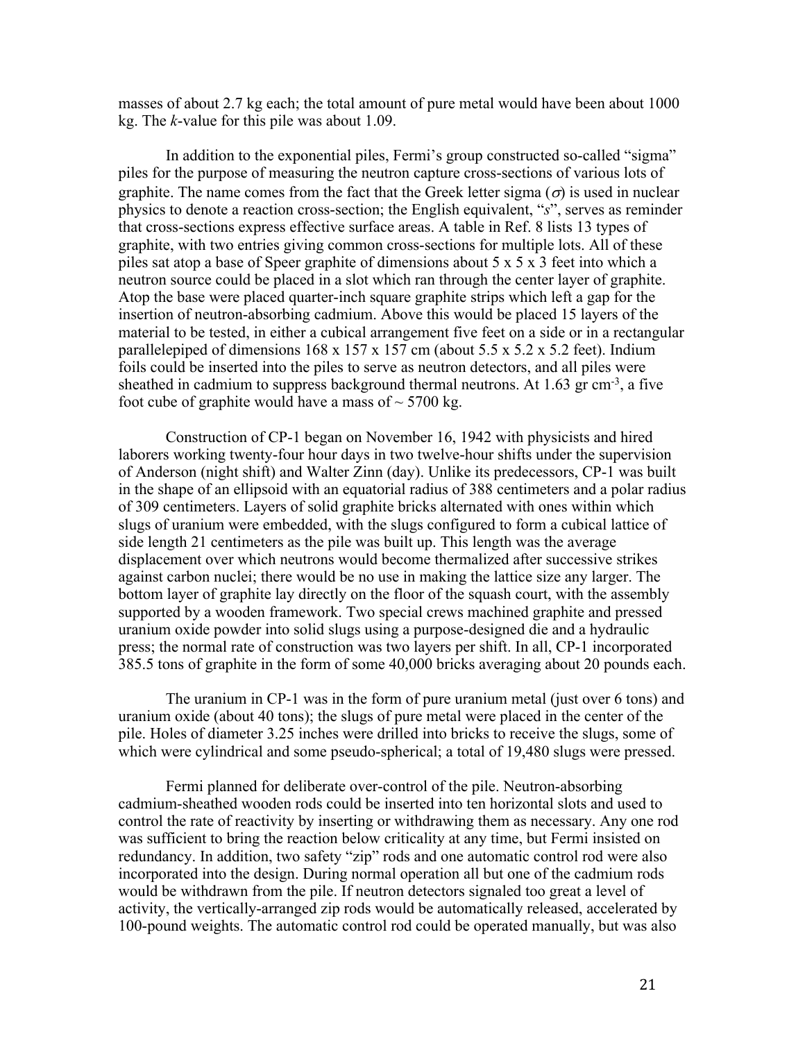masses of about 2.7 kg each; the total amount of pure metal would have been about 1000 kg. The *k*-value for this pile was about 1.09.

In addition to the exponential piles, Fermi's group constructed so-called "sigma" piles for the purpose of measuring the neutron capture cross-sections of various lots of graphite. The name comes from the fact that the Greek letter sigma ($\sigma$) is used in nuclear physics to denote a reaction cross-section; the English equivalent, "*s*", serves as reminder that cross-sections express effective surface areas. A table in Ref. 8 lists 13 types of graphite, with two entries giving common cross-sections for multiple lots. All of these piles sat atop a base of Speer graphite of dimensions about 5 x 5 x 3 feet into which a neutron source could be placed in a slot which ran through the center layer of graphite. Atop the base were placed quarter-inch square graphite strips which left a gap for the insertion of neutron-absorbing cadmium. Above this would be placed 15 layers of the material to be tested, in either a cubical arrangement five feet on a side or in a rectangular parallelepiped of dimensions 168 x 157 x 157 cm (about 5.5 x 5.2 x 5.2 feet). Indium foils could be inserted into the piles to serve as neutron detectors, and all piles were sheathed in cadmium to suppress background thermal neutrons. At 1.63 gr cm$^{-3}$, a five foot cube of graphite would have a mass of ~ 5700 kg.

Construction of CP-1 began on November 16, 1942 with physicists and hired laborers working twenty-four hour days in two twelve-hour shifts under the supervision of Anderson (night shift) and Walter Zinn (day). Unlike its predecessors, CP-1 was built in the shape of an ellipsoid with an equatorial radius of 388 centimeters and a polar radius of 309 centimeters. Layers of solid graphite bricks alternated with ones within which slugs of uranium were embedded, with the slugs configured to form a cubical lattice of side length 21 centimeters as the pile was built up. This length was the average displacement over which neutrons would become thermalized after successive strikes against carbon nuclei; there would be no use in making the lattice size any larger. The bottom layer of graphite lay directly on the floor of the squash court, with the assembly supported by a wooden framework. Two special crews machined graphite and pressed uranium oxide powder into solid slugs using a purpose-designed die and a hydraulic press; the normal rate of construction was two layers per shift. In all, CP-1 incorporated 385.5 tons of graphite in the form of some 40,000 bricks averaging about 20 pounds each.

The uranium in CP-1 was in the form of pure uranium metal (just over 6 tons) and uranium oxide (about 40 tons); the slugs of pure metal were placed in the center of the pile. Holes of diameter 3.25 inches were drilled into bricks to receive the slugs, some of which were cylindrical and some pseudo-spherical; a total of 19,480 slugs were pressed.

Fermi planned for deliberate over-control of the pile. Neutron-absorbing cadmium-sheathed wooden rods could be inserted into ten horizontal slots and used to control the rate of reactivity by inserting or withdrawing them as necessary. Any one rod was sufficient to bring the reaction below criticality at any time, but Fermi insisted on redundancy. In addition, two safety "zip" rods and one automatic control rod were also incorporated into the design. During normal operation all but one of the cadmium rods would be withdrawn from the pile. If neutron detectors signaled too great a level of activity, the vertically-arranged zip rods would be automatically released, accelerated by 100-pound weights. The automatic control rod could be operated manually, but was also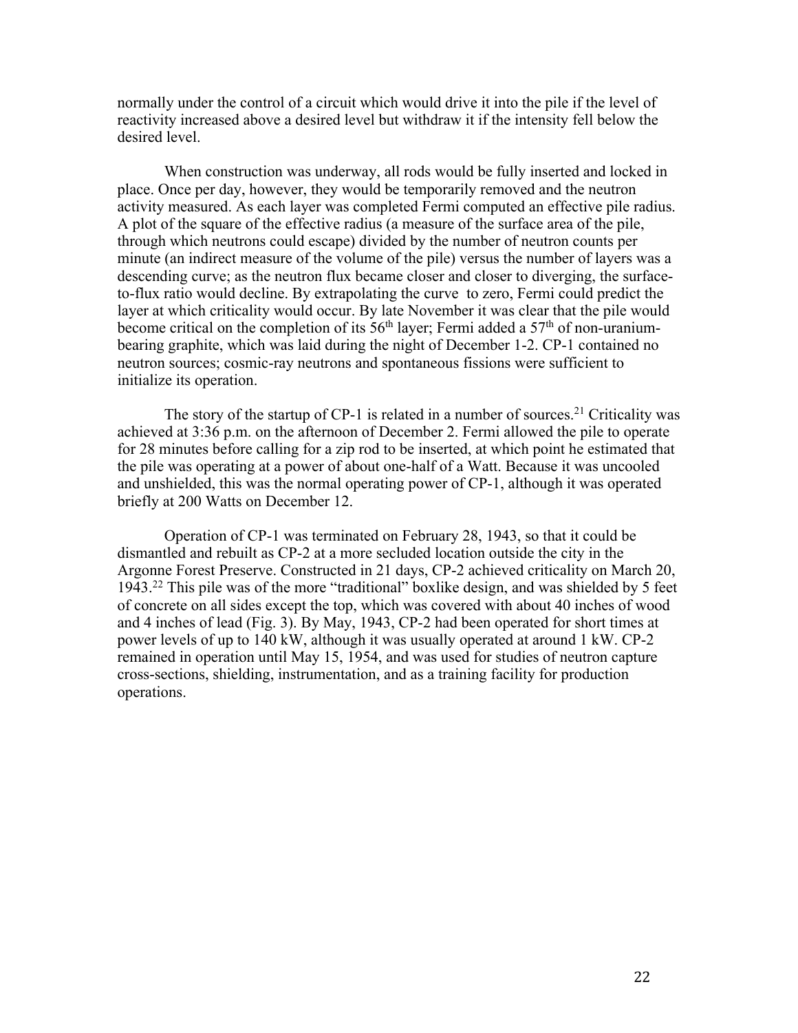normally under the control of a circuit which would drive it into the pile if the level of reactivity increased above a desired level but withdraw it if the intensity fell below the desired level.

When construction was underway, all rods would be fully inserted and locked in place. Once per day, however, they would be temporarily removed and the neutron activity measured. As each layer was completed Fermi computed an effective pile radius. A plot of the square of the effective radius (a measure of the surface area of the pile, through which neutrons could escape) divided by the number of neutron counts per minute (an indirect measure of the volume of the pile) versus the number of layers was a descending curve; as the neutron flux became closer and closer to diverging, the surface-to-flux ratio would decline. By extrapolating the curve  to zero, Fermi could predict the layer at which criticality would occur. By late November it was clear that the pile would become critical on the completion of its 56th layer; Fermi added a 57th of non-uranium-bearing graphite, which was laid during the night of December 1-2. CP-1 contained no neutron sources; cosmic-ray neutrons and spontaneous fissions were sufficient to initialize its operation.

The story of the startup of CP-1 is related in a number of sources.[21] Criticality was achieved at 3:36 p.m. on the afternoon of December 2. Fermi allowed the pile to operate for 28 minutes before calling for a zip rod to be inserted, at which point he estimated that the pile was operating at a power of about one-half of a Watt. Because it was uncooled and unshielded, this was the normal operating power of CP-1, although it was operated briefly at 200 Watts on December 12.

Operation of CP-1 was terminated on February 28, 1943, so that it could be dismantled and rebuilt as CP-2 at a more secluded location outside the city in the Argonne Forest Preserve. Constructed in 21 days, CP-2 achieved criticality on March 20, 1943.[22] This pile was of the more "traditional" boxlike design, and was shielded by 5 feet of concrete on all sides except the top, which was covered with about 40 inches of wood and 4 inches of lead (Fig. 3). By May, 1943, CP-2 had been operated for short times at power levels of up to 140 kW, although it was usually operated at around 1 kW. CP-2 remained in operation until May 15, 1954, and was used for studies of neutron capture cross-sections, shielding, instrumentation, and as a training facility for production operations.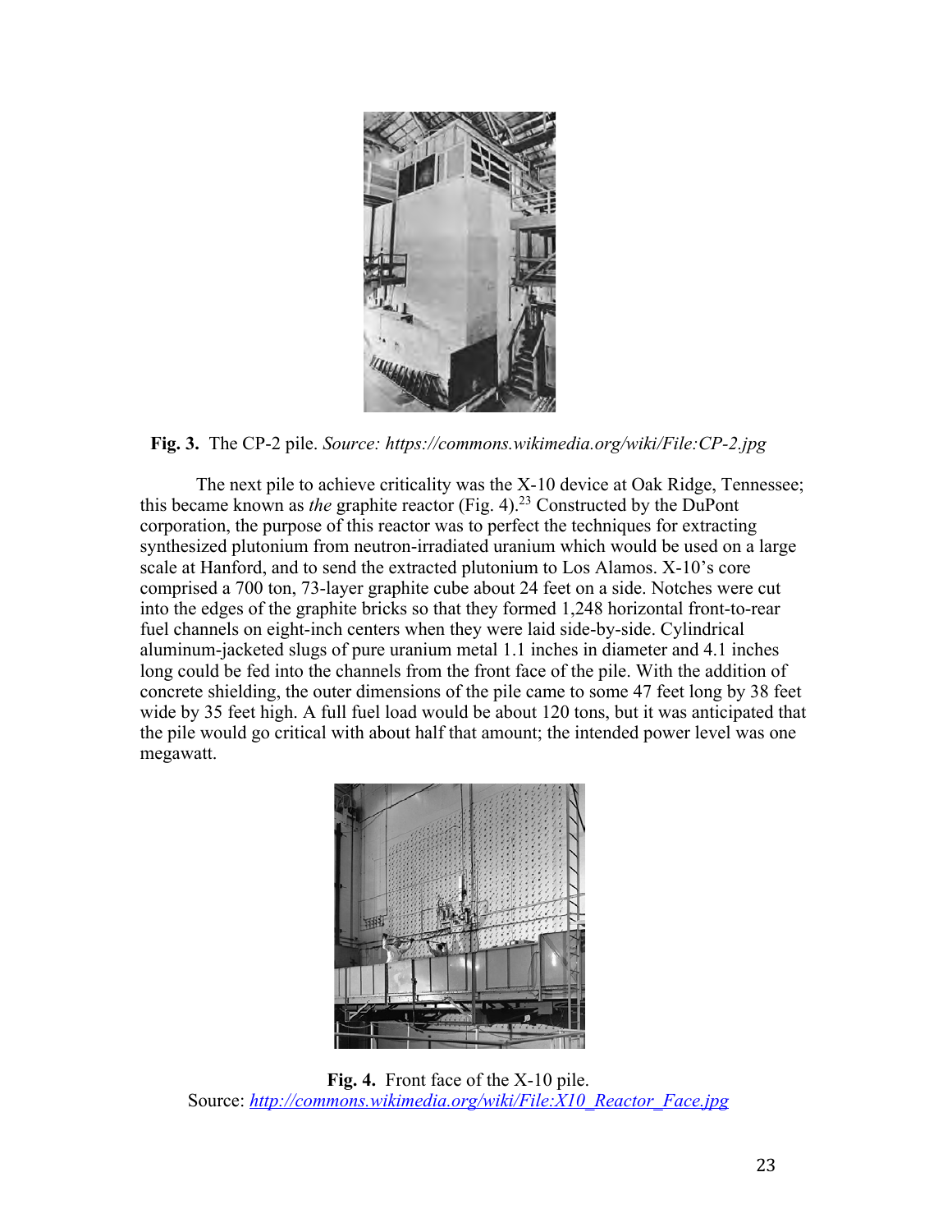**Fig. 3.** The CP-2 pile. *Source: https://commons.wikimedia.org/wiki/File:CP-2.jpg*

The next pile to achieve criticality was the X-10 device at Oak Ridge, Tennessee; this became known as *the* graphite reactor (Fig. 4).[23] Constructed by the DuPont corporation, the purpose of this reactor was to perfect the techniques for extracting synthesized plutonium from neutron-irradiated uranium which would be used on a large scale at Hanford, and to send the extracted plutonium to Los Alamos. X-10's core comprised a 700 ton, 73-layer graphite cube about 24 feet on a side. Notches were cut into the edges of the graphite bricks so that they formed 1,248 horizontal front-to-rear fuel channels on eight-inch centers when they were laid side-by-side. Cylindrical aluminum-jacketed slugs of pure uranium metal 1.1 inches in diameter and 4.1 inches long could be fed into the channels from the front face of the pile. With the addition of concrete shielding, the outer dimensions of the pile came to some 47 feet long by 38 feet wide by 35 feet high. A full fuel load would be about 120 tons, but it was anticipated that the pile would go critical with about half that amount; the intended power level was one megawatt.

**Fig. 4.** Front face of the X-10 pile.
Source: *http://commons.wikimedia.org/wiki/File:X10_Reactor_Face.jpg*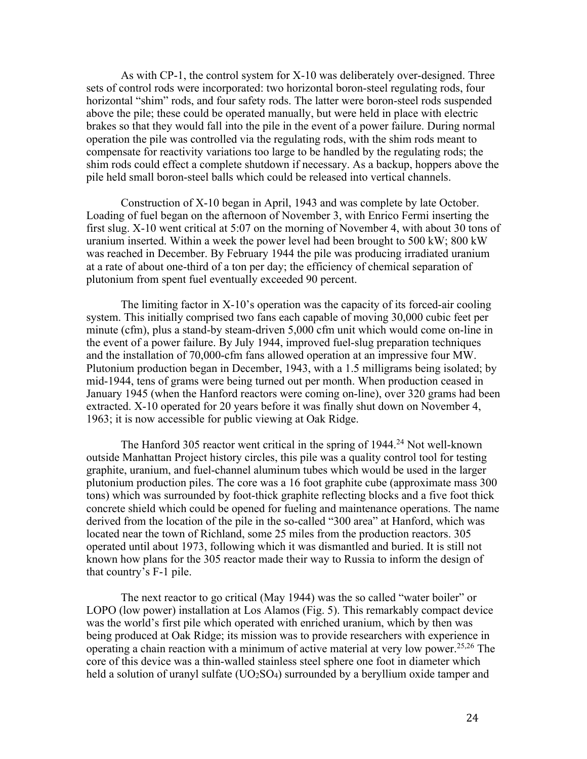As with CP-1, the control system for X-10 was deliberately over-designed. Three sets of control rods were incorporated: two horizontal boron-steel regulating rods, four horizontal "shim" rods, and four safety rods. The latter were boron-steel rods suspended above the pile; these could be operated manually, but were held in place with electric brakes so that they would fall into the pile in the event of a power failure. During normal operation the pile was controlled via the regulating rods, with the shim rods meant to compensate for reactivity variations too large to be handled by the regulating rods; the shim rods could effect a complete shutdown if necessary. As a backup, hoppers above the pile held small boron-steel balls which could be released into vertical channels.

Construction of X-10 began in April, 1943 and was complete by late October. Loading of fuel began on the afternoon of November 3, with Enrico Fermi inserting the first slug. X-10 went critical at 5:07 on the morning of November 4, with about 30 tons of uranium inserted. Within a week the power level had been brought to 500 kW; 800 kW was reached in December. By February 1944 the pile was producing irradiated uranium at a rate of about one-third of a ton per day; the efficiency of chemical separation of plutonium from spent fuel eventually exceeded 90 percent.

The limiting factor in X-10's operation was the capacity of its forced-air cooling system. This initially comprised two fans each capable of moving 30,000 cubic feet per minute (cfm), plus a stand-by steam-driven 5,000 cfm unit which would come on-line in the event of a power failure. By July 1944, improved fuel-slug preparation techniques and the installation of 70,000-cfm fans allowed operation at an impressive four MW. Plutonium production began in December, 1943, with a 1.5 milligrams being isolated; by mid-1944, tens of grams were being turned out per month. When production ceased in January 1945 (when the Hanford reactors were coming on-line), over 320 grams had been extracted. X-10 operated for 20 years before it was finally shut down on November 4, 1963; it is now accessible for public viewing at Oak Ridge.

The Hanford 305 reactor went critical in the spring of 1944.[24] Not well-known outside Manhattan Project history circles, this pile was a quality control tool for testing graphite, uranium, and fuel-channel aluminum tubes which would be used in the larger plutonium production piles. The core was a 16 foot graphite cube (approximate mass 300 tons) which was surrounded by foot-thick graphite reflecting blocks and a five foot thick concrete shield which could be opened for fueling and maintenance operations. The name derived from the location of the pile in the so-called "300 area" at Hanford, which was located near the town of Richland, some 25 miles from the production reactors. 305 operated until about 1973, following which it was dismantled and buried. It is still not known how plans for the 305 reactor made their way to Russia to inform the design of that country's F-1 pile.

The next reactor to go critical (May 1944) was the so called "water boiler" or LOPO (low power) installation at Los Alamos (Fig. 5). This remarkably compact device was the world's first pile which operated with enriched uranium, which by then was being produced at Oak Ridge; its mission was to provide researchers with experience in operating a chain reaction with a minimum of active material at very low power.[25,26] The core of this device was a thin-walled stainless steel sphere one foot in diameter which held a solution of uranyl sulfate ($UO_2SO_4$) surrounded by a beryllium oxide tamper and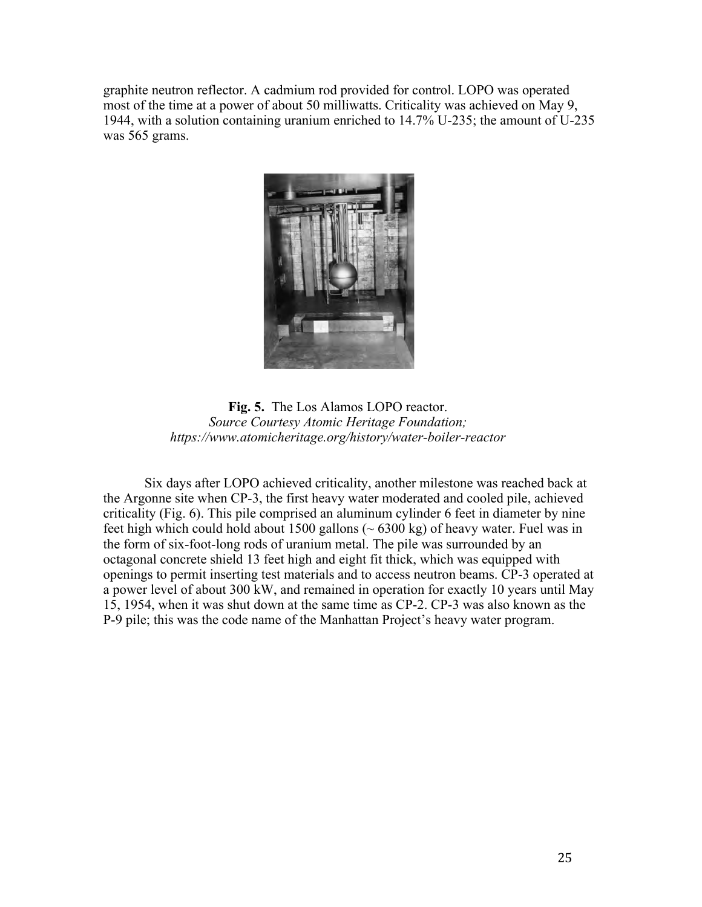graphite neutron reflector. A cadmium rod provided for control. LOPO was operated most of the time at a power of about 50 milliwatts. Criticality was achieved on May 9, 1944, with a solution containing uranium enriched to 14.7% U-235; the amount of U-235 was 565 grams.

**Fig. 5.** The Los Alamos LOPO reactor.
*Source Courtesy Atomic Heritage Foundation; https://www.atomicheritage.org/history/water-boiler-reactor*

Six days after LOPO achieved criticality, another milestone was reached back at the Argonne site when CP-3, the first heavy water moderated and cooled pile, achieved criticality (Fig. 6). This pile comprised an aluminum cylinder 6 feet in diameter by nine feet high which could hold about 1500 gallons (~ 6300 kg) of heavy water. Fuel was in the form of six-foot-long rods of uranium metal. The pile was surrounded by an octagonal concrete shield 13 feet high and eight fit thick, which was equipped with openings to permit inserting test materials and to access neutron beams. CP-3 operated at a power level of about 300 kW, and remained in operation for exactly 10 years until May 15, 1954, when it was shut down at the same time as CP-2. CP-3 was also known as the P-9 pile; this was the code name of the Manhattan Project's heavy water program.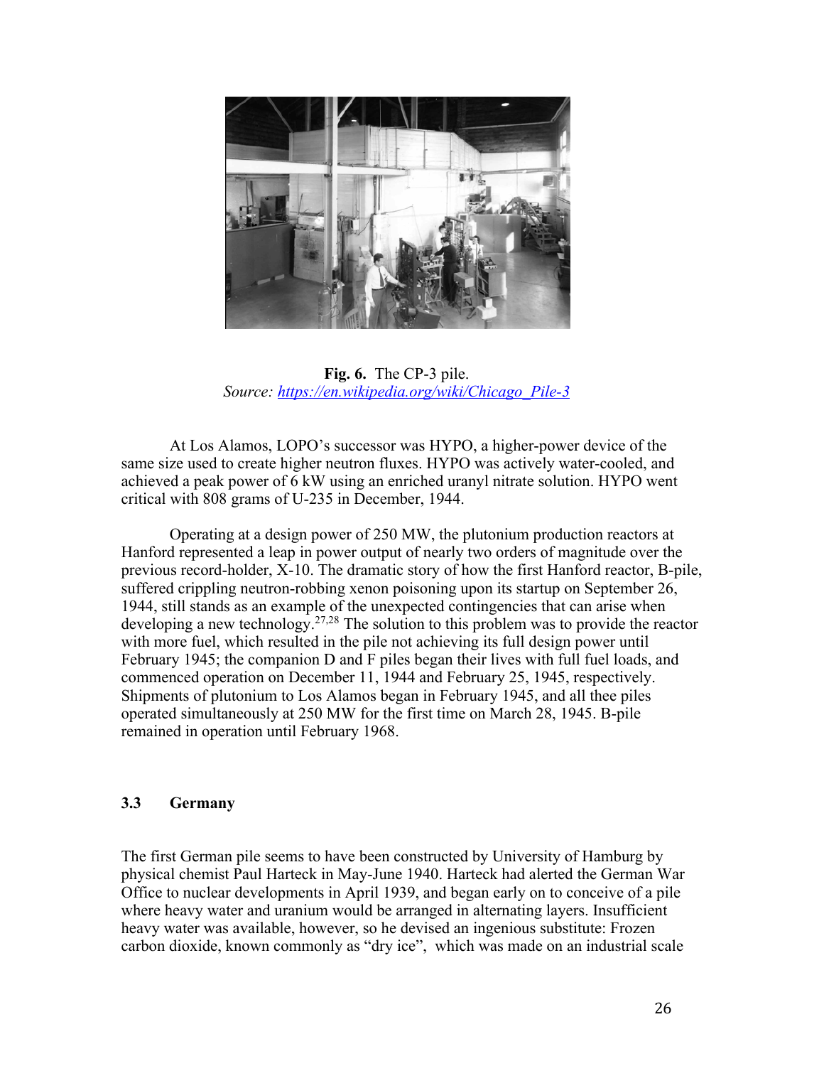**Fig. 6.** The CP-3 pile.
*Source: https://en.wikipedia.org/wiki/Chicago_Pile-3*

At Los Alamos, LOPO's successor was HYPO, a higher-power device of the same size used to create higher neutron fluxes. HYPO was actively water-cooled, and achieved a peak power of 6 kW using an enriched uranyl nitrate solution. HYPO went critical with 808 grams of U-235 in December, 1944.

Operating at a design power of 250 MW, the plutonium production reactors at Hanford represented a leap in power output of nearly two orders of magnitude over the previous record-holder, X-10. The dramatic story of how the first Hanford reactor, B-pile, suffered crippling neutron-robbing xenon poisoning upon its startup on September 26, 1944, still stands as an example of the unexpected contingencies that can arise when developing a new technology.[27,28] The solution to this problem was to provide the reactor with more fuel, which resulted in the pile not achieving its full design power until February 1945; the companion D and F piles began their lives with full fuel loads, and commenced operation on December 11, 1944 and February 25, 1945, respectively. Shipments of plutonium to Los Alamos began in February 1945, and all thee piles operated simultaneously at 250 MW for the first time on March 28, 1945. B-pile remained in operation until February 1968.

### 3.3 Germany

The first German pile seems to have been constructed by University of Hamburg by physical chemist Paul Harteck in May-June 1940. Harteck had alerted the German War Office to nuclear developments in April 1939, and began early on to conceive of a pile where heavy water and uranium would be arranged in alternating layers. Insufficient heavy water was available, however, so he devised an ingenious substitute: Frozen carbon dioxide, known commonly as "dry ice", which was made on an industrial scale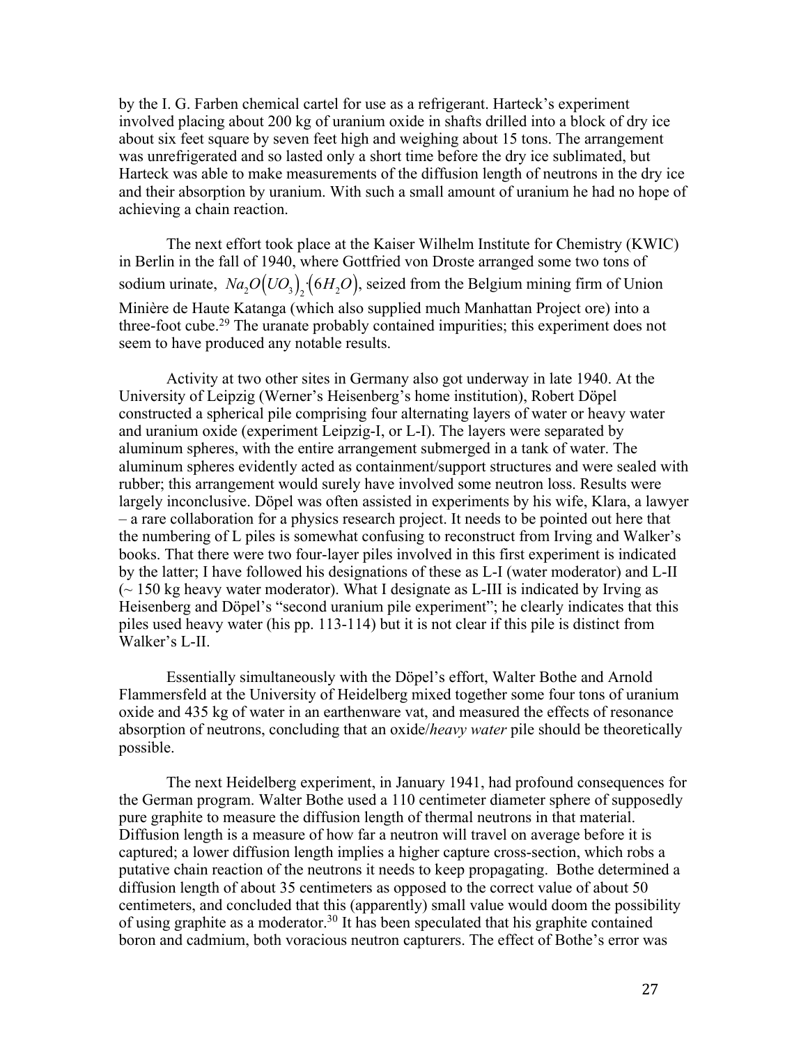by the I. G. Farben chemical cartel for use as a refrigerant. Harteck's experiment involved placing about 200 kg of uranium oxide in shafts drilled into a block of dry ice about six feet square by seven feet high and weighing about 15 tons. The arrangement was unrefrigerated and so lasted only a short time before the dry ice sublimated, but Harteck was able to make measurements of the diffusion length of neutrons in the dry ice and their absorption by uranium. With such a small amount of uranium he had no hope of achieving a chain reaction.

The next effort took place at the Kaiser Wilhelm Institute for Chemistry (KWIC) in Berlin in the fall of 1940, where Gottfried von Droste arranged some two tons of sodium urinate, $Na_2O(UO_3)_2 \cdot (6H_2O)$, seized from the Belgium mining firm of Union Minière de Haute Katanga (which also supplied much Manhattan Project ore) into a three-foot cube.[29] The uranate probably contained impurities; this experiment does not seem to have produced any notable results.

Activity at two other sites in Germany also got underway in late 1940. At the University of Leipzig (Werner's Heisenberg's home institution), Robert Döpel constructed a spherical pile comprising four alternating layers of water or heavy water and uranium oxide (experiment Leipzig-I, or L-I). The layers were separated by aluminum spheres, with the entire arrangement submerged in a tank of water. The aluminum spheres evidently acted as containment/support structures and were sealed with rubber; this arrangement would surely have involved some neutron loss. Results were largely inconclusive. Döpel was often assisted in experiments by his wife, Klara, a lawyer – a rare collaboration for a physics research project. It needs to be pointed out here that the numbering of L piles is somewhat confusing to reconstruct from Irving and Walker's books. That there were two four-layer piles involved in this first experiment is indicated by the latter; I have followed his designations of these as L-I (water moderator) and L-II (~ 150 kg heavy water moderator). What I designate as L-III is indicated by Irving as Heisenberg and Döpel's "second uranium pile experiment"; he clearly indicates that this piles used heavy water (his pp. 113-114) but it is not clear if this pile is distinct from Walker's L-II.

Essentially simultaneously with the Döpel's effort, Walter Bothe and Arnold Flammersfeld at the University of Heidelberg mixed together some four tons of uranium oxide and 435 kg of water in an earthenware vat, and measured the effects of resonance absorption of neutrons, concluding that an oxide/*heavy water* pile should be theoretically possible.

The next Heidelberg experiment, in January 1941, had profound consequences for the German program. Walter Bothe used a 110 centimeter diameter sphere of supposedly pure graphite to measure the diffusion length of thermal neutrons in that material. Diffusion length is a measure of how far a neutron will travel on average before it is captured; a lower diffusion length implies a higher capture cross-section, which robs a putative chain reaction of the neutrons it needs to keep propagating. Bothe determined a diffusion length of about 35 centimeters as opposed to the correct value of about 50 centimeters, and concluded that this (apparently) small value would doom the possibility of using graphite as a moderator.[30] It has been speculated that his graphite contained boron and cadmium, both voracious neutron capturers. The effect of Bothe's error was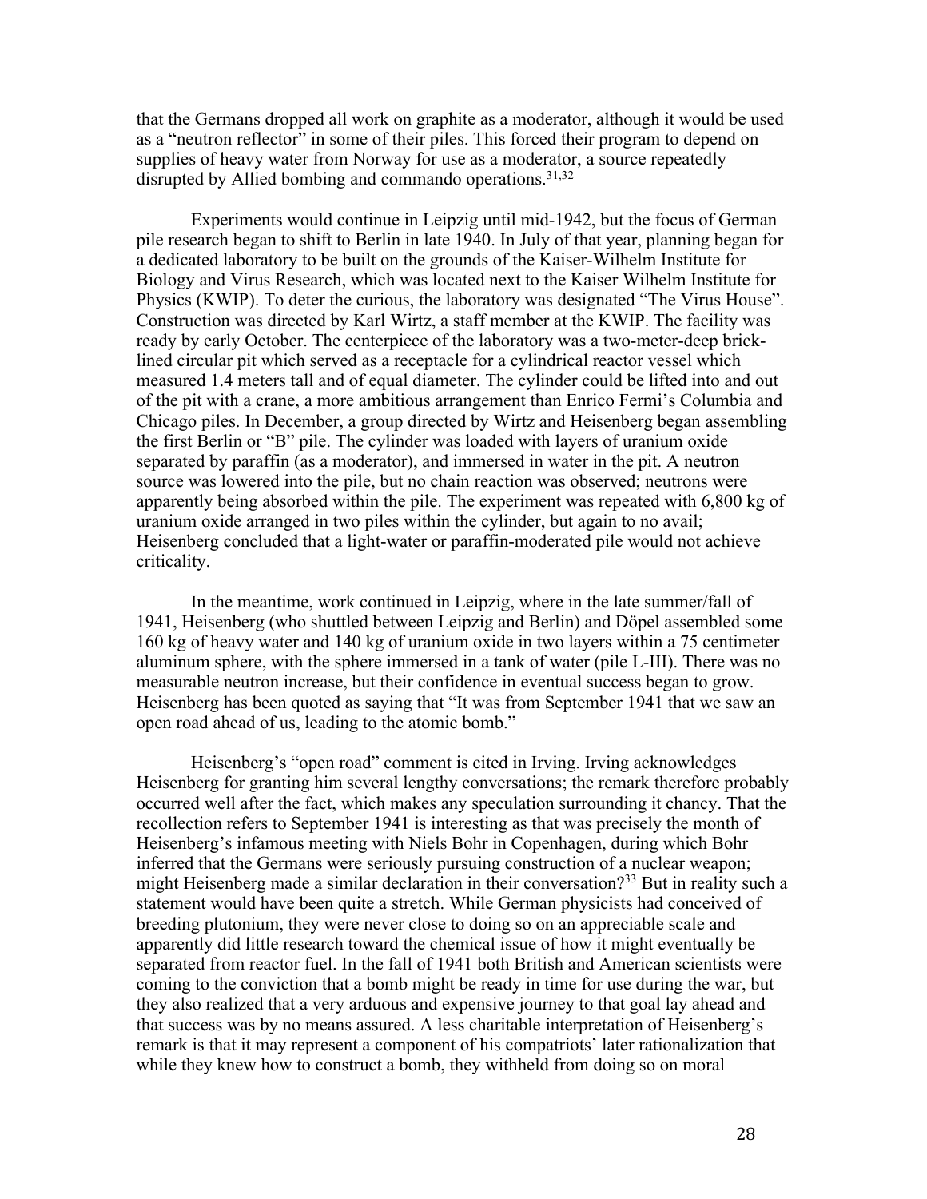that the Germans dropped all work on graphite as a moderator, although it would be used as a "neutron reflector" in some of their piles. This forced their program to depend on supplies of heavy water from Norway for use as a moderator, a source repeatedly disrupted by Allied bombing and commando operations.[31,32]

Experiments would continue in Leipzig until mid-1942, but the focus of German pile research began to shift to Berlin in late 1940. In July of that year, planning began for a dedicated laboratory to be built on the grounds of the Kaiser-Wilhelm Institute for Biology and Virus Research, which was located next to the Kaiser Wilhelm Institute for Physics (KWIP). To deter the curious, the laboratory was designated "The Virus House". Construction was directed by Karl Wirtz, a staff member at the KWIP. The facility was ready by early October. The centerpiece of the laboratory was a two-meter-deep brick-lined circular pit which served as a receptacle for a cylindrical reactor vessel which measured 1.4 meters tall and of equal diameter. The cylinder could be lifted into and out of the pit with a crane, a more ambitious arrangement than Enrico Fermi's Columbia and Chicago piles. In December, a group directed by Wirtz and Heisenberg began assembling the first Berlin or "B" pile. The cylinder was loaded with layers of uranium oxide separated by paraffin (as a moderator), and immersed in water in the pit. A neutron source was lowered into the pile, but no chain reaction was observed; neutrons were apparently being absorbed within the pile. The experiment was repeated with 6,800 kg of uranium oxide arranged in two piles within the cylinder, but again to no avail; Heisenberg concluded that a light-water or paraffin-moderated pile would not achieve criticality.

In the meantime, work continued in Leipzig, where in the late summer/fall of 1941, Heisenberg (who shuttled between Leipzig and Berlin) and Döpel assembled some 160 kg of heavy water and 140 kg of uranium oxide in two layers within a 75 centimeter aluminum sphere, with the sphere immersed in a tank of water (pile L-III). There was no measurable neutron increase, but their confidence in eventual success began to grow. Heisenberg has been quoted as saying that "It was from September 1941 that we saw an open road ahead of us, leading to the atomic bomb."

Heisenberg's "open road" comment is cited in Irving. Irving acknowledges Heisenberg for granting him several lengthy conversations; the remark therefore probably occurred well after the fact, which makes any speculation surrounding it chancy. That the recollection refers to September 1941 is interesting as that was precisely the month of Heisenberg's infamous meeting with Niels Bohr in Copenhagen, during which Bohr inferred that the Germans were seriously pursuing construction of a nuclear weapon; might Heisenberg made a similar declaration in their conversation?[33] But in reality such a statement would have been quite a stretch. While German physicists had conceived of breeding plutonium, they were never close to doing so on an appreciable scale and apparently did little research toward the chemical issue of how it might eventually be separated from reactor fuel. In the fall of 1941 both British and American scientists were coming to the conviction that a bomb might be ready in time for use during the war, but they also realized that a very arduous and expensive journey to that goal lay ahead and that success was by no means assured. A less charitable interpretation of Heisenberg's remark is that it may represent a component of his compatriots' later rationalization that while they knew how to construct a bomb, they withheld from doing so on moral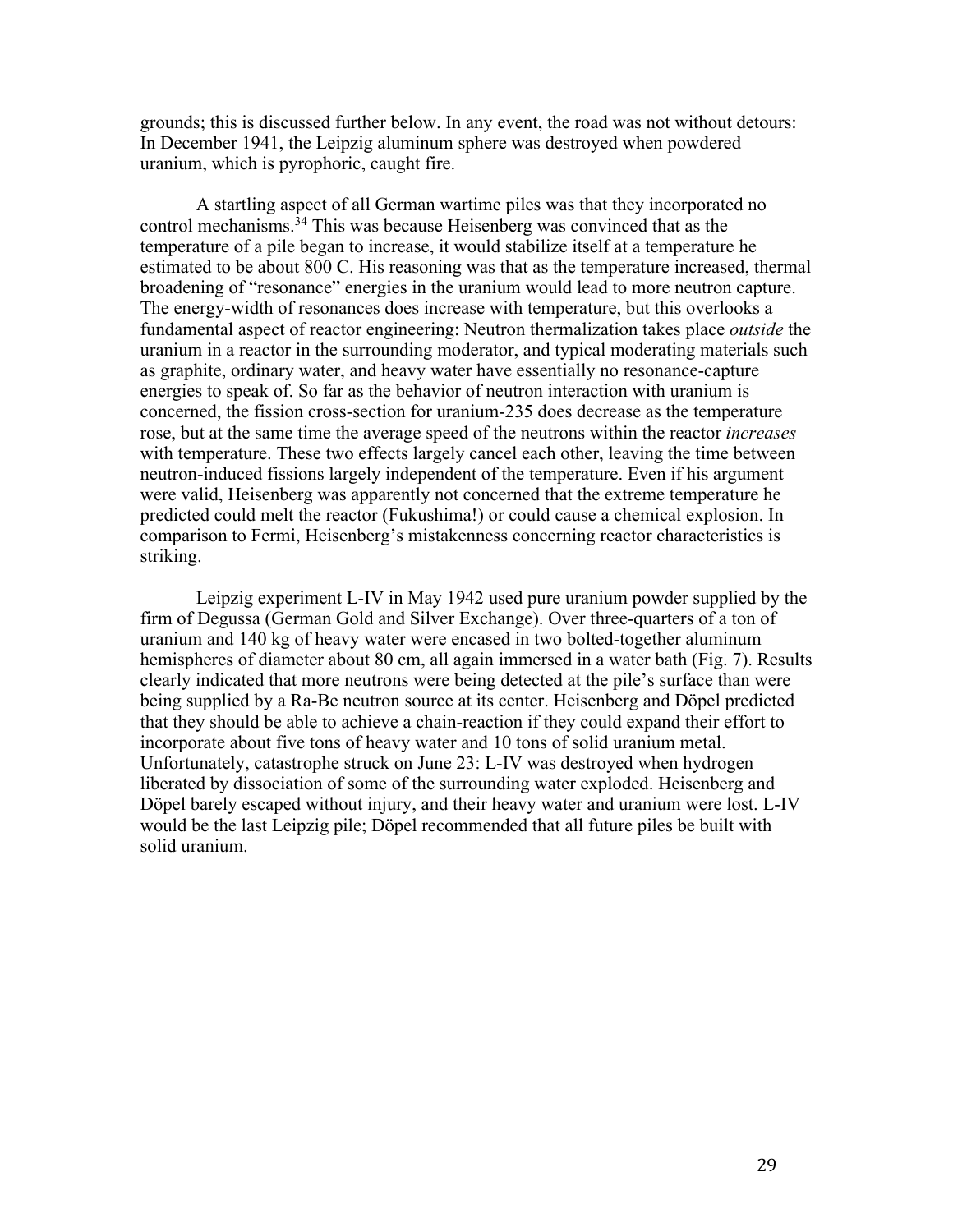grounds; this is discussed further below. In any event, the road was not without detours: In December 1941, the Leipzig aluminum sphere was destroyed when powdered uranium, which is pyrophoric, caught fire.

A startling aspect of all German wartime piles was that they incorporated no control mechanisms.[34] This was because Heisenberg was convinced that as the temperature of a pile began to increase, it would stabilize itself at a temperature he estimated to be about 800 C. His reasoning was that as the temperature increased, thermal broadening of "resonance" energies in the uranium would lead to more neutron capture. The energy-width of resonances does increase with temperature, but this overlooks a fundamental aspect of reactor engineering: Neutron thermalization takes place *outside* the uranium in a reactor in the surrounding moderator, and typical moderating materials such as graphite, ordinary water, and heavy water have essentially no resonance-capture energies to speak of. So far as the behavior of neutron interaction with uranium is concerned, the fission cross-section for uranium-235 does decrease as the temperature rose, but at the same time the average speed of the neutrons within the reactor *increases* with temperature. These two effects largely cancel each other, leaving the time between neutron-induced fissions largely independent of the temperature. Even if his argument were valid, Heisenberg was apparently not concerned that the extreme temperature he predicted could melt the reactor (Fukushima!) or could cause a chemical explosion. In comparison to Fermi, Heisenberg's mistakenness concerning reactor characteristics is striking.

Leipzig experiment L-IV in May 1942 used pure uranium powder supplied by the firm of Degussa (German Gold and Silver Exchange). Over three-quarters of a ton of uranium and 140 kg of heavy water were encased in two bolted-together aluminum hemispheres of diameter about 80 cm, all again immersed in a water bath (Fig. 7). Results clearly indicated that more neutrons were being detected at the pile's surface than were being supplied by a Ra-Be neutron source at its center. Heisenberg and Döpel predicted that they should be able to achieve a chain-reaction if they could expand their effort to incorporate about five tons of heavy water and 10 tons of solid uranium metal. Unfortunately, catastrophe struck on June 23: L-IV was destroyed when hydrogen liberated by dissociation of some of the surrounding water exploded. Heisenberg and Döpel barely escaped without injury, and their heavy water and uranium were lost. L-IV would be the last Leipzig pile; Döpel recommended that all future piles be built with solid uranium.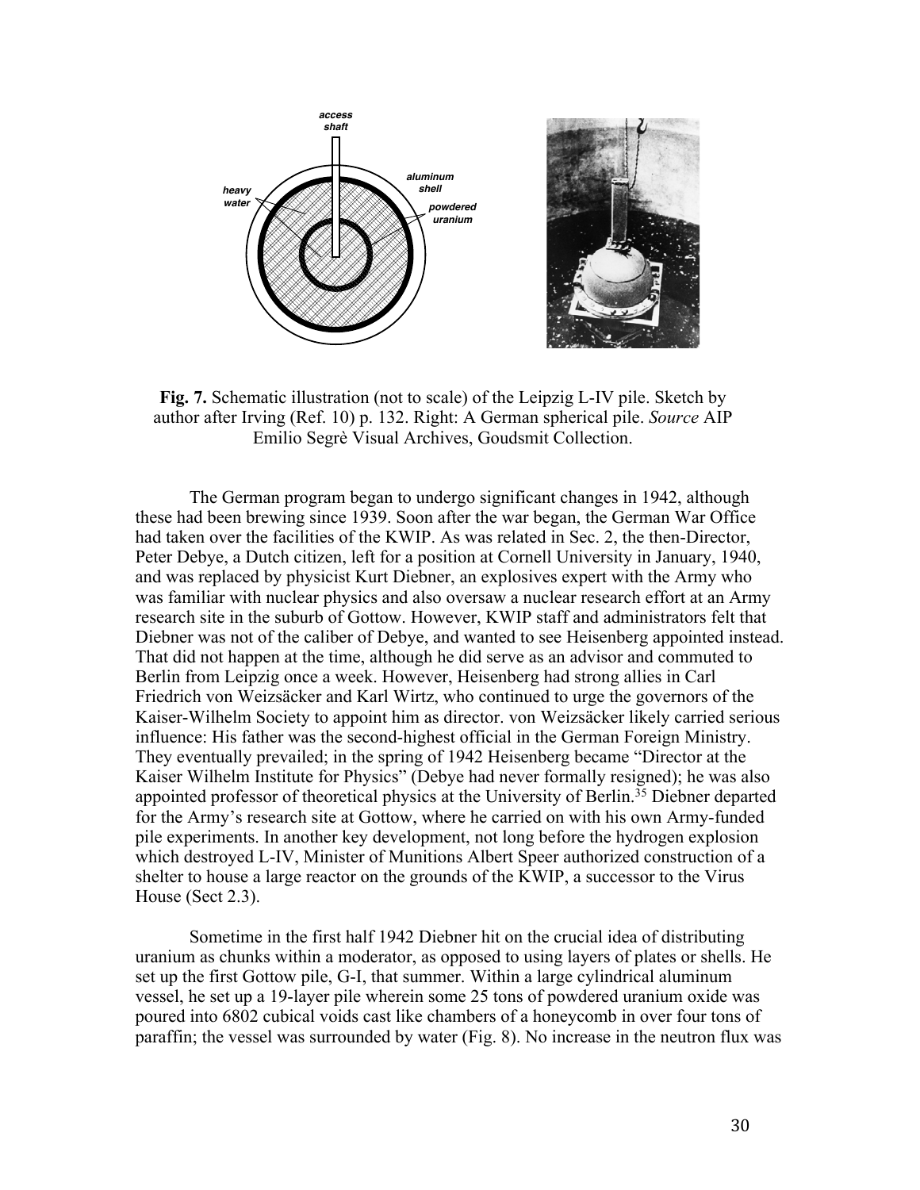**Fig. 7.** Schematic illustration (not to scale) of the Leipzig L-IV pile. Sketch by author after Irving (Ref. 10) p. 132. Right: A German spherical pile. *Source* AIP Emilio Segrè Visual Archives, Goudsmit Collection.

The German program began to undergo significant changes in 1942, although these had been brewing since 1939. Soon after the war began, the German War Office had taken over the facilities of the KWIP. As was related in Sec. 2, the then-Director, Peter Debye, a Dutch citizen, left for a position at Cornell University in January, 1940, and was replaced by physicist Kurt Diebner, an explosives expert with the Army who was familiar with nuclear physics and also oversaw a nuclear research effort at an Army research site in the suburb of Gottow. However, KWIP staff and administrators felt that Diebner was not of the caliber of Debye, and wanted to see Heisenberg appointed instead. That did not happen at the time, although he did serve as an advisor and commuted to Berlin from Leipzig once a week. However, Heisenberg had strong allies in Carl Friedrich von Weizsäcker and Karl Wirtz, who continued to urge the governors of the Kaiser-Wilhelm Society to appoint him as director. von Weizsäcker likely carried serious influence: His father was the second-highest official in the German Foreign Ministry. They eventually prevailed; in the spring of 1942 Heisenberg became "Director at the Kaiser Wilhelm Institute for Physics" (Debye had never formally resigned); he was also appointed professor of theoretical physics at the University of Berlin.[35] Diebner departed for the Army's research site at Gottow, where he carried on with his own Army-funded pile experiments. In another key development, not long before the hydrogen explosion which destroyed L-IV, Minister of Munitions Albert Speer authorized construction of a shelter to house a large reactor on the grounds of the KWIP, a successor to the Virus House (Sect 2.3).

Sometime in the first half 1942 Diebner hit on the crucial idea of distributing uranium as chunks within a moderator, as opposed to using layers of plates or shells. He set up the first Gottow pile, G-I, that summer. Within a large cylindrical aluminum vessel, he set up a 19-layer pile wherein some 25 tons of powdered uranium oxide was poured into 6802 cubical voids cast like chambers of a honeycomb in over four tons of paraffin; the vessel was surrounded by water (Fig. 8). No increase in the neutron flux was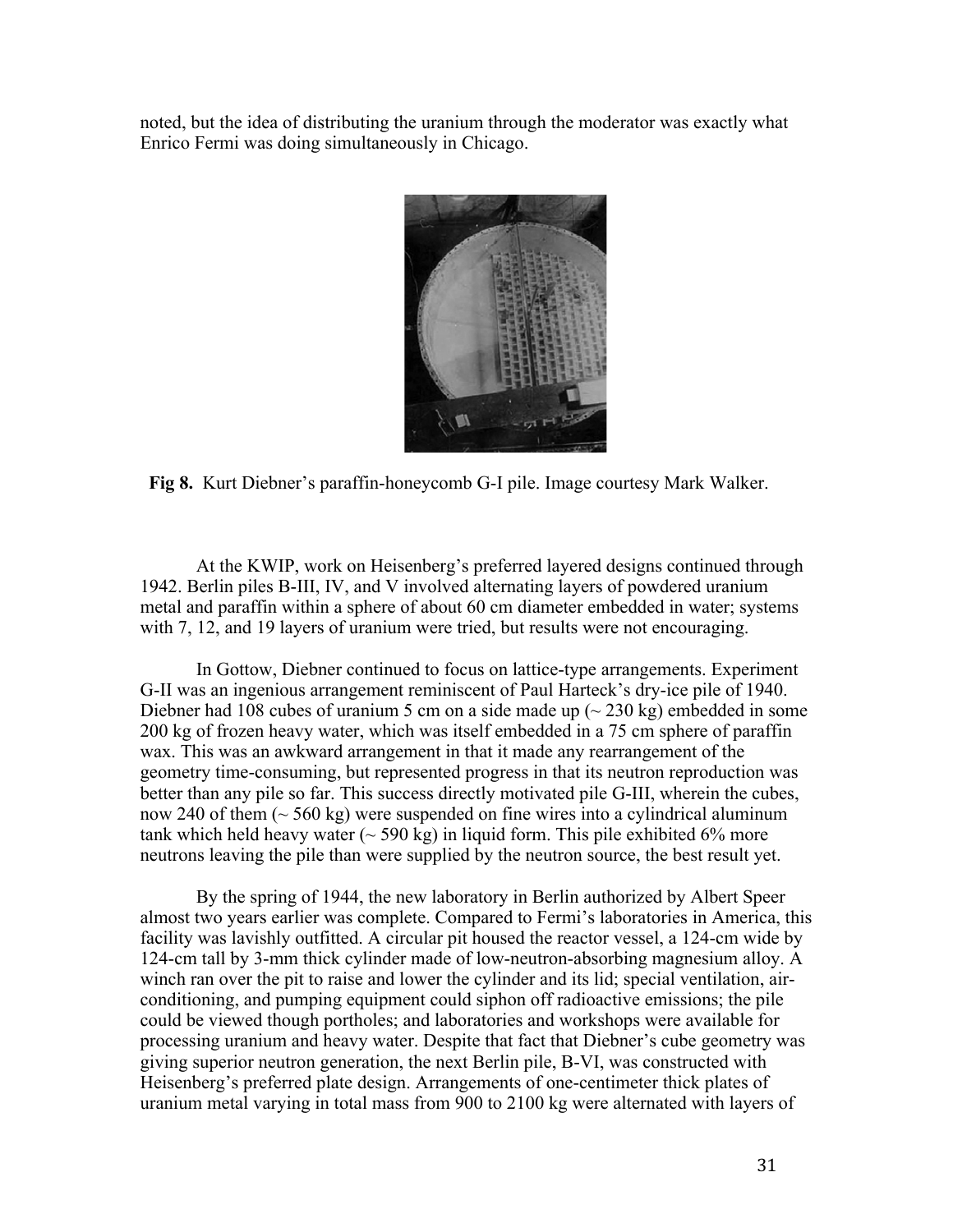noted, but the idea of distributing the uranium through the moderator was exactly what Enrico Fermi was doing simultaneously in Chicago.

**Fig 8.** Kurt Diebner's paraffin-honeycomb G-I pile. Image courtesy Mark Walker.

At the KWIP, work on Heisenberg's preferred layered designs continued through 1942. Berlin piles B-III, IV, and V involved alternating layers of powdered uranium metal and paraffin within a sphere of about 60 cm diameter embedded in water; systems with 7, 12, and 19 layers of uranium were tried, but results were not encouraging.

In Gottow, Diebner continued to focus on lattice-type arrangements. Experiment G-II was an ingenious arrangement reminiscent of Paul Harteck's dry-ice pile of 1940. Diebner had 108 cubes of uranium 5 cm on a side made up (~ 230 kg) embedded in some 200 kg of frozen heavy water, which was itself embedded in a 75 cm sphere of paraffin wax. This was an awkward arrangement in that it made any rearrangement of the geometry time-consuming, but represented progress in that its neutron reproduction was better than any pile so far. This success directly motivated pile G-III, wherein the cubes, now 240 of them (~ 560 kg) were suspended on fine wires into a cylindrical aluminum tank which held heavy water (~ 590 kg) in liquid form. This pile exhibited 6% more neutrons leaving the pile than were supplied by the neutron source, the best result yet.

By the spring of 1944, the new laboratory in Berlin authorized by Albert Speer almost two years earlier was complete. Compared to Fermi's laboratories in America, this facility was lavishly outfitted. A circular pit housed the reactor vessel, a 124-cm wide by 124-cm tall by 3-mm thick cylinder made of low-neutron-absorbing magnesium alloy. A winch ran over the pit to raise and lower the cylinder and its lid; special ventilation, air-conditioning, and pumping equipment could siphon off radioactive emissions; the pile could be viewed though portholes; and laboratories and workshops were available for processing uranium and heavy water. Despite that fact that Diebner's cube geometry was giving superior neutron generation, the next Berlin pile, B-VI, was constructed with Heisenberg's preferred plate design. Arrangements of one-centimeter thick plates of uranium metal varying in total mass from 900 to 2100 kg were alternated with layers of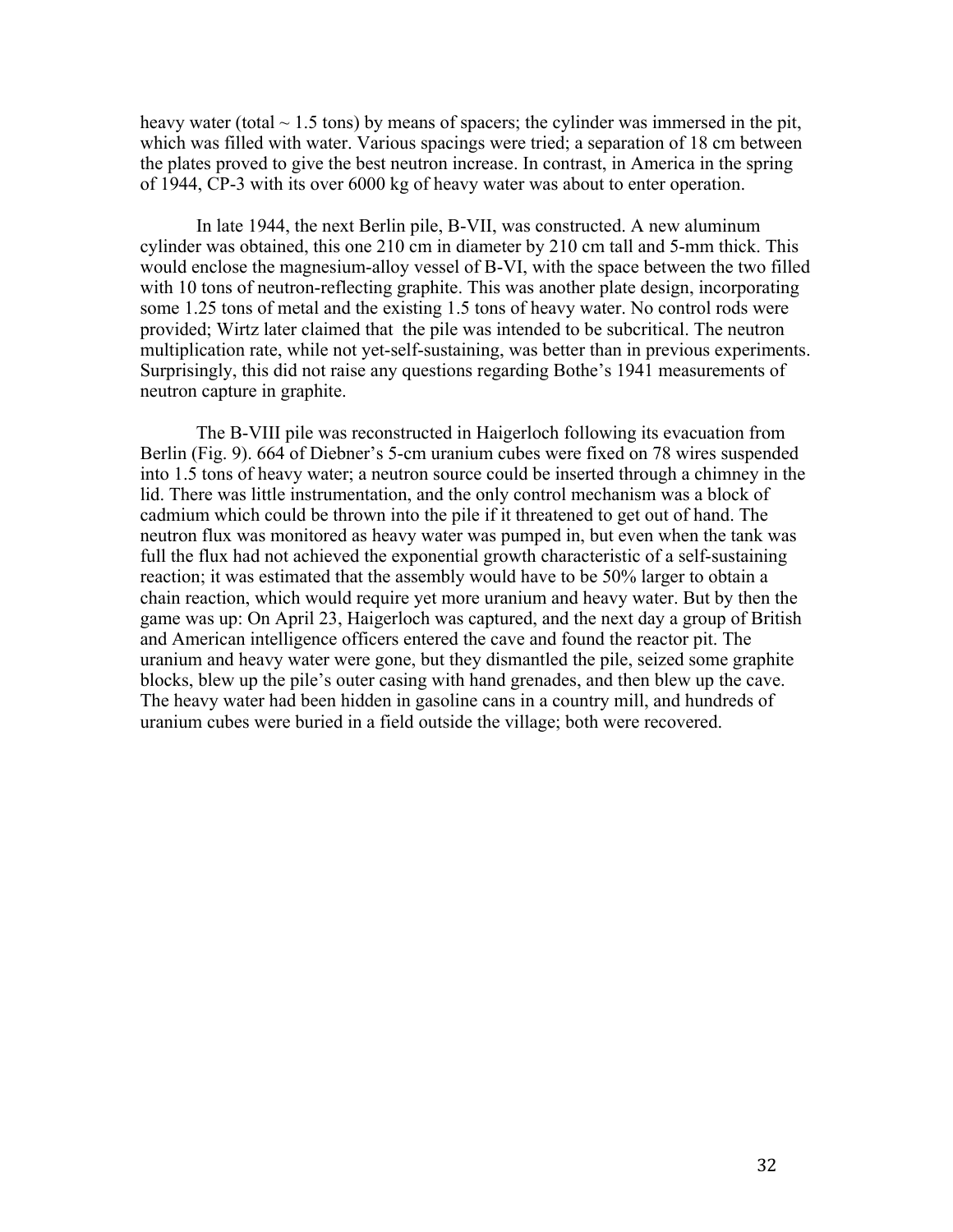heavy water (total ~ 1.5 tons) by means of spacers; the cylinder was immersed in the pit, which was filled with water. Various spacings were tried; a separation of 18 cm between the plates proved to give the best neutron increase. In contrast, in America in the spring of 1944, CP-3 with its over 6000 kg of heavy water was about to enter operation.

In late 1944, the next Berlin pile, B-VII, was constructed. A new aluminum cylinder was obtained, this one 210 cm in diameter by 210 cm tall and 5-mm thick. This would enclose the magnesium-alloy vessel of B-VI, with the space between the two filled with 10 tons of neutron-reflecting graphite. This was another plate design, incorporating some 1.25 tons of metal and the existing 1.5 tons of heavy water. No control rods were provided; Wirtz later claimed that the pile was intended to be subcritical. The neutron multiplication rate, while not yet-self-sustaining, was better than in previous experiments. Surprisingly, this did not raise any questions regarding Bothe's 1941 measurements of neutron capture in graphite.

The B-VIII pile was reconstructed in Haigerloch following its evacuation from Berlin (Fig. 9). 664 of Diebner's 5-cm uranium cubes were fixed on 78 wires suspended into 1.5 tons of heavy water; a neutron source could be inserted through a chimney in the lid. There was little instrumentation, and the only control mechanism was a block of cadmium which could be thrown into the pile if it threatened to get out of hand. The neutron flux was monitored as heavy water was pumped in, but even when the tank was full the flux had not achieved the exponential growth characteristic of a self-sustaining reaction; it was estimated that the assembly would have to be 50% larger to obtain a chain reaction, which would require yet more uranium and heavy water. But by then the game was up: On April 23, Haigerloch was captured, and the next day a group of British and American intelligence officers entered the cave and found the reactor pit. The uranium and heavy water were gone, but they dismantled the pile, seized some graphite blocks, blew up the pile's outer casing with hand grenades, and then blew up the cave. The heavy water had been hidden in gasoline cans in a country mill, and hundreds of uranium cubes were buried in a field outside the village; both were recovered.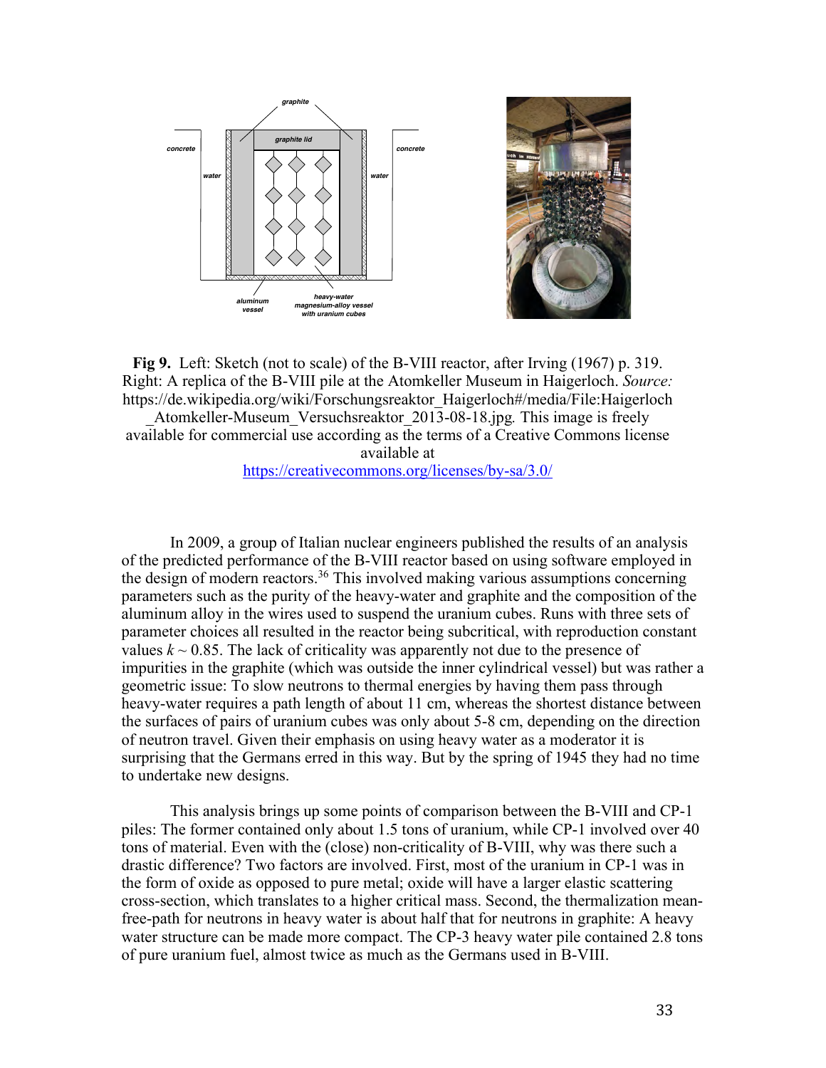**Fig 9.** Left: Sketch (not to scale) of the B-VIII reactor, after Irving (1967) p. 319. Right: A replica of the B-VIII pile at the Atomkeller Museum in Haigerloch. *Source:* https://de.wikipedia.org/wiki/Forschungsreaktor_Haigerloch#/media/File:Haigerloch_Atomkeller-Museum_Versuchsreaktor_2013-08-18.jpg*.* This image is freely available for commercial use according as the terms of a Creative Commons license available at https://creativecommons.org/licenses/by-sa/3.0/

In 2009, a group of Italian nuclear engineers published the results of an analysis of the predicted performance of the B-VIII reactor based on using software employed in the design of modern reactors.[36] This involved making various assumptions concerning parameters such as the purity of the heavy-water and graphite and the composition of the aluminum alloy in the wires used to suspend the uranium cubes. Runs with three sets of parameter choices all resulted in the reactor being subcritical, with reproduction constant values $k \sim 0.85$. The lack of criticality was apparently not due to the presence of impurities in the graphite (which was outside the inner cylindrical vessel) but was rather a geometric issue: To slow neutrons to thermal energies by having them pass through heavy-water requires a path length of about 11 cm, whereas the shortest distance between the surfaces of pairs of uranium cubes was only about 5-8 cm, depending on the direction of neutron travel. Given their emphasis on using heavy water as a moderator it is surprising that the Germans erred in this way. But by the spring of 1945 they had no time to undertake new designs.

This analysis brings up some points of comparison between the B-VIII and CP-1 piles: The former contained only about 1.5 tons of uranium, while CP-1 involved over 40 tons of material. Even with the (close) non-criticality of B-VIII, why was there such a drastic difference? Two factors are involved. First, most of the uranium in CP-1 was in the form of oxide as opposed to pure metal; oxide will have a larger elastic scattering cross-section, which translates to a higher critical mass. Second, the thermalization mean-free-path for neutrons in heavy water is about half that for neutrons in graphite: A heavy water structure can be made more compact. The CP-3 heavy water pile contained 2.8 tons of pure uranium fuel, almost twice as much as the Germans used in B-VIII.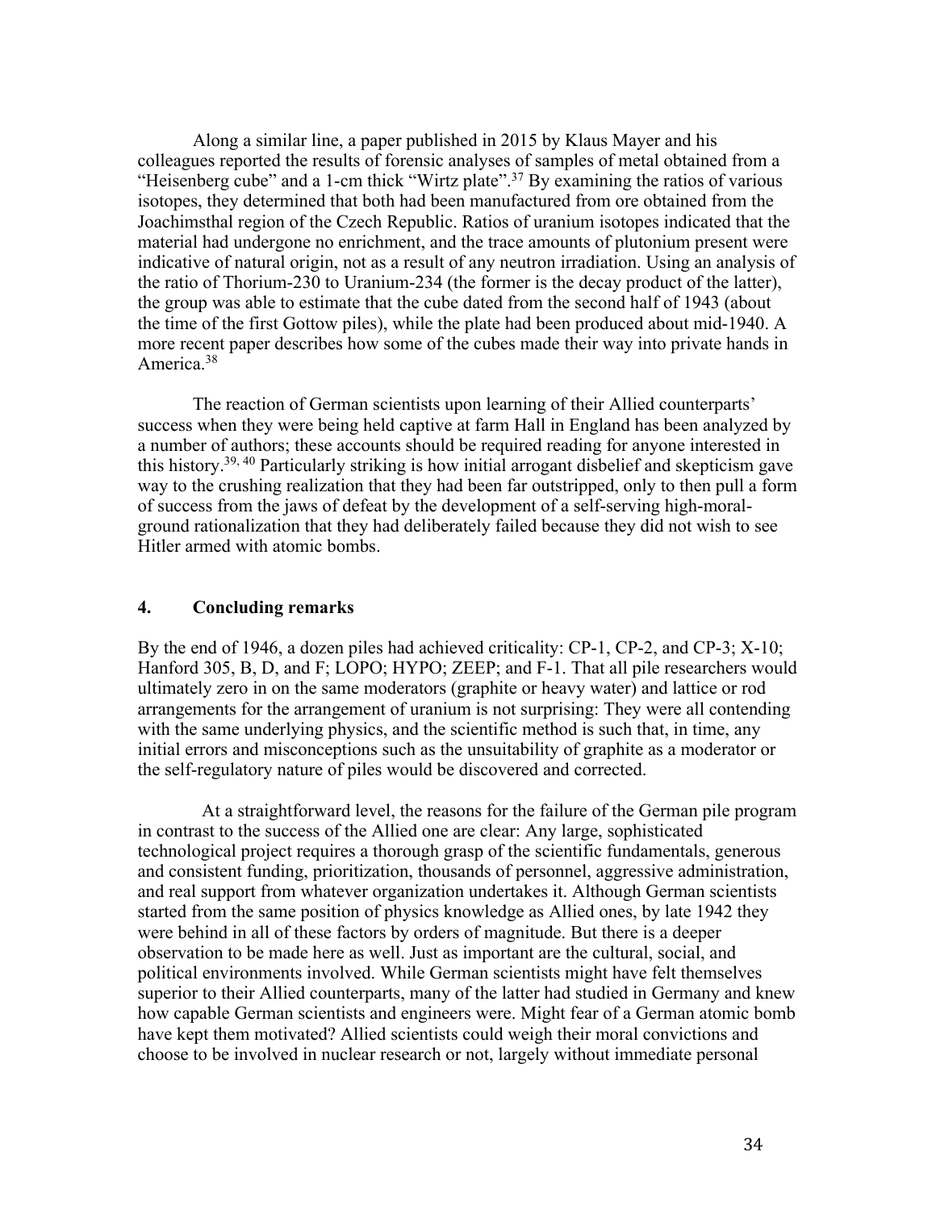Along a similar line, a paper published in 2015 by Klaus Mayer and his colleagues reported the results of forensic analyses of samples of metal obtained from a "Heisenberg cube" and a 1-cm thick "Wirtz plate".[37] By examining the ratios of various isotopes, they determined that both had been manufactured from ore obtained from the Joachimsthal region of the Czech Republic. Ratios of uranium isotopes indicated that the material had undergone no enrichment, and the trace amounts of plutonium present were indicative of natural origin, not as a result of any neutron irradiation. Using an analysis of the ratio of Thorium-230 to Uranium-234 (the former is the decay product of the latter), the group was able to estimate that the cube dated from the second half of 1943 (about the time of the first Gottow piles), while the plate had been produced about mid-1940. A more recent paper describes how some of the cubes made their way into private hands in America.[38]

The reaction of German scientists upon learning of their Allied counterparts' success when they were being held captive at farm Hall in England has been analyzed by a number of authors; these accounts should be required reading for anyone interested in this history.[39, 40] Particularly striking is how initial arrogant disbelief and skepticism gave way to the crushing realization that they had been far outstripped, only to then pull a form of success from the jaws of defeat by the development of a self-serving high-moral-ground rationalization that they had deliberately failed because they did not wish to see Hitler armed with atomic bombs.

## 4. Concluding remarks

By the end of 1946, a dozen piles had achieved criticality: CP-1, CP-2, and CP-3; X-10; Hanford 305, B, D, and F; LOPO; HYPO; ZEEP; and F-1. That all pile researchers would ultimately zero in on the same moderators (graphite or heavy water) and lattice or rod arrangements for the arrangement of uranium is not surprising: They were all contending with the same underlying physics, and the scientific method is such that, in time, any initial errors and misconceptions such as the unsuitability of graphite as a moderator or the self-regulatory nature of piles would be discovered and corrected.

At a straightforward level, the reasons for the failure of the German pile program in contrast to the success of the Allied one are clear: Any large, sophisticated technological project requires a thorough grasp of the scientific fundamentals, generous and consistent funding, prioritization, thousands of personnel, aggressive administration, and real support from whatever organization undertakes it. Although German scientists started from the same position of physics knowledge as Allied ones, by late 1942 they were behind in all of these factors by orders of magnitude. But there is a deeper observation to be made here as well. Just as important are the cultural, social, and political environments involved. While German scientists might have felt themselves superior to their Allied counterparts, many of the latter had studied in Germany and knew how capable German scientists and engineers were. Might fear of a German atomic bomb have kept them motivated? Allied scientists could weigh their moral convictions and choose to be involved in nuclear research or not, largely without immediate personal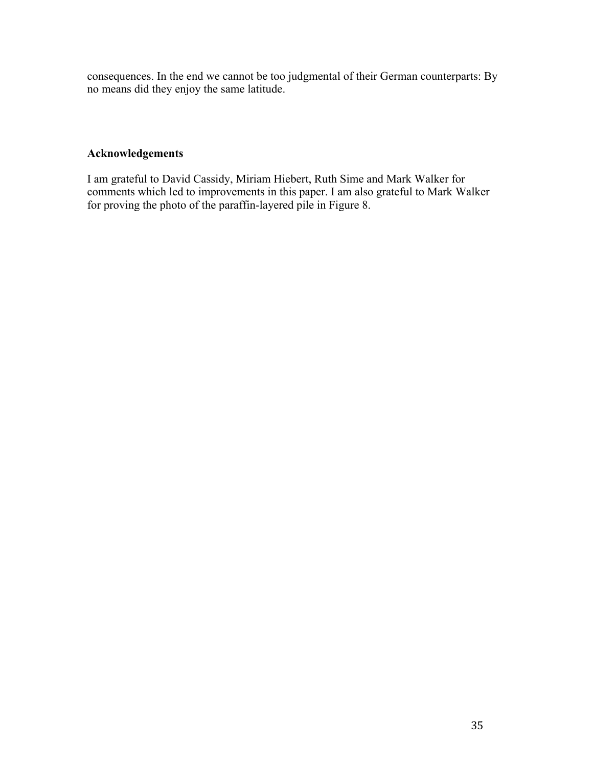consequences. In the end we cannot be too judgmental of their German counterparts: By no means did they enjoy the same latitude.

## Acknowledgements

I am grateful to David Cassidy, Miriam Hiebert, Ruth Sime and Mark Walker for comments which led to improvements in this paper. I am also grateful to Mark Walker for proving the photo of the paraffin-layered pile in Figure 8.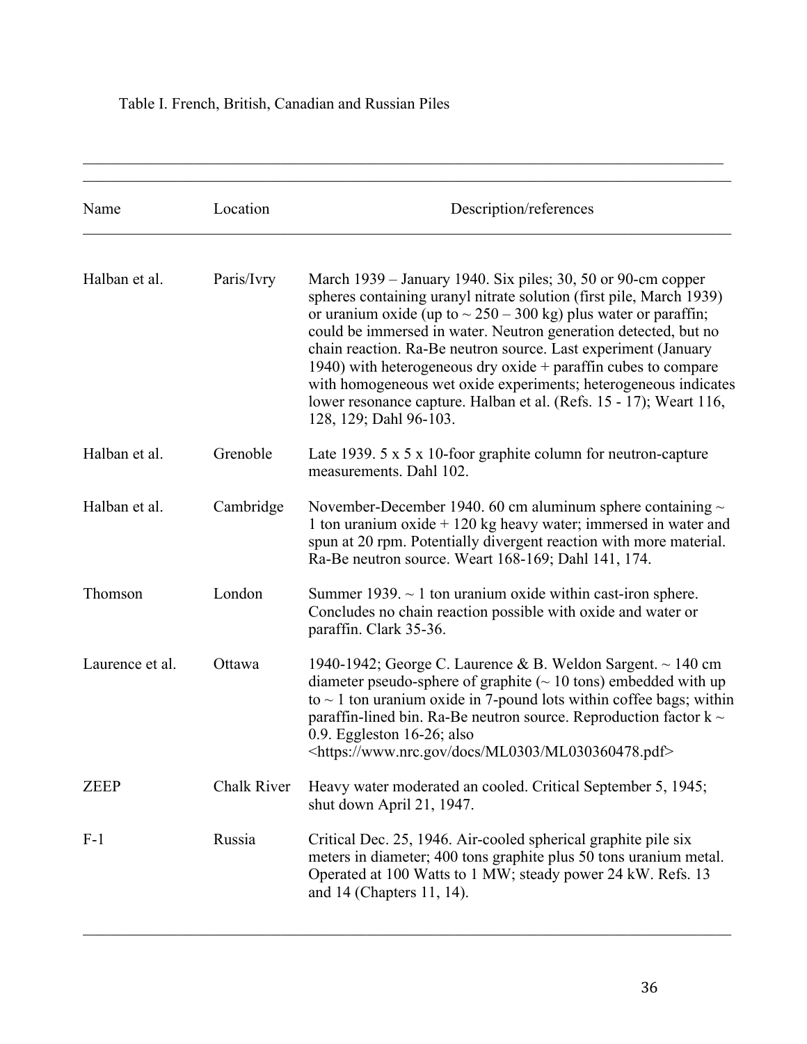Table I. French, British, Canadian and Russian Piles

| Name | Location | Description/references |
|---|---|---|
| Halban et al. | Paris/Ivry | March 1939 – January 1940. Six piles; 30, 50 or 90-cm copper spheres containing uranyl nitrate solution (first pile, March 1939) or uranium oxide (up to ~ 250 – 300 kg) plus water or paraffin; could be immersed in water. Neutron generation detected, but no chain reaction. Ra-Be neutron source. Last experiment (January 1940) with heterogeneous dry oxide + paraffin cubes to compare with homogeneous wet oxide experiments; heterogeneous indicates lower resonance capture. Halban et al. (Refs. 15 - 17); Weart 116, 128, 129; Dahl 96-103. |
| Halban et al. | Grenoble | Late 1939. 5 x 5 x 10-foor graphite column for neutron-capture measurements. Dahl 102. |
| Halban et al. | Cambridge | November-December 1940. 60 cm aluminum sphere containing ~ 1 ton uranium oxide + 120 kg heavy water; immersed in water and spun at 20 rpm. Potentially divergent reaction with more material. Ra-Be neutron source. Weart 168-169; Dahl 141, 174. |
| Thomson | London | Summer 1939. ~ 1 ton uranium oxide within cast-iron sphere. Concludes no chain reaction possible with oxide and water or paraffin. Clark 35-36. |
| Laurence et al. | Ottawa | 1940-1942; George C. Laurence & B. Weldon Sargent. ~ 140 cm diameter pseudo-sphere of graphite (~ 10 tons) embedded with up to ~ 1 ton uranium oxide in 7-pound lots within coffee bags; within paraffin-lined bin. Ra-Be neutron source. Reproduction factor k ~ 0.9. Eggleston 16-26; also <https://www.nrc.gov/docs/ML0303/ML030360478.pdf> |
| ZEEP | Chalk River | Heavy water moderated an cooled. Critical September 5, 1945; shut down April 21, 1947. |
| F-1 | Russia | Critical Dec. 25, 1946. Air-cooled spherical graphite pile six meters in diameter; 400 tons graphite plus 50 tons uranium metal. Operated at 100 Watts to 1 MW; steady power 24 kW. Refs. 13 and 14 (Chapters 11, 14). |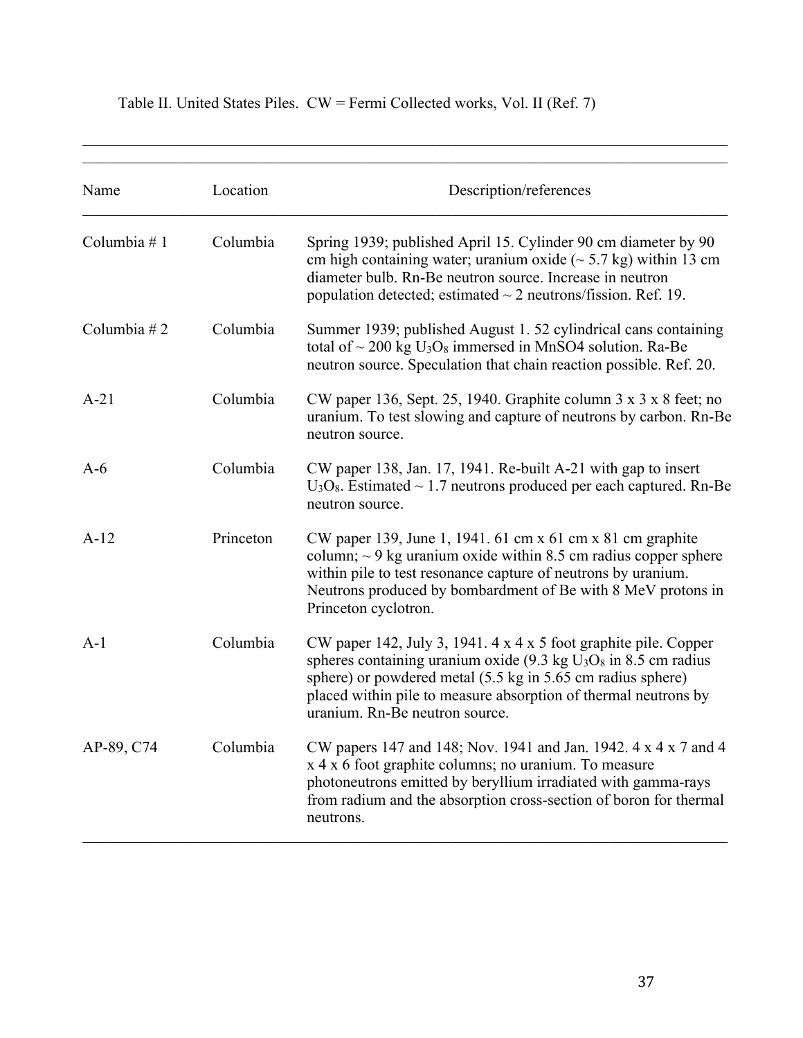Table II. United States Piles. CW = Fermi Collected works, Vol. II (Ref. 7)

| Name | Location | Description/references |
|---|---|---|
| Columbia # 1 | Columbia | Spring 1939; published April 15. Cylinder 90 cm diameter by 90 cm high containing water; uranium oxide (~ 5.7 kg) within 13 cm diameter bulb. Rn-Be neutron source. Increase in neutron population detected; estimated ~ 2 neutrons/fission. Ref. 19. |
| Columbia # 2 | Columbia | Summer 1939; published August 1. 52 cylindrical cans containing total of ~ 200 kg $U_3O_8$ immersed in MnSO4 solution. Ra-Be neutron source. Speculation that chain reaction possible. Ref. 20. |
| A-21 | Columbia | CW paper 136, Sept. 25, 1940. Graphite column 3 x 3 x 8 feet; no uranium. To test slowing and capture of neutrons by carbon. Rn-Be neutron source. |
| A-6 | Columbia | CW paper 138, Jan. 17, 1941. Re-built A-21 with gap to insert $U_3O_8$. Estimated ~ 1.7 neutrons produced per each captured. Rn-Be neutron source. |
| A-12 | Princeton | CW paper 139, June 1, 1941. 61 cm x 61 cm x 81 cm graphite column; ~ 9 kg uranium oxide within 8.5 cm radius copper sphere within pile to test resonance capture of neutrons by uranium. Neutrons produced by bombardment of Be with 8 MeV protons in Princeton cyclotron. |
| A-1 | Columbia | CW paper 142, July 3, 1941. 4 x 4 x 5 foot graphite pile. Copper spheres containing uranium oxide (9.3 kg $U_3O_8$ in 8.5 cm radius sphere) or powdered metal (5.5 kg in 5.65 cm radius sphere) placed within pile to measure absorption of thermal neutrons by uranium. Rn-Be neutron source. |
| AP-89, C74 | Columbia | CW papers 147 and 148; Nov. 1941 and Jan. 1942. 4 x 4 x 7 and 4 x 4 x 6 foot graphite columns; no uranium. To measure photoneutrons emitted by beryllium irradiated with gamma-rays from radium and the absorption cross-section of boron for thermal neutrons. |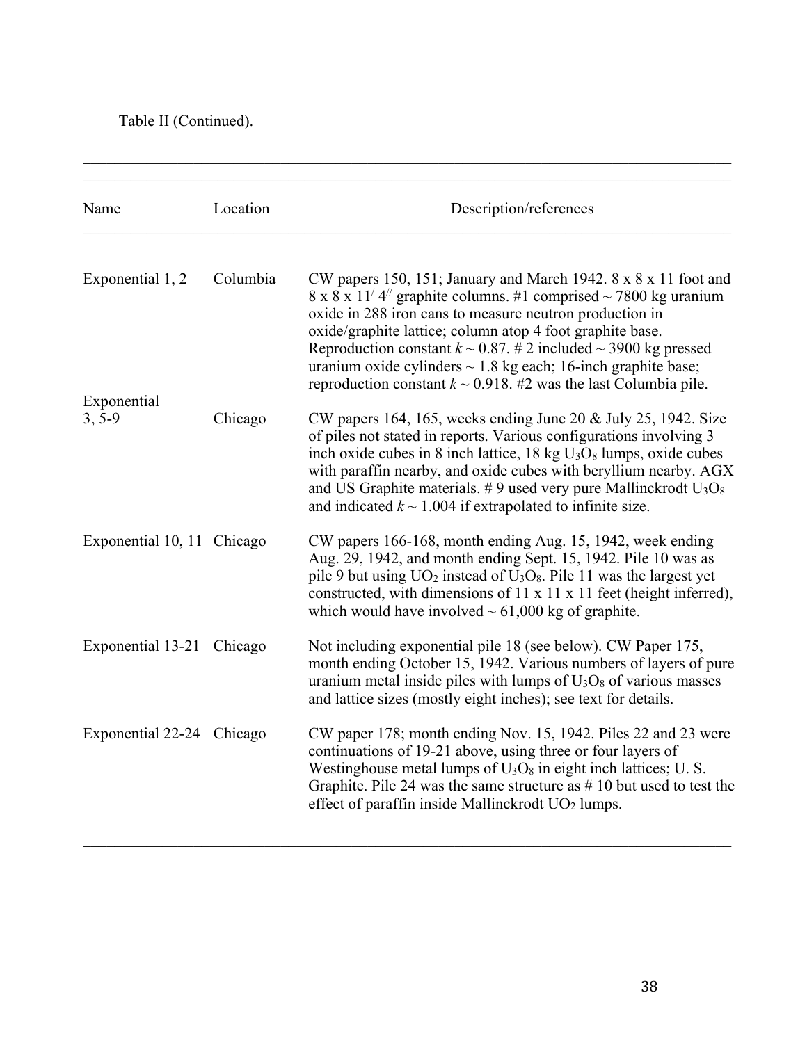Table II (Continued).

| Name | Location | Description/references |
|---|---|---|
| Exponential 1, 2 | Columbia | CW papers 150, 151; January and March 1942. 8 x 8 x 11 foot and 8 x 8 x 11′ 4″ graphite columns. #1 comprised ~ 7800 kg uranium oxide in 288 iron cans to measure neutron production in oxide/graphite lattice; column atop 4 foot graphite base. Reproduction constant $k \sim 0.87$. # 2 included ~ 3900 kg pressed uranium oxide cylinders ~ 1.8 kg each; 16-inch graphite base; reproduction constant $k \sim 0.918$. #2 was the last Columbia pile. |
| Exponential 3, 5-9 | Chicago | CW papers 164, 165, weeks ending June 20 & July 25, 1942. Size of piles not stated in reports. Various configurations involving 3 inch oxide cubes in 8 inch lattice, 18 kg $U_3O_8$ lumps, oxide cubes with paraffin nearby, and oxide cubes with beryllium nearby. AGX and US Graphite materials. # 9 used very pure Mallinckrodt $U_3O_8$ and indicated $k \sim 1.004$ if extrapolated to infinite size. |
| Exponential 10, 11 | Chicago | CW papers 166-168, month ending Aug. 15, 1942, week ending Aug. 29, 1942, and month ending Sept. 15, 1942. Pile 10 was as pile 9 but using $UO_2$ instead of $U_3O_8$. Pile 11 was the largest yet constructed, with dimensions of 11 x 11 x 11 feet (height inferred), which would have involved ~ 61,000 kg of graphite. |
| Exponential 13-21 | Chicago | Not including exponential pile 18 (see below). CW Paper 175, month ending October 15, 1942. Various numbers of layers of pure uranium metal inside piles with lumps of $U_3O_8$ of various masses and lattice sizes (mostly eight inches); see text for details. |
| Exponential 22-24 | Chicago | CW paper 178; month ending Nov. 15, 1942. Piles 22 and 23 were continuations of 19-21 above, using three or four layers of Westinghouse metal lumps of $U_3O_8$ in eight inch lattices; U. S. Graphite. Pile 24 was the same structure as # 10 but used to test the effect of paraffin inside Mallinckrodt $UO_2$ lumps. |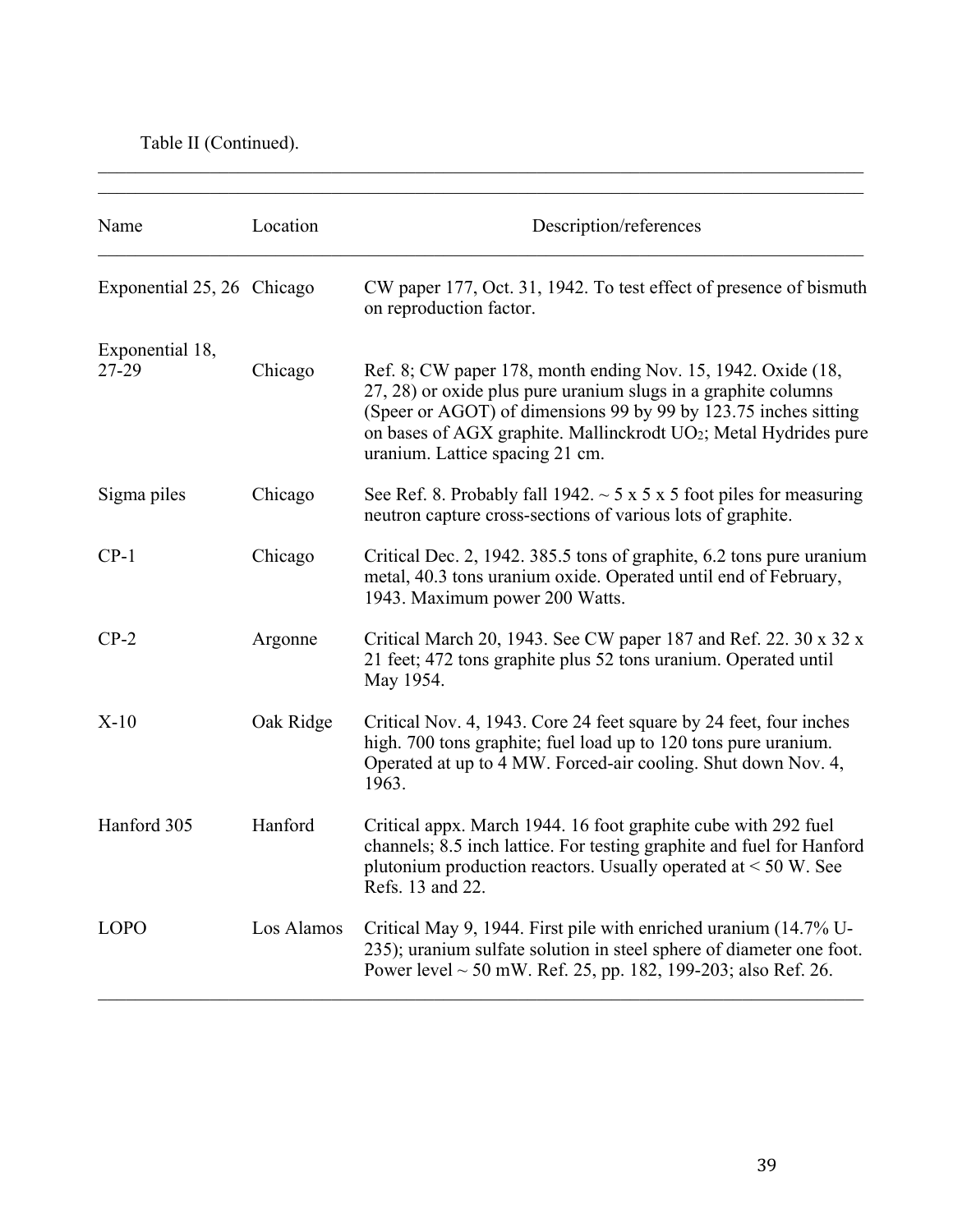Table II (Continued).

| Name | Location | Description/references |
|---|---|---|
| Exponential 25, 26 | Chicago | CW paper 177, Oct. 31, 1942. To test effect of presence of bismuth on reproduction factor. |
| Exponential 18, 27-29 | Chicago | Ref. 8; CW paper 178, month ending Nov. 15, 1942. Oxide (18, 27, 28) or oxide plus pure uranium slugs in a graphite columns (Speer or AGOT) of dimensions 99 by 99 by 123.75 inches sitting on bases of AGX graphite. Mallinckrodt $UO_2$; Metal Hydrides pure uranium. Lattice spacing 21 cm. |
| Sigma piles | Chicago | See Ref. 8. Probably fall 1942. ~ 5 x 5 x 5 foot piles for measuring neutron capture cross-sections of various lots of graphite. |
| CP-1 | Chicago | Critical Dec. 2, 1942. 385.5 tons of graphite, 6.2 tons pure uranium metal, 40.3 tons uranium oxide. Operated until end of February, 1943. Maximum power 200 Watts. |
| CP-2 | Argonne | Critical March 20, 1943. See CW paper 187 and Ref. 22. 30 x 32 x 21 feet; 472 tons graphite plus 52 tons uranium. Operated until May 1954. |
| X-10 | Oak Ridge | Critical Nov. 4, 1943. Core 24 feet square by 24 feet, four inches high. 700 tons graphite; fuel load up to 120 tons pure uranium. Operated at up to 4 MW. Forced-air cooling. Shut down Nov. 4, 1963. |
| Hanford 305 | Hanford | Critical appx. March 1944. 16 foot graphite cube with 292 fuel channels; 8.5 inch lattice. For testing graphite and fuel for Hanford plutonium production reactors. Usually operated at < 50 W. See Refs. 13 and 22. |
| LOPO | Los Alamos | Critical May 9, 1944. First pile with enriched uranium (14.7% U-235); uranium sulfate solution in steel sphere of diameter one foot. Power level ~ 50 mW. Ref. 25, pp. 182, 199-203; also Ref. 26. |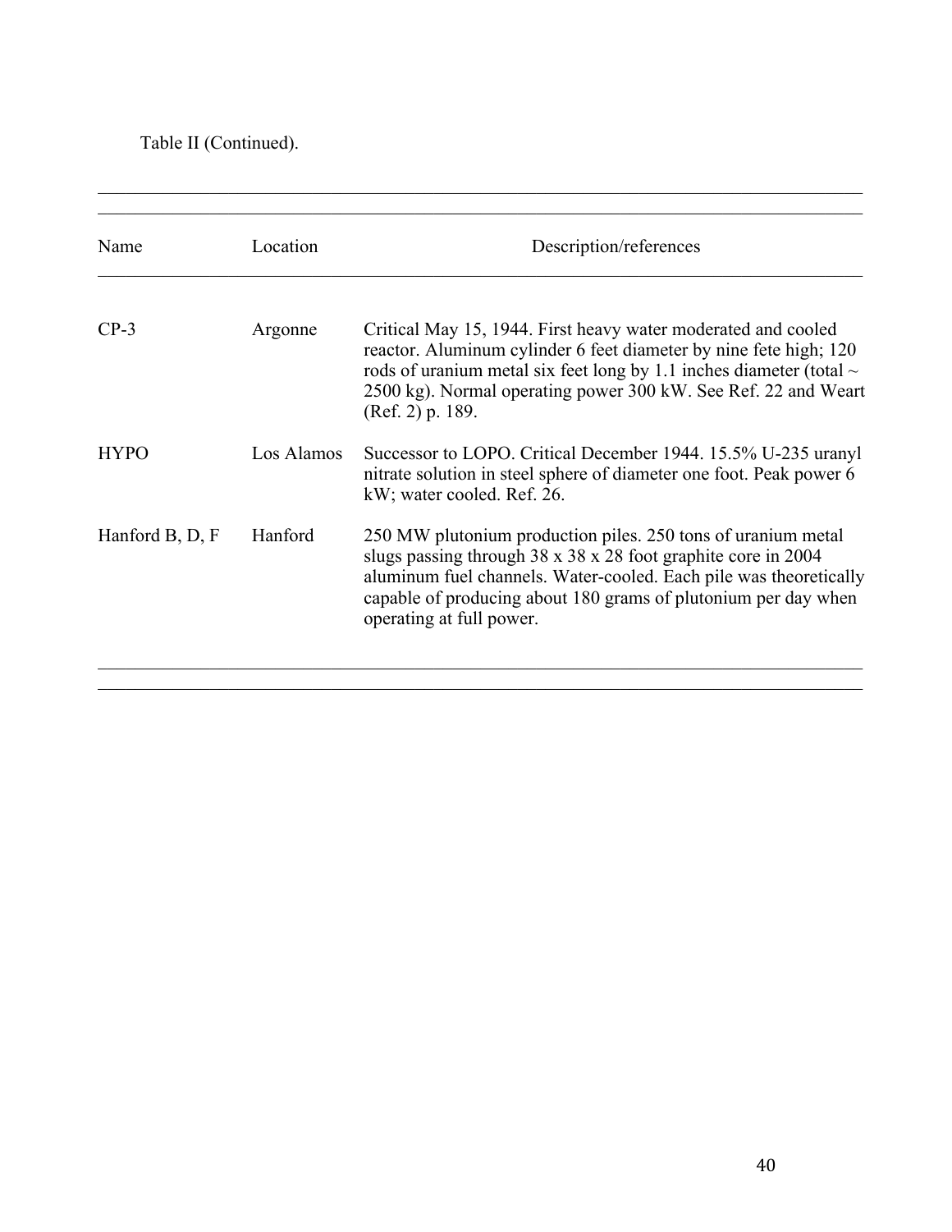Table II (Continued).

| Name | Location | Description/references |
| --- | --- | --- |
| CP-3 | Argonne | Critical May 15, 1944. First heavy water moderated and cooled reactor. Aluminum cylinder 6 feet diameter by nine fete high; 120 rods of uranium metal six feet long by 1.1 inches diameter (total ~ 2500 kg). Normal operating power 300 kW. See Ref. 22 and Weart (Ref. 2) p. 189. |
| HYPO | Los Alamos | Successor to LOPO. Critical December 1944. 15.5% U-235 uranyl nitrate solution in steel sphere of diameter one foot. Peak power 6 kW; water cooled. Ref. 26. |
| Hanford B, D, F | Hanford | 250 MW plutonium production piles. 250 tons of uranium metal slugs passing through 38 x 38 x 28 foot graphite core in 2004 aluminum fuel channels. Water-cooled. Each pile was theoretically capable of producing about 180 grams of plutonium per day when operating at full power. |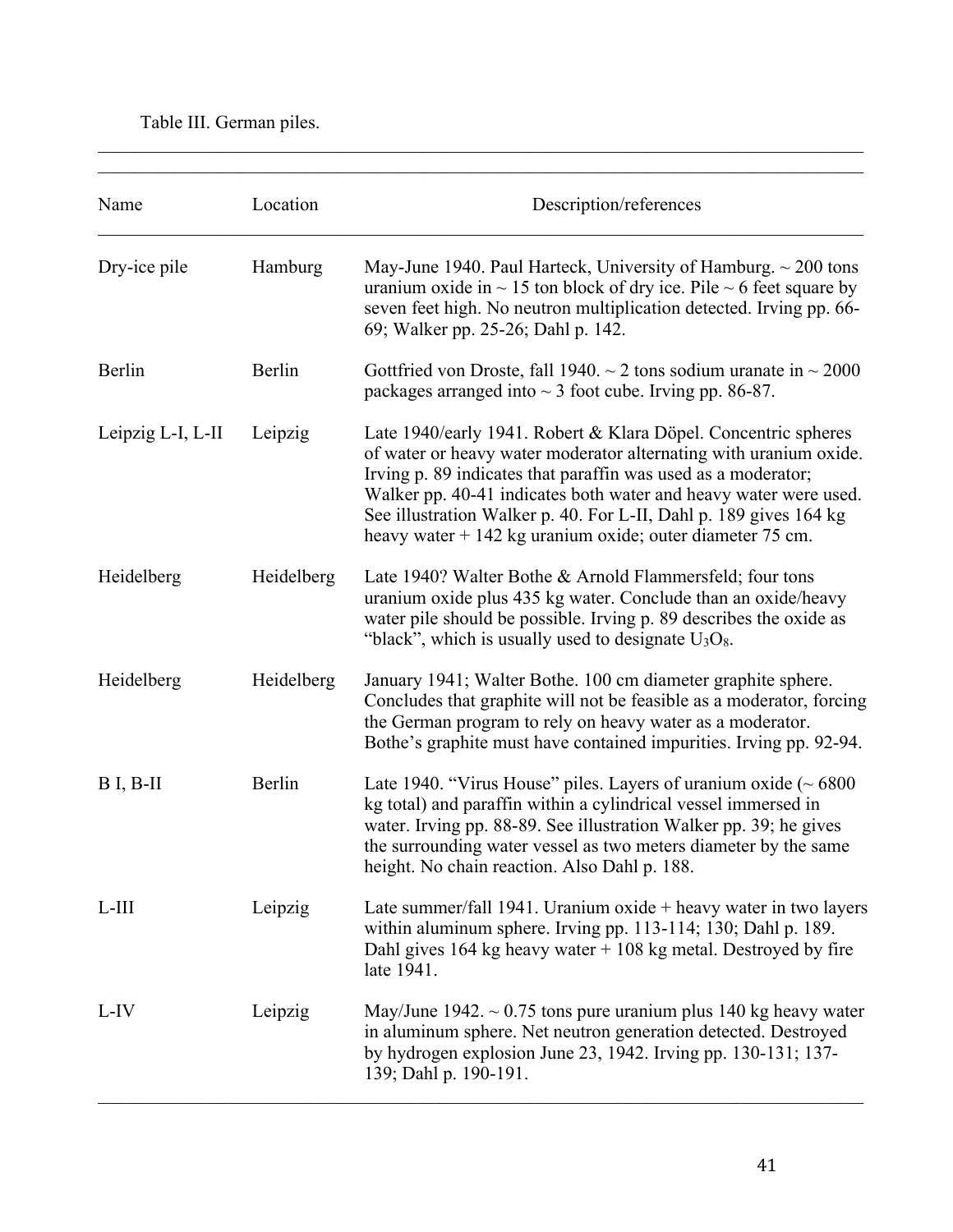Table III. German piles.

| Name | Location | Description/references |
|---|---|---|
| Dry-ice pile | Hamburg | May-June 1940. Paul Harteck, University of Hamburg. ~ 200 tons uranium oxide in ~ 15 ton block of dry ice. Pile ~ 6 feet square by seven feet high. No neutron multiplication detected. Irving pp. 66-69; Walker pp. 25-26; Dahl p. 142. |
| Berlin | Berlin | Gottfried von Droste, fall 1940. ~ 2 tons sodium uranate in ~ 2000 packages arranged into ~ 3 foot cube. Irving pp. 86-87. |
| Leipzig L-I, L-II | Leipzig | Late 1940/early 1941. Robert & Klara Döpel. Concentric spheres of water or heavy water moderator alternating with uranium oxide. Irving p. 89 indicates that paraffin was used as a moderator; Walker pp. 40-41 indicates both water and heavy water were used. See illustration Walker p. 40. For L-II, Dahl p. 189 gives 164 kg heavy water + 142 kg uranium oxide; outer diameter 75 cm. |
| Heidelberg | Heidelberg | Late 1940? Walter Bothe & Arnold Flammersfeld; four tons uranium oxide plus 435 kg water. Conclude than an oxide/heavy water pile should be possible. Irving p. 89 describes the oxide as "black", which is usually used to designate $U_3O_8$. |
| Heidelberg | Heidelberg | January 1941; Walter Bothe. 100 cm diameter graphite sphere. Concludes that graphite will not be feasible as a moderator, forcing the German program to rely on heavy water as a moderator. Bothe's graphite must have contained impurities. Irving pp. 92-94. |
| B I, B-II | Berlin | Late 1940. "Virus House" piles. Layers of uranium oxide (~ 6800 kg total) and paraffin within a cylindrical vessel immersed in water. Irving pp. 88-89. See illustration Walker pp. 39; he gives the surrounding water vessel as two meters diameter by the same height. No chain reaction. Also Dahl p. 188. |
| L-III | Leipzig | Late summer/fall 1941. Uranium oxide + heavy water in two layers within aluminum sphere. Irving pp. 113-114; 130; Dahl p. 189. Dahl gives 164 kg heavy water + 108 kg metal. Destroyed by fire late 1941. |
| L-IV | Leipzig | May/June 1942. ~ 0.75 tons pure uranium plus 140 kg heavy water in aluminum sphere. Net neutron generation detected. Destroyed by hydrogen explosion June 23, 1942. Irving pp. 130-131; 137-139; Dahl p. 190-191. |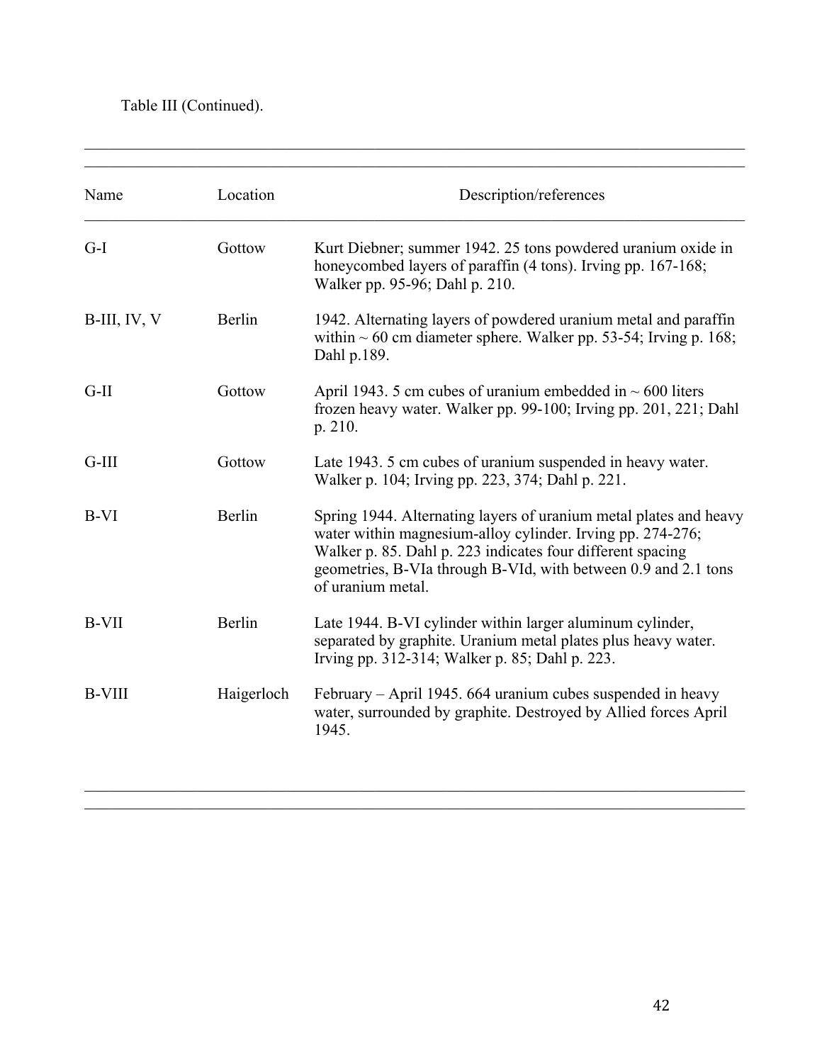Table III (Continued).

| Name | Location | Description/references |
|---|---|---|
| G-I | Gottow | Kurt Diebner; summer 1942. 25 tons powdered uranium oxide in honeycombed layers of paraffin (4 tons). Irving pp. 167-168; Walker pp. 95-96; Dahl p. 210. |
| B-III, IV, V | Berlin | 1942. Alternating layers of powdered uranium metal and paraffin within ~ 60 cm diameter sphere. Walker pp. 53-54; Irving p. 168; Dahl p.189. |
| G-II | Gottow | April 1943. 5 cm cubes of uranium embedded in ~ 600 liters frozen heavy water. Walker pp. 99-100; Irving pp. 201, 221; Dahl p. 210. |
| G-III | Gottow | Late 1943. 5 cm cubes of uranium suspended in heavy water. Walker p. 104; Irving pp. 223, 374; Dahl p. 221. |
| B-VI | Berlin | Spring 1944. Alternating layers of uranium metal plates and heavy water within magnesium-alloy cylinder. Irving pp. 274-276; Walker p. 85. Dahl p. 223 indicates four different spacing geometries, B-VIa through B-VId, with between 0.9 and 2.1 tons of uranium metal. |
| B-VII | Berlin | Late 1944. B-VI cylinder within larger aluminum cylinder, separated by graphite. Uranium metal plates plus heavy water. Irving pp. 312-314; Walker p. 85; Dahl p. 223. |
| B-VIII | Haigerloch | February – April 1945. 664 uranium cubes suspended in heavy water, surrounded by graphite. Destroyed by Allied forces April 1945. |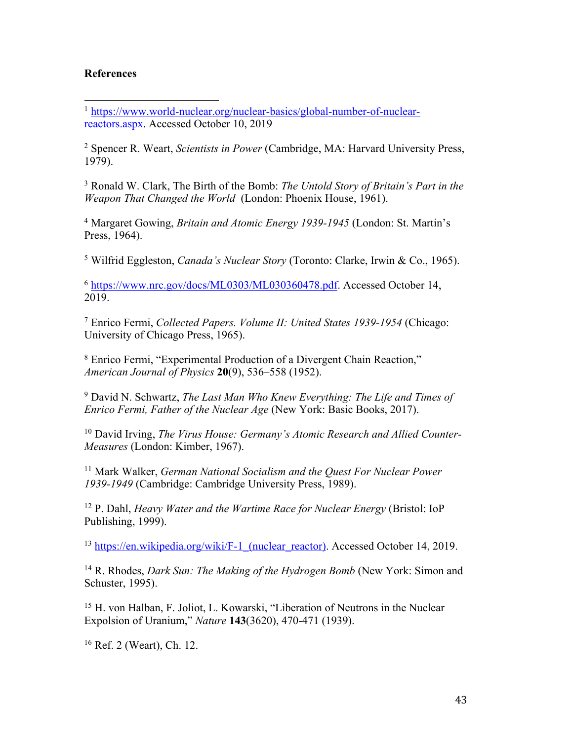**References**

[1] https://www.world-nuclear.org/nuclear-basics/global-number-of-nuclear-reactors.aspx. Accessed October 10, 2019

[2] Spencer R. Weart, *Scientists in Power* (Cambridge, MA: Harvard University Press, 1979).

[3] Ronald W. Clark, The Birth of the Bomb: *The Untold Story of Britain's Part in the Weapon That Changed the World* (London: Phoenix House, 1961).

[4] Margaret Gowing, *Britain and Atomic Energy 1939-1945* (London: St. Martin's Press, 1964).

[5] Wilfrid Eggleston, *Canada's Nuclear Story* (Toronto: Clarke, Irwin & Co., 1965).

[6] https://www.nrc.gov/docs/ML0303/ML030360478.pdf. Accessed October 14, 2019.

[7] Enrico Fermi, *Collected Papers. Volume II: United States 1939-1954* (Chicago: University of Chicago Press, 1965).

[8] Enrico Fermi, "Experimental Production of a Divergent Chain Reaction," *American Journal of Physics* **20**(9), 536–558 (1952).

[9] David N. Schwartz, *The Last Man Who Knew Everything: The Life and Times of Enrico Fermi, Father of the Nuclear Age* (New York: Basic Books, 2017).

[10] David Irving, *The Virus House: Germany's Atomic Research and Allied Counter-Measures* (London: Kimber, 1967).

[11] Mark Walker, *German National Socialism and the Quest For Nuclear Power 1939-1949* (Cambridge: Cambridge University Press, 1989).

[12] P. Dahl, *Heavy Water and the Wartime Race for Nuclear Energy* (Bristol: IoP Publishing, 1999).

[13] https://en.wikipedia.org/wiki/F-1_(nuclear_reactor). Accessed October 14, 2019.

[14] R. Rhodes, *Dark Sun: The Making of the Hydrogen Bomb* (New York: Simon and Schuster, 1995).

[15] H. von Halban, F. Joliot, L. Kowarski, "Liberation of Neutrons in the Nuclear Expolsion of Uranium," *Nature* **143**(3620), 470-471 (1939).

[16] Ref. 2 (Weart), Ch. 12.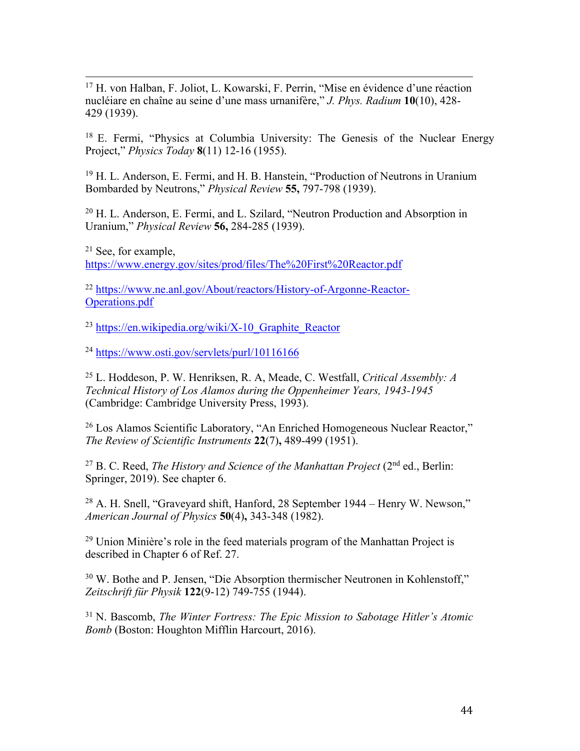[17] H. von Halban, F. Joliot, L. Kowarski, F. Perrin, "Mise en évidence d'une réaction nucléiare en chaîne au seine d'une mass urnanifère," *J. Phys. Radium* **10**(10), 428-429 (1939).

[18] E. Fermi, "Physics at Columbia University: The Genesis of the Nuclear Energy Project," *Physics Today* **8**(11) 12-16 (1955).

[19] H. L. Anderson, E. Fermi, and H. B. Hanstein, "Production of Neutrons in Uranium Bombarded by Neutrons," *Physical Review* **55,** 797-798 (1939).

[20] H. L. Anderson, E. Fermi, and L. Szilard, "Neutron Production and Absorption in Uranium," *Physical Review* **56,** 284-285 (1939).

[21] See, for example, https://www.energy.gov/sites/prod/files/The%20First%20Reactor.pdf

[22] https://www.ne.anl.gov/About/reactors/History-of-Argonne-Reactor-Operations.pdf

[23] https://en.wikipedia.org/wiki/X-10_Graphite_Reactor

[24] https://www.osti.gov/servlets/purl/10116166

[25] L. Hoddeson, P. W. Henriksen, R. A, Meade, C. Westfall, *Critical Assembly: A Technical History of Los Alamos during the Oppenheimer Years, 1943-1945* (Cambridge: Cambridge University Press, 1993).

[26] Los Alamos Scientific Laboratory, "An Enriched Homogeneous Nuclear Reactor," *The Review of Scientific Instruments* **22**(7)**,** 489-499 (1951).

[27] B. C. Reed, *The History and Science of the Manhattan Project* (2nd ed., Berlin: Springer, 2019). See chapter 6.

[28] A. H. Snell, "Graveyard shift, Hanford, 28 September 1944 – Henry W. Newson," *American Journal of Physics* **50**(4)**,** 343-348 (1982).

[29] Union Minière's role in the feed materials program of the Manhattan Project is described in Chapter 6 of Ref. 27.

[30] W. Bothe and P. Jensen, "Die Absorption thermischer Neutronen in Kohlenstoff," *Zeitschrift für Physik* **122**(9-12) 749-755 (1944).

[31] N. Bascomb, *The Winter Fortress: The Epic Mission to Sabotage Hitler's Atomic Bomb* (Boston: Houghton Mifflin Harcourt, 2016).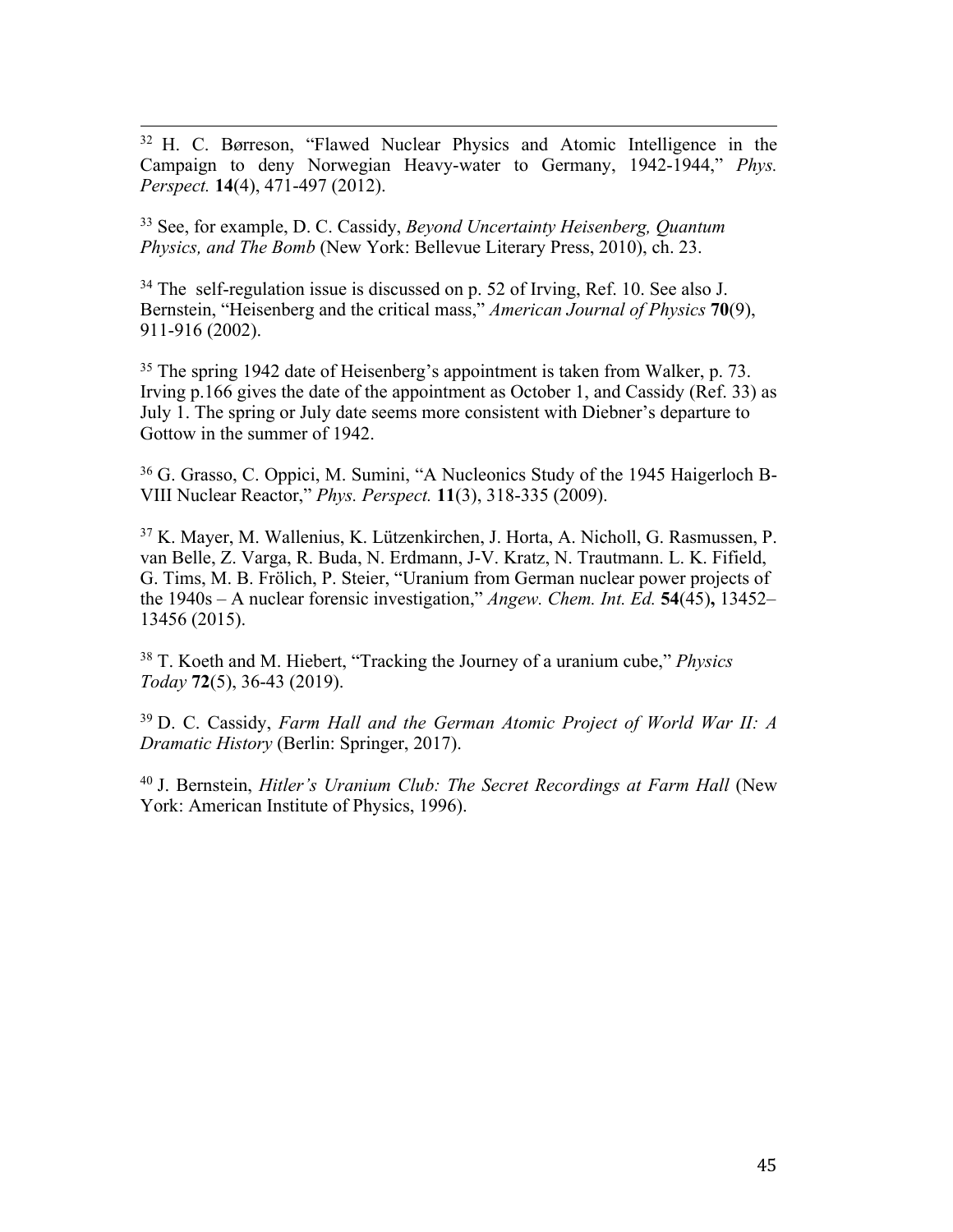[32] H. C. Børreson, "Flawed Nuclear Physics and Atomic Intelligence in the Campaign to deny Norwegian Heavy-water to Germany, 1942-1944," *Phys. Perspect.* **14**(4), 471-497 (2012).

[33] See, for example, D. C. Cassidy, *Beyond Uncertainty Heisenberg, Quantum Physics, and The Bomb* (New York: Bellevue Literary Press, 2010), ch. 23.

[34] The self-regulation issue is discussed on p. 52 of Irving, Ref. 10. See also J. Bernstein, "Heisenberg and the critical mass," *American Journal of Physics* **70**(9), 911-916 (2002).

[35] The spring 1942 date of Heisenberg's appointment is taken from Walker, p. 73. Irving p.166 gives the date of the appointment as October 1, and Cassidy (Ref. 33) as July 1. The spring or July date seems more consistent with Diebner's departure to Gottow in the summer of 1942.

[36] G. Grasso, C. Oppici, M. Sumini, "A Nucleonics Study of the 1945 Haigerloch B-VIII Nuclear Reactor," *Phys. Perspect.* **11**(3), 318-335 (2009).

[37] K. Mayer, M. Wallenius, K. Lützenkirchen, J. Horta, A. Nicholl, G. Rasmussen, P. van Belle, Z. Varga, R. Buda, N. Erdmann, J-V. Kratz, N. Trautmann. L. K. Fifield, G. Tims, M. B. Frölich, P. Steier, "Uranium from German nuclear power projects of the 1940s – A nuclear forensic investigation," *Angew. Chem. Int. Ed.* **54**(45)**,** 13452–13456 (2015).

[38] T. Koeth and M. Hiebert, "Tracking the Journey of a uranium cube," *Physics Today* **72**(5), 36-43 (2019).

[39] D. C. Cassidy, *Farm Hall and the German Atomic Project of World War II: A Dramatic History* (Berlin: Springer, 2017).

[40] J. Bernstein, *Hitler's Uranium Club: The Secret Recordings at Farm Hall* (New York: American Institute of Physics, 1996).